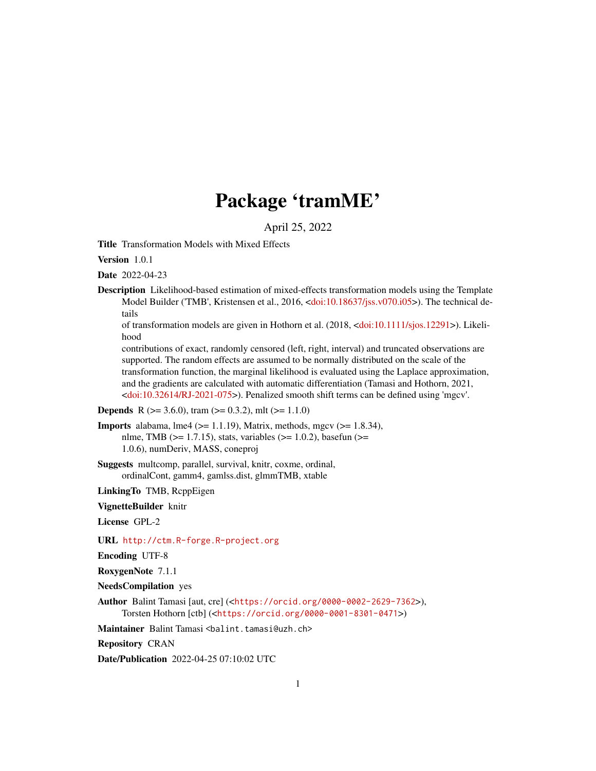# Package 'tramME'

April 25, 2022

**Title** Transformation Models with Mixed Effects

**Version** 1.0.1

**Date** 2022-04-23

**Description** Likelihood-based estimation of mixed-effects transformation models using the Template Model Builder ('TMB', Kristensen et al., 2016, <doi:10.18637/jss.v070.i05>). The technical details of transformation models are given in Hothorn et al. (2018, <doi:10.1111/sjos.12291>). Likelihood contributions of exact, randomly censored (left, right, interval) and truncated observations are supported. The random effects are assumed to be normally distributed on the scale of the transformation function, the marginal likelihood is evaluated using the Laplace approximation, and the gradients are calculated with automatic differentiation (Tamasi and Hothorn, 2021, <doi:10.32614/RJ-2021-075>). Penalized smooth shift terms can be defined using 'mgcv'.

**Depends** R (>= 3.6.0), tram (>= 0.3.2), mlt (>= 1.1.0)

**Imports** alabama, lme4 (>= 1.1.19), Matrix, methods, mgcv (>= 1.8.34), nlme, TMB (>= 1.7.15), stats, variables (>= 1.0.2), basefun (>= 1.0.6), numDeriv, MASS, coneproj

**Suggests** multcomp, parallel, survival, knitr, coxme, ordinal, ordinalCont, gamm4, gamlss.dist, glmmTMB, xtable

**LinkingTo** TMB, RcppEigen

**VignetteBuilder** knitr

**License** GPL-2

**URL** http://ctm.R-forge.R-project.org

**Encoding** UTF-8

**RoxygenNote** 7.1.1

**NeedsCompilation** yes

**Author** Balint Tamasi [aut, cre] (<https://orcid.org/0000-0002-2629-7362>), Torsten Hothorn [ctb] (<https://orcid.org/0000-0001-8301-0471>)

**Maintainer** Balint Tamasi <balint.tamasi@uzh.ch>

**Repository** CRAN

**Date/Publication** 2022-04-25 07:10:02 UTC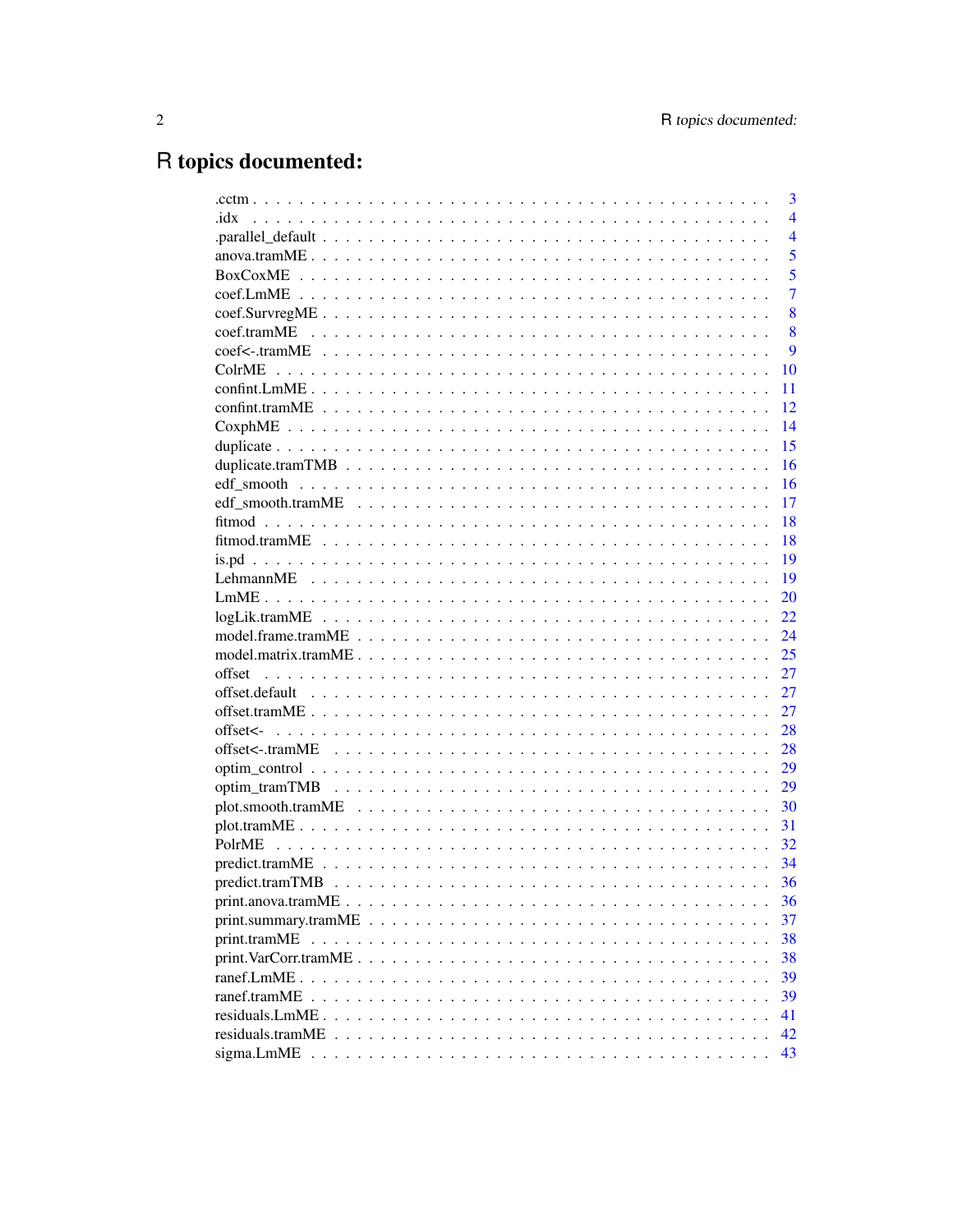# R topics documented:

| | |
|---|---|
| .cctm | 3 |
| .idx | 4 |
| .parallel_default | 4 |
| anova.tramME | 5 |
| BoxCoxME | 5 |
| coef.LmME | 7 |
| coef.SurvregME | 8 |
| coef.tramME | 8 |
| coef<-.tramME | 9 |
| ColrME | 10 |
| confint.LmME | 11 |
| confint.tramME | 12 |
| CoxphME | 14 |
| duplicate | 15 |
| duplicate.tramTMB | 16 |
| edf_smooth | 16 |
| edf_smooth.tramME | 17 |
| fitmod | 18 |
| fitmod.tramME | 18 |
| is.pd | 19 |
| LehmannME | 19 |
| LmME | 20 |
| logLik.tramME | 22 |
| model.frame.tramME | 24 |
| model.matrix.tramME | 25 |
| offset | 27 |
| offset.default | 27 |
| offset.tramME | 27 |
| offset<- | 28 |
| offset<-.tramME | 28 |
| optim_control | 29 |
| optim_tramTMB | 29 |
| plot.smooth.tramME | 30 |
| plot.tramME | 31 |
| PolrME | 32 |
| predict.tramME | 34 |
| predict.tramTMB | 36 |
| print.anova.tramME | 36 |
| print.summary.tramME | 37 |
| print.tramME | 38 |
| print.VarCorr.tramME | 38 |
| ranef.LmME | 39 |
| ranef.tramME | 39 |
| residuals.LmME | 41 |
| residuals.tramME | 42 |
| sigma.LmME | 43 |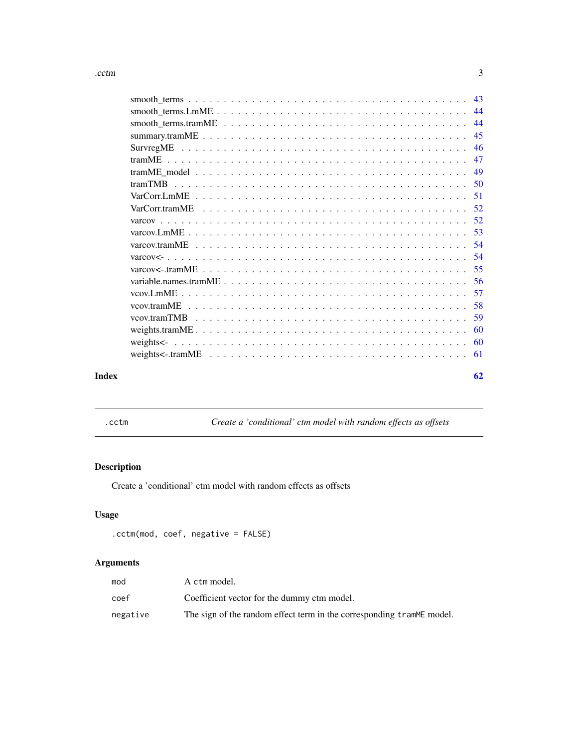smooth_terms . . . . . . . . . . . . . . . . . . . . . . . . . . . . . . . . . . . . . 43
smooth_terms.LmME . . . . . . . . . . . . . . . . . . . . . . . . . . . . . . . . . . 44
smooth_terms.tramME . . . . . . . . . . . . . . . . . . . . . . . . . . . . . . . . . 44
summary.tramME . . . . . . . . . . . . . . . . . . . . . . . . . . . . . . . . . . . 45
SurvregME . . . . . . . . . . . . . . . . . . . . . . . . . . . . . . . . . . . . . . 46
tramME . . . . . . . . . . . . . . . . . . . . . . . . . . . . . . . . . . . . . . . 47
tramME_model . . . . . . . . . . . . . . . . . . . . . . . . . . . . . . . . . . . . 49
tramTMB . . . . . . . . . . . . . . . . . . . . . . . . . . . . . . . . . . . . . . 50
VarCorr.LmME . . . . . . . . . . . . . . . . . . . . . . . . . . . . . . . . . . . . 51
VarCorr.tramME . . . . . . . . . . . . . . . . . . . . . . . . . . . . . . . . . . . 52
varcov . . . . . . . . . . . . . . . . . . . . . . . . . . . . . . . . . . . . . . . . 52
varcov.LmME . . . . . . . . . . . . . . . . . . . . . . . . . . . . . . . . . . . . . 53
varcov.tramME . . . . . . . . . . . . . . . . . . . . . . . . . . . . . . . . . . . . 54
varcov<- . . . . . . . . . . . . . . . . . . . . . . . . . . . . . . . . . . . . . . . 54
varcov<-.tramME . . . . . . . . . . . . . . . . . . . . . . . . . . . . . . . . . . . 55
variable.names.tramME . . . . . . . . . . . . . . . . . . . . . . . . . . . . . . . . 56
vcov.LmME . . . . . . . . . . . . . . . . . . . . . . . . . . . . . . . . . . . . . . 57
vcov.tramME . . . . . . . . . . . . . . . . . . . . . . . . . . . . . . . . . . . . . 58
vcov.tramTMB . . . . . . . . . . . . . . . . . . . . . . . . . . . . . . . . . . . . . 59
weights.tramME . . . . . . . . . . . . . . . . . . . . . . . . . . . . . . . . . . . . 60
weights<- . . . . . . . . . . . . . . . . . . . . . . . . . . . . . . . . . . . . . . . 60
weights<-.tramME . . . . . . . . . . . . . . . . . . . . . . . . . . . . . . . . . . . 61

**Index** **62**

---

## .cctm — *Create a 'conditional' ctm model with random effects as offsets*

---

### Description

Create a 'conditional' ctm model with random effects as offsets

### Usage

```
.cctm(mod, coef, negative = FALSE)
```

### Arguments

| | |
|---|---|
| `mod` | A `ctm` model. |
| `coef` | Coefficient vector for the dummy ctm model. |
| `negative` | The sign of the random effect term in the corresponding `tramME` model. |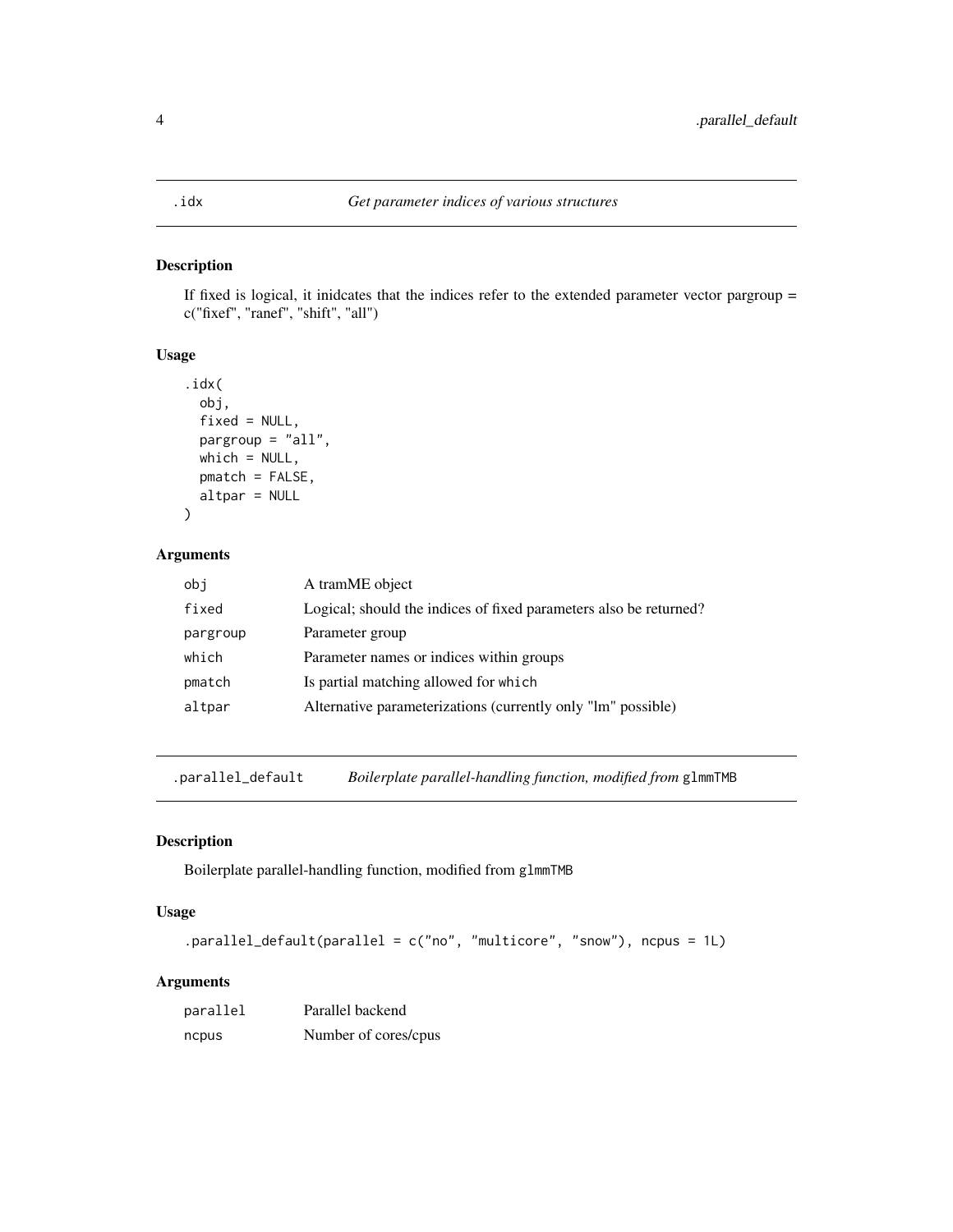## .idx — *Get parameter indices of various structures*

### Description

If fixed is logical, it inidcates that the indices refer to the extended parameter vector pargroup = c("fixef", "ranef", "shift", "all")

### Usage

```
.idx(
  obj,
  fixed = NULL,
  pargroup = "all",
  which = NULL,
  pmatch = FALSE,
  altpar = NULL
)
```

### Arguments

| | |
|---|---|
| obj | A tramME object |
| fixed | Logical; should the indices of fixed parameters also be returned? |
| pargroup | Parameter group |
| which | Parameter names or indices within groups |
| pmatch | Is partial matching allowed for `which` |
| altpar | Alternative parameterizations (currently only "lm" possible) |

## .parallel_default — *Boilerplate parallel-handling function, modified from* `glmmTMB`

### Description

Boilerplate parallel-handling function, modified from `glmmTMB`

### Usage

```
.parallel_default(parallel = c("no", "multicore", "snow"), ncpus = 1L)
```

### Arguments

| | |
|---|---|
| parallel | Parallel backend |
| ncpus | Number of cores/cpus |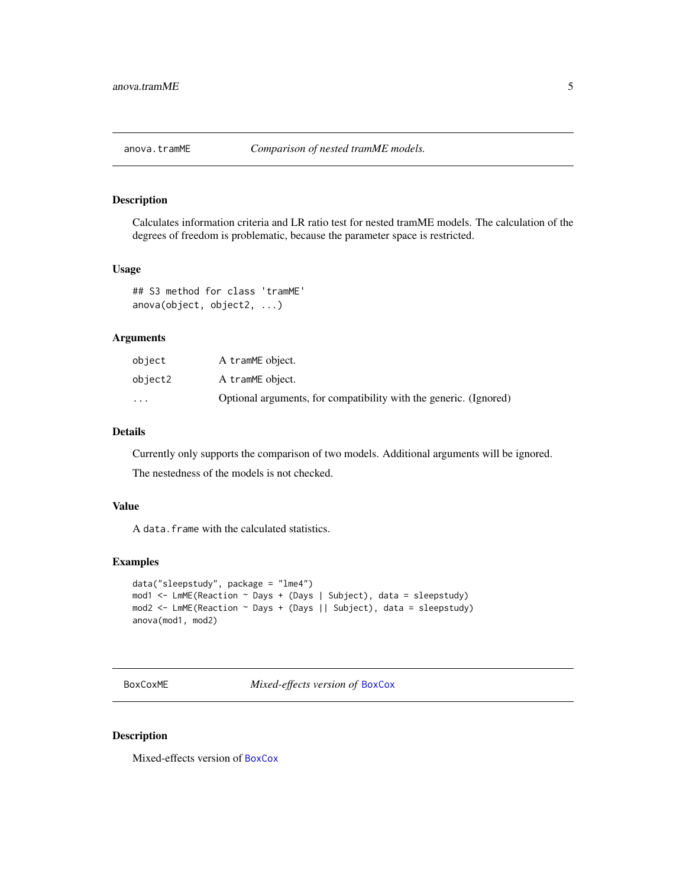## anova.tramME — *Comparison of nested tramME models.*

### Description

Calculates information criteria and LR ratio test for nested tramME models. The calculation of the degrees of freedom is problematic, because the parameter space is restricted.

### Usage

```
## S3 method for class 'tramME'
anova(object, object2, ...)
```

### Arguments

| | |
|---|---|
| object | A tramME object. |
| object2 | A tramME object. |
| ... | Optional arguments, for compatibility with the generic. (Ignored) |

### Details

Currently only supports the comparison of two models. Additional arguments will be ignored.

The nestedness of the models is not checked.

### Value

A data.frame with the calculated statistics.

### Examples

```
data("sleepstudy", package = "lme4")
mod1 <- LmME(Reaction ~ Days + (Days | Subject), data = sleepstudy)
mod2 <- LmME(Reaction ~ Days + (Days || Subject), data = sleepstudy)
anova(mod1, mod2)
```

## BoxCoxME — *Mixed-effects version of BoxCox*

### Description

Mixed-effects version of BoxCox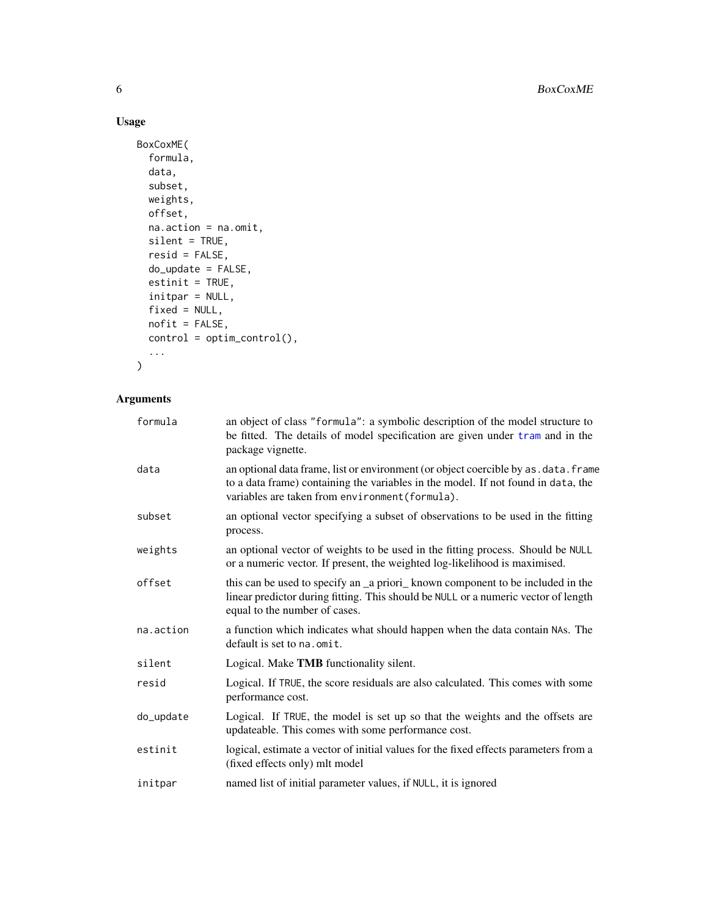## Usage

```
BoxCoxME(
  formula,
  data,
  subset,
  weights,
  offset,
  na.action = na.omit,
  silent = TRUE,
  resid = FALSE,
  do_update = FALSE,
  estinit = TRUE,
  initpar = NULL,
  fixed = NULL,
  nofit = FALSE,
  control = optim_control(),
  ...
)
```

## Arguments

| | |
|---|---|
| formula | an object of class "formula": a symbolic description of the model structure to be fitted. The details of model specification are given under tram and in the package vignette. |
| data | an optional data frame, list or environment (or object coercible by as.data.frame to a data frame) containing the variables in the model. If not found in data, the variables are taken from environment(formula). |
| subset | an optional vector specifying a subset of observations to be used in the fitting process. |
| weights | an optional vector of weights to be used in the fitting process. Should be NULL or a numeric vector. If present, the weighted log-likelihood is maximised. |
| offset | this can be used to specify an _a priori_ known component to be included in the linear predictor during fitting. This should be NULL or a numeric vector of length equal to the number of cases. |
| na.action | a function which indicates what should happen when the data contain NAs. The default is set to na.omit. |
| silent | Logical. Make **TMB** functionality silent. |
| resid | Logical. If TRUE, the score residuals are also calculated. This comes with some performance cost. |
| do_update | Logical. If TRUE, the model is set up so that the weights and the offsets are updateable. This comes with some performance cost. |
| estinit | logical, estimate a vector of initial values for the fixed effects parameters from a (fixed effects only) mlt model |
| initpar | named list of initial parameter values, if NULL, it is ignored |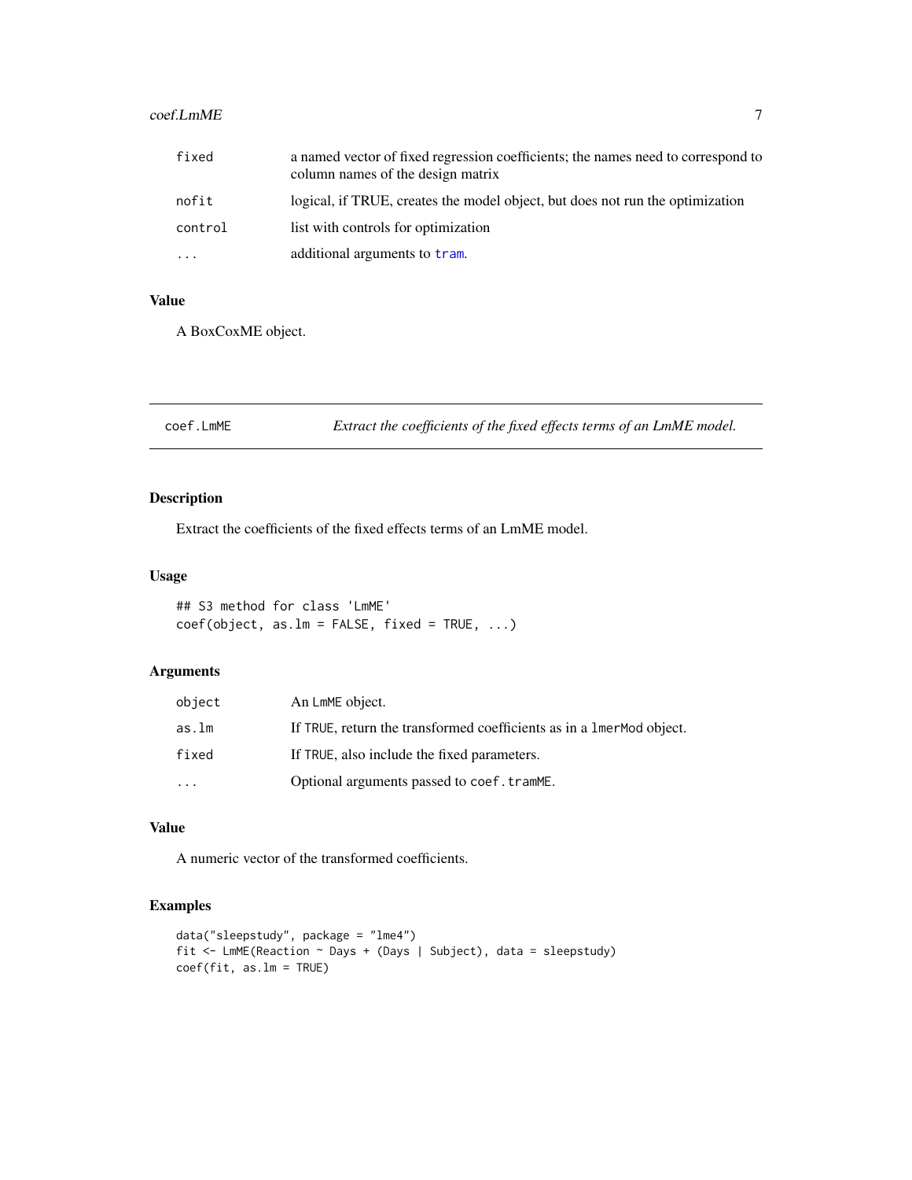| | |
|---|---|
| fixed | a named vector of fixed regression coefficients; the names need to correspond to column names of the design matrix |
| nofit | logical, if TRUE, creates the model object, but does not run the optimization |
| control | list with controls for optimization |
| ... | additional arguments to tram. |

### Value

A BoxCoxME object.

---

## coef.LmME — *Extract the coefficients of the fixed effects terms of an LmME model.*

### Description

Extract the coefficients of the fixed effects terms of an LmME model.

### Usage

```
## S3 method for class 'LmME'
coef(object, as.lm = FALSE, fixed = TRUE, ...)
```

### Arguments

| | |
|---|---|
| object | An LmME object. |
| as.lm | If TRUE, return the transformed coefficients as in a lmerMod object. |
| fixed | If TRUE, also include the fixed parameters. |
| ... | Optional arguments passed to coef.tramME. |

### Value

A numeric vector of the transformed coefficients.

### Examples

```
data("sleepstudy", package = "lme4")
fit <- LmME(Reaction ~ Days + (Days | Subject), data = sleepstudy)
coef(fit, as.lm = TRUE)
```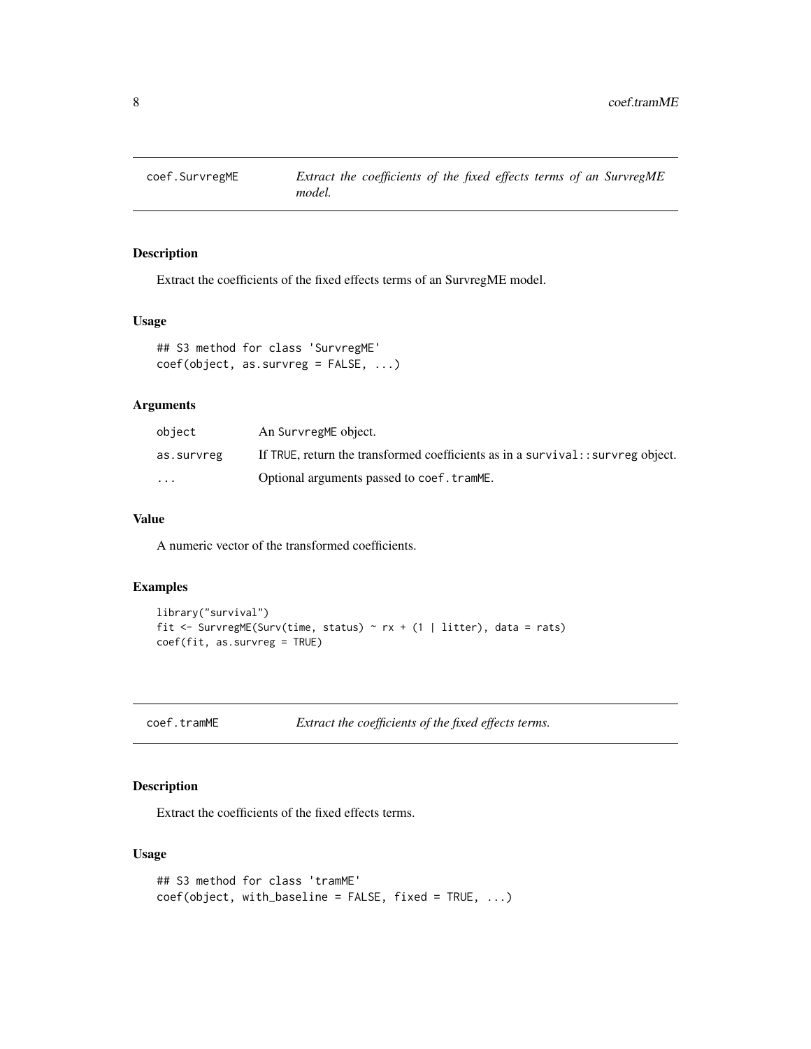## coef.SurvregME — *Extract the coefficients of the fixed effects terms of an SurvregME model.*

### Description

Extract the coefficients of the fixed effects terms of an SurvregME model.

### Usage

```
## S3 method for class 'SurvregME'
coef(object, as.survreg = FALSE, ...)
```

### Arguments

| | |
|---|---|
| `object` | An `SurvregME` object. |
| `as.survreg` | If `TRUE`, return the transformed coefficients as in a `survival::survreg` object. |
| `...` | Optional arguments passed to `coef.tramME`. |

### Value

A numeric vector of the transformed coefficients.

### Examples

```
library("survival")
fit <- SurvregME(Surv(time, status) ~ rx + (1 | litter), data = rats)
coef(fit, as.survreg = TRUE)
```

## coef.tramME — *Extract the coefficients of the fixed effects terms.*

### Description

Extract the coefficients of the fixed effects terms.

### Usage

```
## S3 method for class 'tramME'
coef(object, with_baseline = FALSE, fixed = TRUE, ...)
```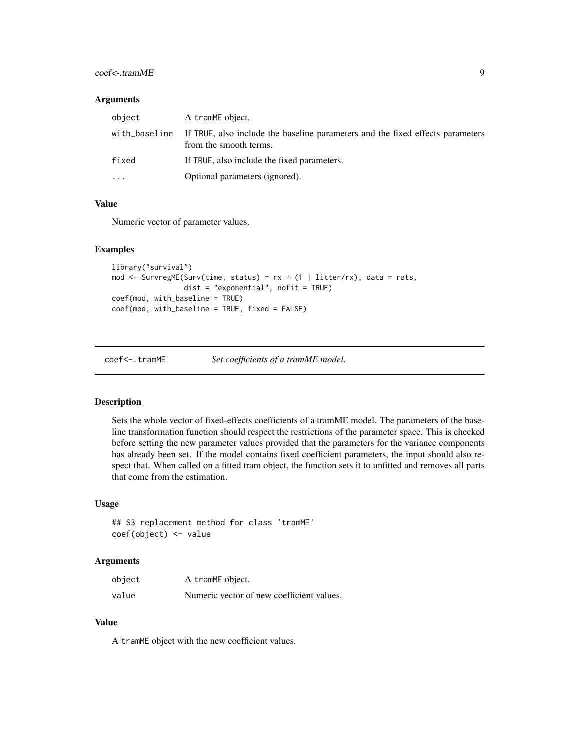### Arguments

| | |
|---|---|
| object | A tramME object. |
| with_baseline | If TRUE, also include the baseline parameters and the fixed effects parameters from the smooth terms. |
| fixed | If TRUE, also include the fixed parameters. |
| ... | Optional parameters (ignored). |

### Value

Numeric vector of parameter values.

### Examples

```
library("survival")
mod <- SurvregME(Surv(time, status) ~ rx + (1 | litter/rx), data = rats,
                 dist = "exponential", nofit = TRUE)
coef(mod, with_baseline = TRUE)
coef(mod, with_baseline = TRUE, fixed = FALSE)
```

---

## coef<-.tramME — *Set coefficients of a tramME model.*

### Description

Sets the whole vector of fixed-effects coefficients of a tramME model. The parameters of the baseline transformation function should respect the restrictions of the parameter space. This is checked before setting the new parameter values provided that the parameters for the variance components has already been set. If the model contains fixed coefficient parameters, the input should also respect that. When called on a fitted tram object, the function sets it to unfitted and removes all parts that come from the estimation.

### Usage

```
## S3 replacement method for class 'tramME'
coef(object) <- value
```

### Arguments

| | |
|---|---|
| object | A tramME object. |
| value | Numeric vector of new coefficient values. |

### Value

A tramME object with the new coefficient values.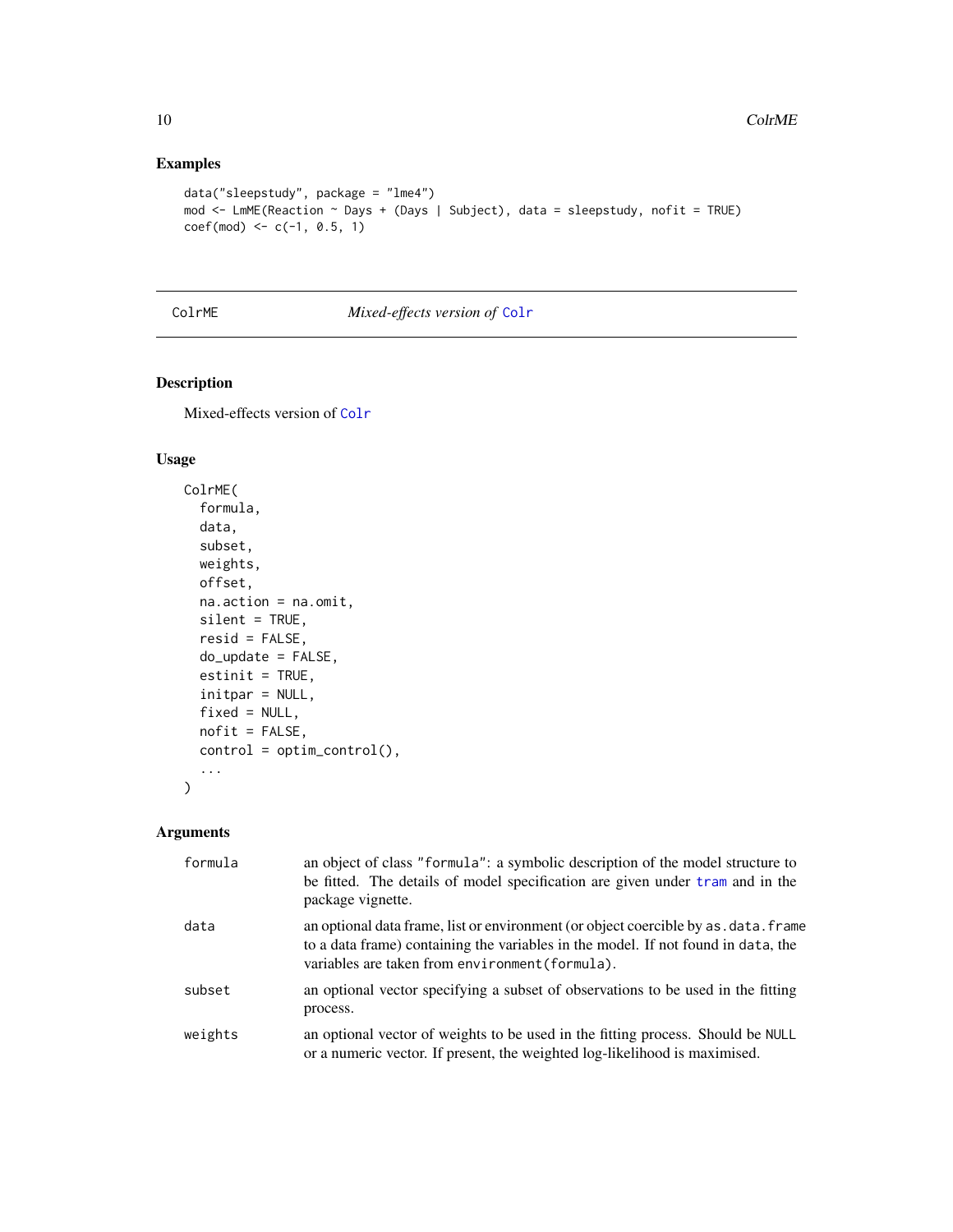## Examples

```
data("sleepstudy", package = "lme4")
mod <- LmME(Reaction ~ Days + (Days | Subject), data = sleepstudy, nofit = TRUE)
coef(mod) <- c(-1, 0.5, 1)
```

---

ColrME *Mixed-effects version of* Colr

---

### Description

Mixed-effects version of Colr

### Usage

```
ColrME(
  formula,
  data,
  subset,
  weights,
  offset,
  na.action = na.omit,
  silent = TRUE,
  resid = FALSE,
  do_update = FALSE,
  estinit = TRUE,
  initpar = NULL,
  fixed = NULL,
  nofit = FALSE,
  control = optim_control(),
  ...
)
```

### Arguments

| | |
|---|---|
| formula | an object of class "formula": a symbolic description of the model structure to be fitted. The details of model specification are given under tram and in the package vignette. |
| data | an optional data frame, list or environment (or object coercible by as.data.frame to a data frame) containing the variables in the model. If not found in data, the variables are taken from environment(formula). |
| subset | an optional vector specifying a subset of observations to be used in the fitting process. |
| weights | an optional vector of weights to be used in the fitting process. Should be NULL or a numeric vector. If present, the weighted log-likelihood is maximised. |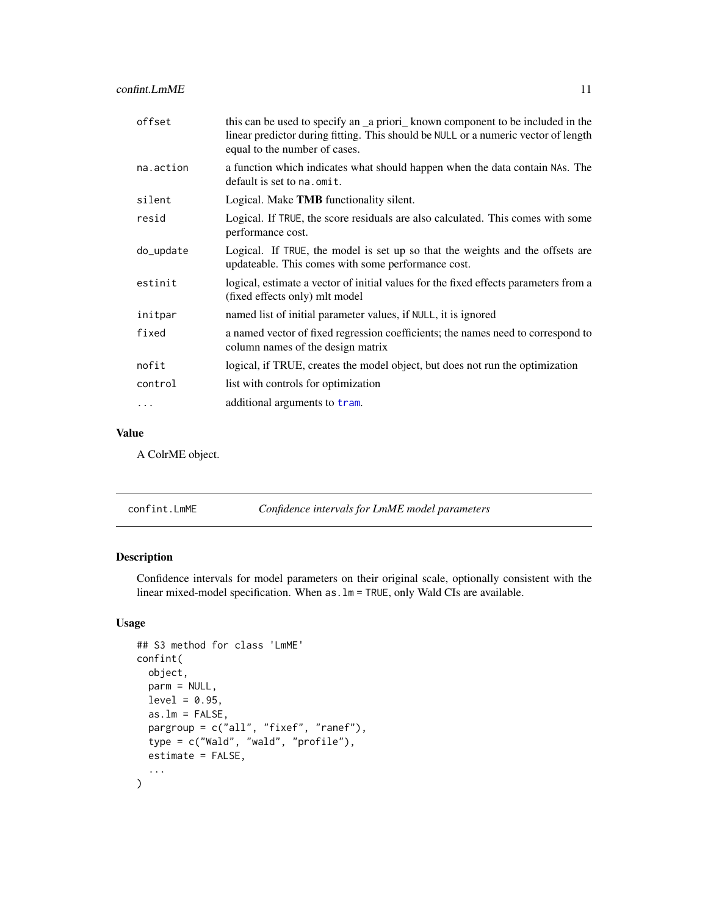| | |
|---|---|
| offset | this can be used to specify an _a priori_ known component to be included in the linear predictor during fitting. This should be NULL or a numeric vector of length equal to the number of cases. |
| na.action | a function which indicates what should happen when the data contain NAs. The default is set to na.omit. |
| silent | Logical. Make **TMB** functionality silent. |
| resid | Logical. If TRUE, the score residuals are also calculated. This comes with some performance cost. |
| do_update | Logical. If TRUE, the model is set up so that the weights and the offsets are updateable. This comes with some performance cost. |
| estinit | logical, estimate a vector of initial values for the fixed effects parameters from a (fixed effects only) mlt model |
| initpar | named list of initial parameter values, if NULL, it is ignored |
| fixed | a named vector of fixed regression coefficients; the names need to correspond to column names of the design matrix |
| nofit | logical, if TRUE, creates the model object, but does not run the optimization |
| control | list with controls for optimization |
| ... | additional arguments to tram. |

### Value

A ColrME object.

---

## confint.LmME — *Confidence intervals for LmME model parameters*

### Description

Confidence intervals for model parameters on their original scale, optionally consistent with the linear mixed-model specification. When as.lm = TRUE, only Wald CIs are available.

### Usage

```
## S3 method for class 'LmME'
confint(
  object,
  parm = NULL,
  level = 0.95,
  as.lm = FALSE,
  pargroup = c("all", "fixef", "ranef"),
  type = c("Wald", "wald", "profile"),
  estimate = FALSE,
  ...
)
```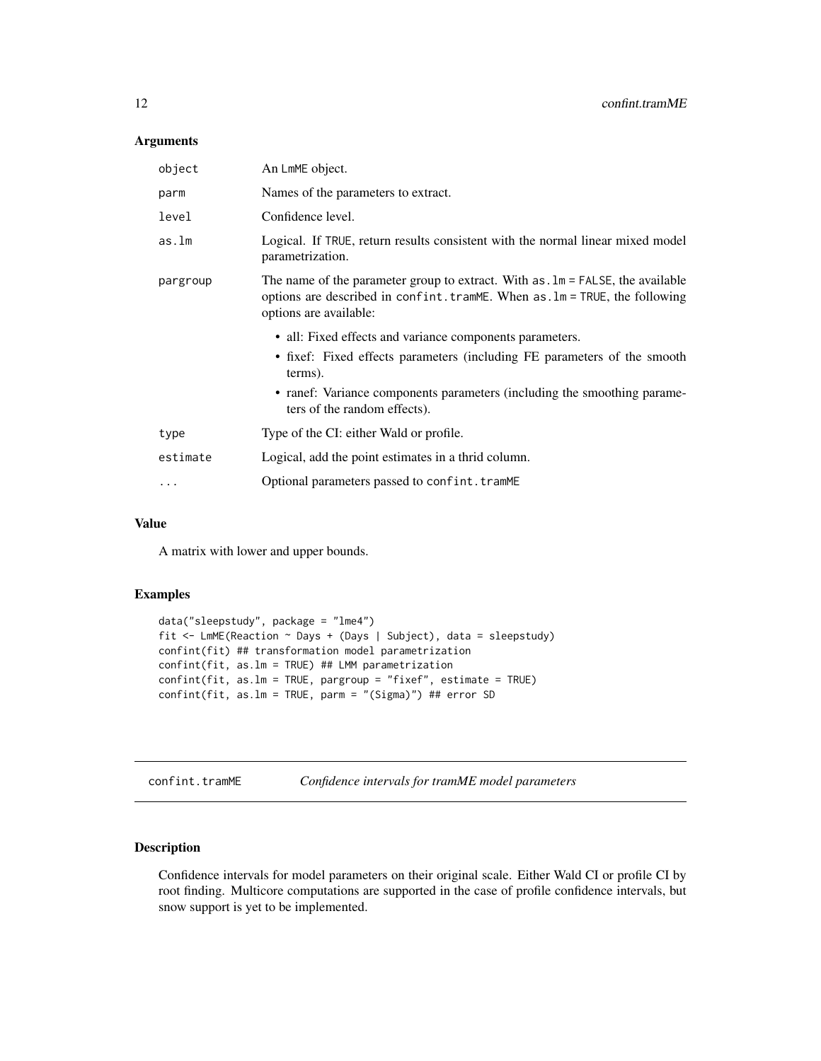### Arguments

| | |
|---|---|
| `object` | An `LmME` object. |
| `parm` | Names of the parameters to extract. |
| `level` | Confidence level. |
| `as.lm` | Logical. If `TRUE`, return results consistent with the normal linear mixed model parametrization. |
| `pargroup` | The name of the parameter group to extract. With `as.lm = FALSE`, the available options are described in `confint.tramME`. When `as.lm = TRUE`, the following options are available: <br> • all: Fixed effects and variance components parameters. <br> • fixef: Fixed effects parameters (including FE parameters of the smooth terms). <br> • ranef: Variance components parameters (including the smoothing parameters of the random effects). |
| `type` | Type of the CI: either Wald or profile. |
| `estimate` | Logical, add the point estimates in a thrid column. |
| `...` | Optional parameters passed to `confint.tramME` |

### Value

A matrix with lower and upper bounds.

### Examples

```
data("sleepstudy", package = "lme4")
fit <- LmME(Reaction ~ Days + (Days | Subject), data = sleepstudy)
confint(fit) ## transformation model parametrization
confint(fit, as.lm = TRUE) ## LMM parametrization
confint(fit, as.lm = TRUE, pargroup = "fixef", estimate = TRUE)
confint(fit, as.lm = TRUE, parm = "(Sigma)") ## error SD
```

---

## confint.tramME — *Confidence intervals for tramME model parameters*

### Description

Confidence intervals for model parameters on their original scale. Either Wald CI or profile CI by root finding. Multicore computations are supported in the case of profile confidence intervals, but snow support is yet to be implemented.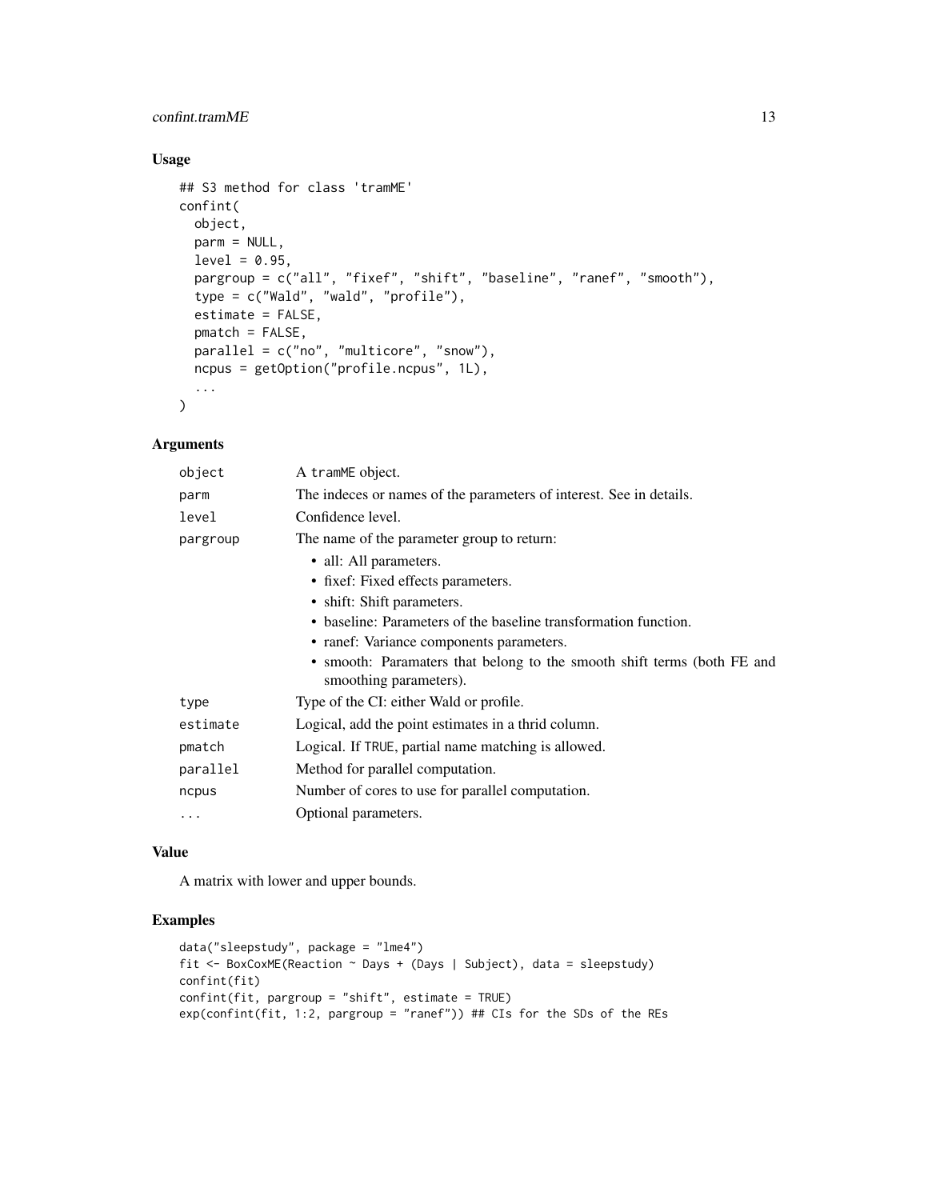## Usage

```
## S3 method for class 'tramME'
confint(
  object,
  parm = NULL,
  level = 0.95,
  pargroup = c("all", "fixef", "shift", "baseline", "ranef", "smooth"),
  type = c("Wald", "wald", "profile"),
  estimate = FALSE,
  pmatch = FALSE,
  parallel = c("no", "multicore", "snow"),
  ncpus = getOption("profile.ncpus", 1L),
  ...
)
```

## Arguments

| | |
|---|---|
| `object` | A `tramME` object. |
| `parm` | The indeces or names of the parameters of interest. See in details. |
| `level` | Confidence level. |
| `pargroup` | The name of the parameter group to return: <br> • all: All parameters. <br> • fixef: Fixed effects parameters. <br> • shift: Shift parameters. <br> • baseline: Parameters of the baseline transformation function. <br> • ranef: Variance components parameters. <br> • smooth: Paramaters that belong to the smooth shift terms (both FE and smoothing parameters). |
| `type` | Type of the CI: either Wald or profile. |
| `estimate` | Logical, add the point estimates in a thrid column. |
| `pmatch` | Logical. If `TRUE`, partial name matching is allowed. |
| `parallel` | Method for parallel computation. |
| `ncpus` | Number of cores to use for parallel computation. |
| `...` | Optional parameters. |

## Value

A matrix with lower and upper bounds.

## Examples

```
data("sleepstudy", package = "lme4")
fit <- BoxCoxME(Reaction ~ Days + (Days | Subject), data = sleepstudy)
confint(fit)
confint(fit, pargroup = "shift", estimate = TRUE)
exp(confint(fit, 1:2, pargroup = "ranef")) ## CIs for the SDs of the REs
```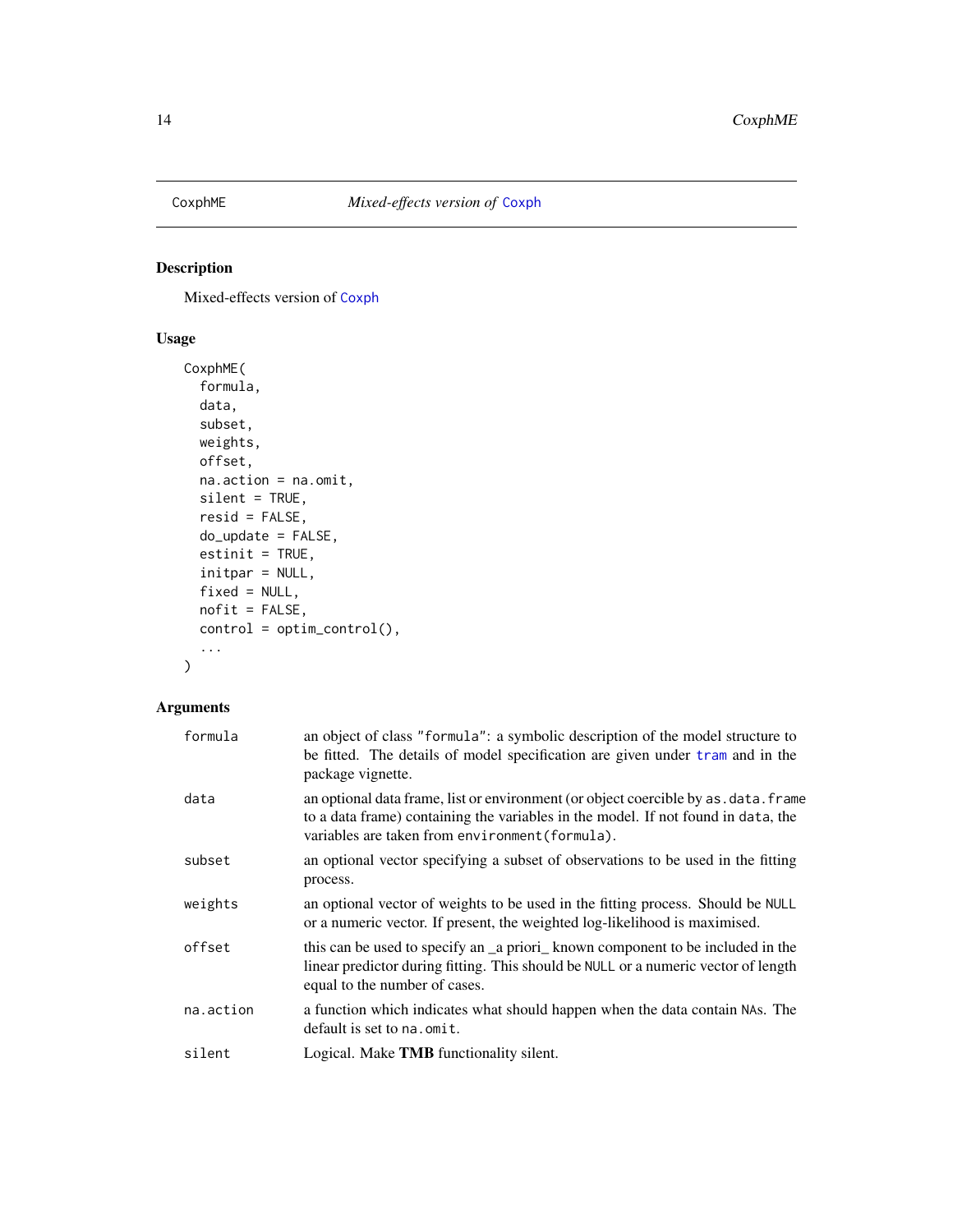## CoxphME — *Mixed-effects version of* Coxph

### Description

Mixed-effects version of Coxph

### Usage

```
CoxphME(
  formula,
  data,
  subset,
  weights,
  offset,
  na.action = na.omit,
  silent = TRUE,
  resid = FALSE,
  do_update = FALSE,
  estinit = TRUE,
  initpar = NULL,
  fixed = NULL,
  nofit = FALSE,
  control = optim_control(),
  ...
)
```

### Arguments

| | |
|---|---|
| `formula` | an object of class `"formula"`: a symbolic description of the model structure to be fitted. The details of model specification are given under tram and in the package vignette. |
| `data` | an optional data frame, list or environment (or object coercible by `as.data.frame` to a data frame) containing the variables in the model. If not found in `data`, the variables are taken from `environment(formula)`. |
| `subset` | an optional vector specifying a subset of observations to be used in the fitting process. |
| `weights` | an optional vector of weights to be used in the fitting process. Should be `NULL` or a numeric vector. If present, the weighted log-likelihood is maximised. |
| `offset` | this can be used to specify an _a priori_ known component to be included in the linear predictor during fitting. This should be `NULL` or a numeric vector of length equal to the number of cases. |
| `na.action` | a function which indicates what should happen when the data contain `NA`s. The default is set to `na.omit`. |
| `silent` | Logical. Make **TMB** functionality silent. |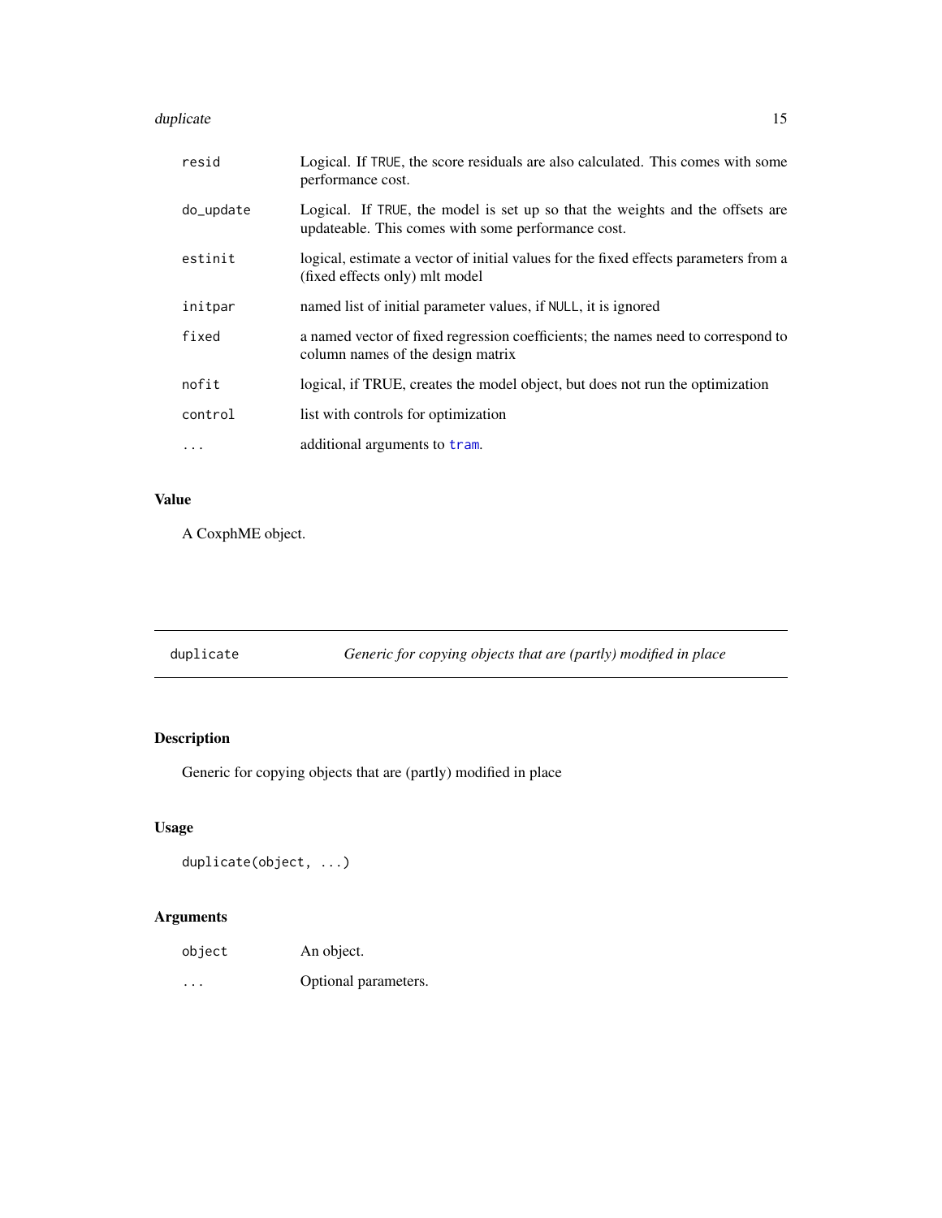| | |
|---|---|
| `resid` | Logical. If `TRUE`, the score residuals are also calculated. This comes with some performance cost. |
| `do_update` | Logical. If `TRUE`, the model is set up so that the weights and the offsets are updateable. This comes with some performance cost. |
| `estinit` | logical, estimate a vector of initial values for the fixed effects parameters from a (fixed effects only) mlt model |
| `initpar` | named list of initial parameter values, if `NULL`, it is ignored |
| `fixed` | a named vector of fixed regression coefficients; the names need to correspond to column names of the design matrix |
| `nofit` | logical, if TRUE, creates the model object, but does not run the optimization |
| `control` | list with controls for optimization |
| `...` | additional arguments to `tram`. |

## Value

A CoxphME object.

---

## duplicate *Generic for copying objects that are (partly) modified in place*

---

### Description

Generic for copying objects that are (partly) modified in place

### Usage

```
duplicate(object, ...)
```

### Arguments

| | |
|---|---|
| `object` | An object. |
| `...` | Optional parameters. |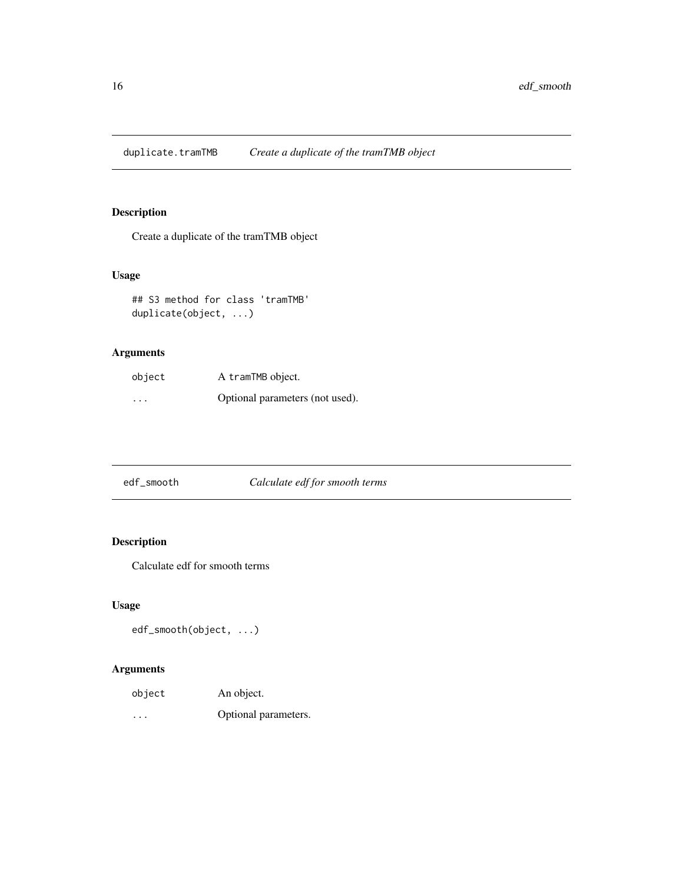## duplicate.tramTMB *Create a duplicate of the tramTMB object*

### Description

Create a duplicate of the tramTMB object

### Usage

```
## S3 method for class 'tramTMB'
duplicate(object, ...)
```

### Arguments

| | |
|---|---|
| object | A `tramTMB` object. |
| ... | Optional parameters (not used). |

## edf_smooth *Calculate edf for smooth terms*

### Description

Calculate edf for smooth terms

### Usage

```
edf_smooth(object, ...)
```

### Arguments

| | |
|---|---|
| object | An object. |
| ... | Optional parameters. |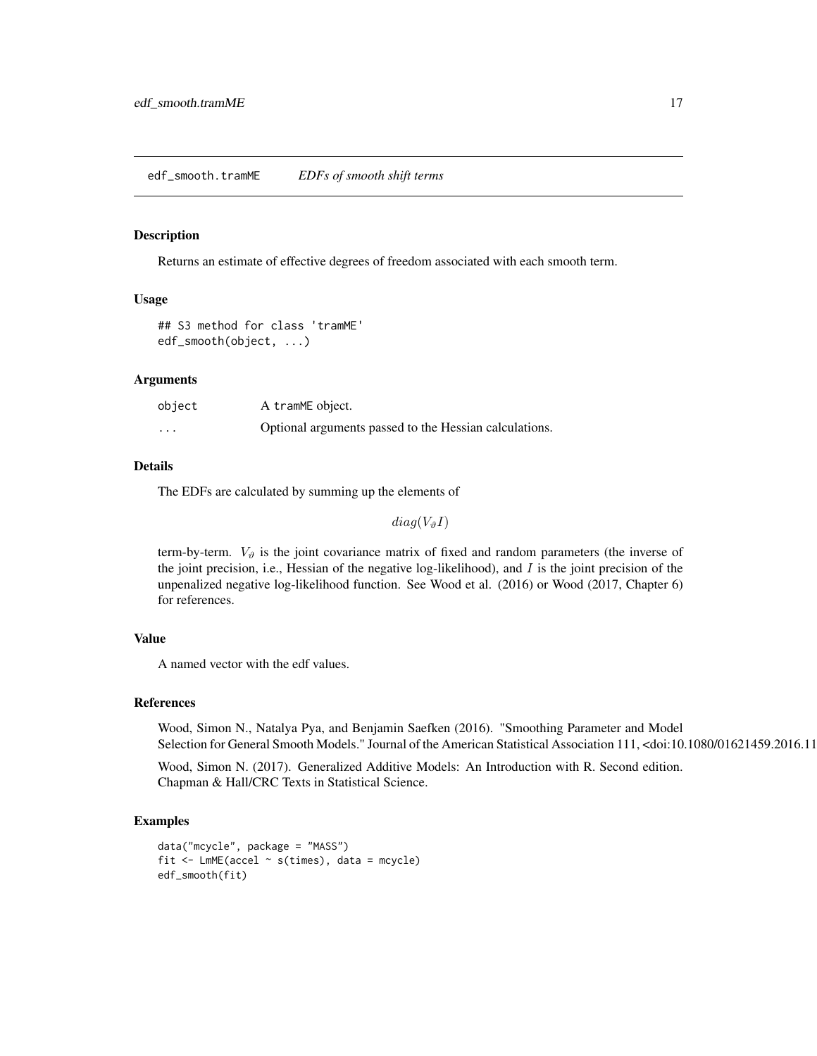edf_smooth.tramME    *EDFs of smooth shift terms*

## Description

Returns an estimate of effective degrees of freedom associated with each smooth term.

## Usage

```
## S3 method for class 'tramME'
edf_smooth(object, ...)
```

## Arguments

| | |
|---|---|
| object | A tramME object. |
| ... | Optional arguments passed to the Hessian calculations. |

## Details

The EDFs are calculated by summing up the elements of

$$diag(V_{\vartheta}I)$$

term-by-term. $V_{\vartheta}$ is the joint covariance matrix of fixed and random parameters (the inverse of the joint precision, i.e., Hessian of the negative log-likelihood), and $I$ is the joint precision of the unpenalized negative log-likelihood function. See Wood et al. (2016) or Wood (2017, Chapter 6) for references.

## Value

A named vector with the edf values.

## References

Wood, Simon N., Natalya Pya, and Benjamin Saefken (2016). "Smoothing Parameter and Model Selection for General Smooth Models." Journal of the American Statistical Association 111, <doi:10.1080/01621459.2016.11

Wood, Simon N. (2017). Generalized Additive Models: An Introduction with R. Second edition. Chapman & Hall/CRC Texts in Statistical Science.

## Examples

```
data("mcycle", package = "MASS")
fit <- LmME(accel ~ s(times), data = mcycle)
edf_smooth(fit)
```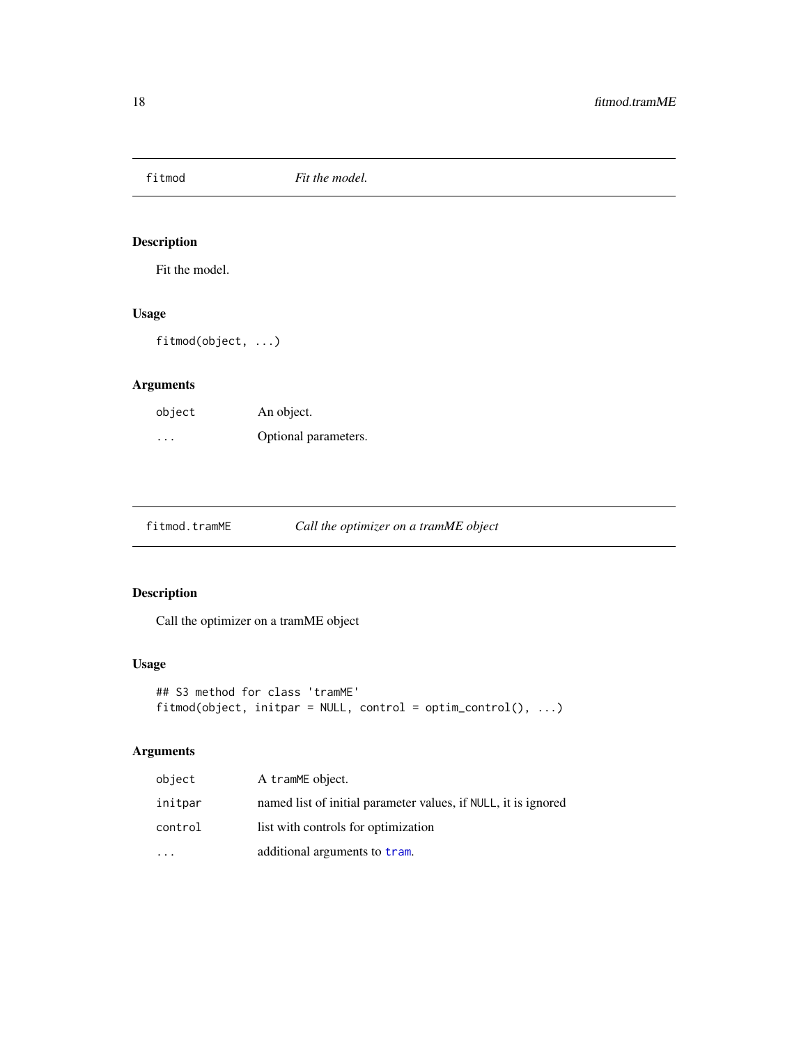## fitmod — *Fit the model.*

### Description

Fit the model.

### Usage

```
fitmod(object, ...)
```

### Arguments

| | |
|---|---|
| object | An object. |
| ... | Optional parameters. |

## fitmod.tramME — *Call the optimizer on a tramME object*

### Description

Call the optimizer on a tramME object

### Usage

```
## S3 method for class 'tramME'
fitmod(object, initpar = NULL, control = optim_control(), ...)
```

### Arguments

| | |
|---|---|
| object | A tramME object. |
| initpar | named list of initial parameter values, if NULL, it is ignored |
| control | list with controls for optimization |
| ... | additional arguments to tram. |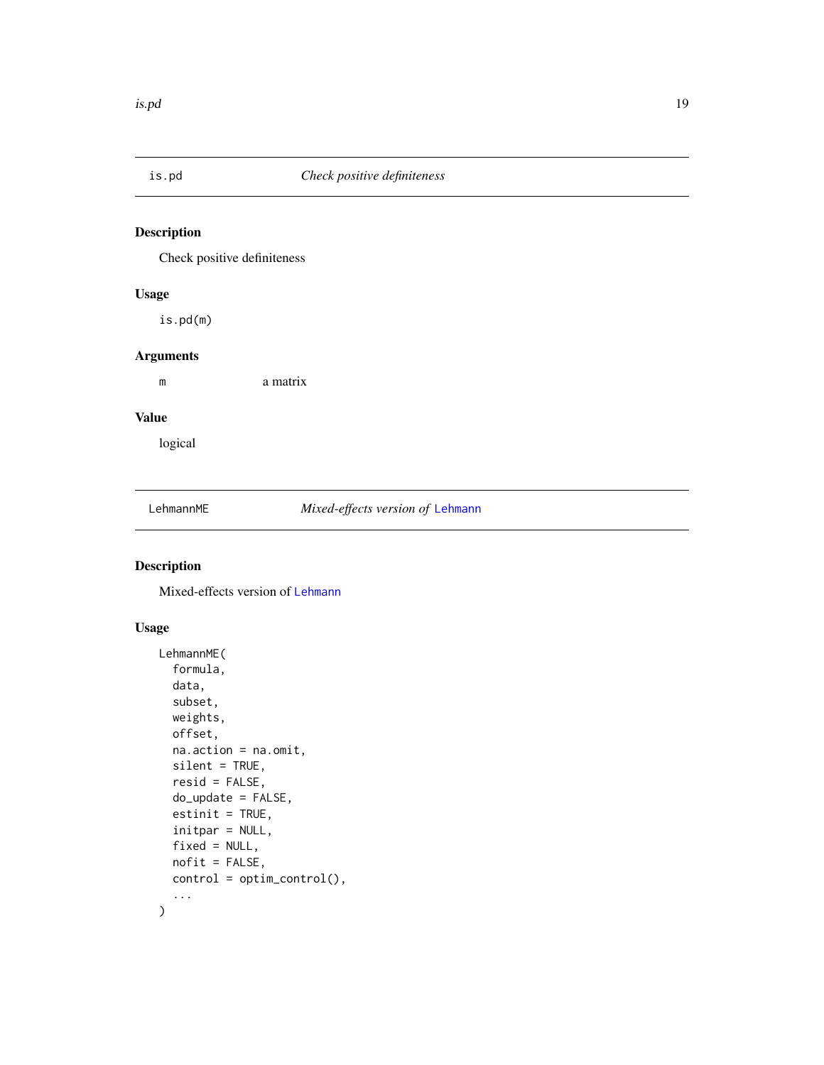## is.pd — *Check positive definiteness*

### Description

Check positive definiteness

### Usage

```
is.pd(m)
```

### Arguments

| | |
|---|---|
| m | a matrix |

### Value

logical

## LehmannME — *Mixed-effects version of* Lehmann

### Description

Mixed-effects version of Lehmann

### Usage

```
LehmannME(
  formula,
  data,
  subset,
  weights,
  offset,
  na.action = na.omit,
  silent = TRUE,
  resid = FALSE,
  do_update = FALSE,
  estinit = TRUE,
  initpar = NULL,
  fixed = NULL,
  nofit = FALSE,
  control = optim_control(),
  ...
)
```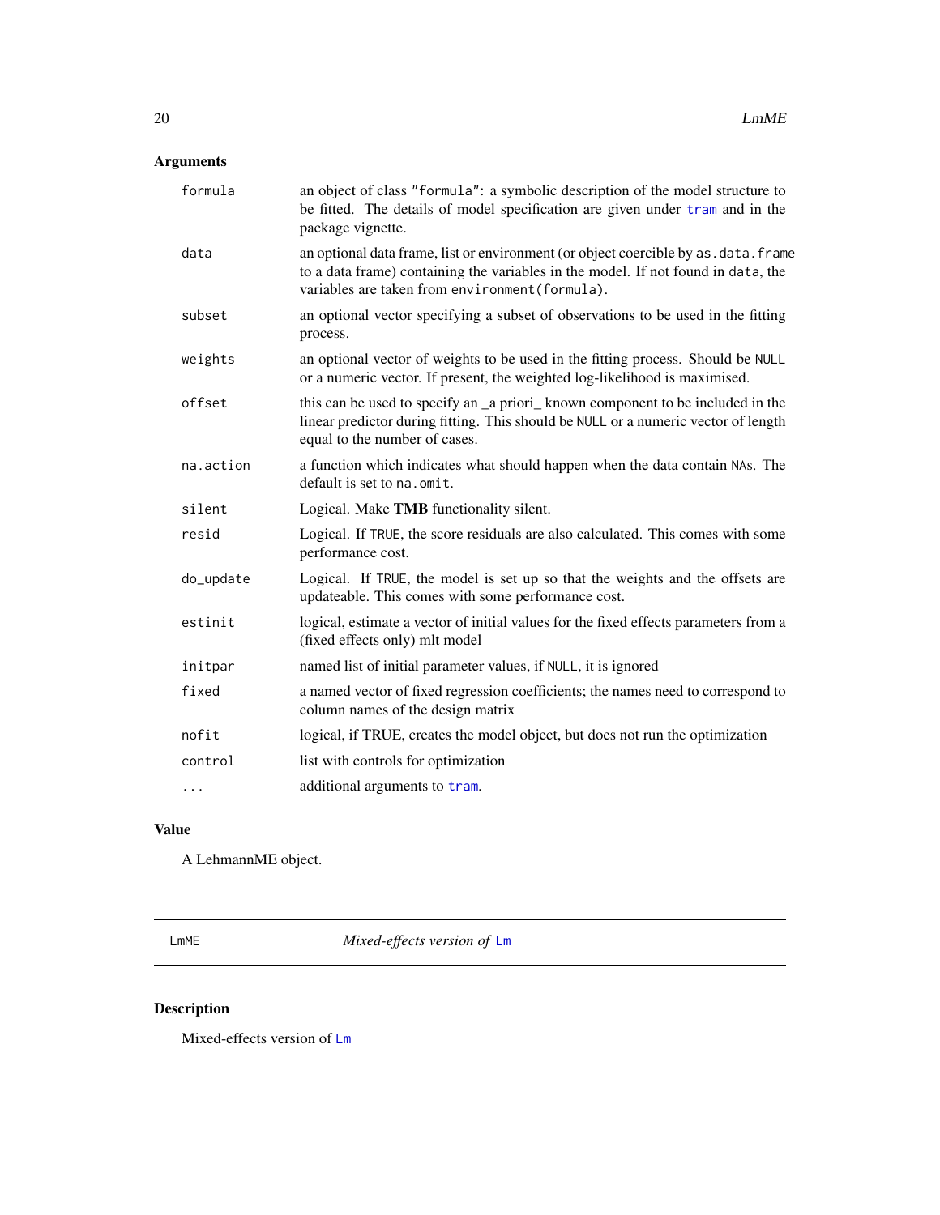## Arguments

| | |
|---|---|
| `formula` | an object of class "formula": a symbolic description of the model structure to be fitted. The details of model specification are given under `tram` and in the package vignette. |
| `data` | an optional data frame, list or environment (or object coercible by `as.data.frame` to a data frame) containing the variables in the model. If not found in `data`, the variables are taken from `environment(formula)`. |
| `subset` | an optional vector specifying a subset of observations to be used in the fitting process. |
| `weights` | an optional vector of weights to be used in the fitting process. Should be `NULL` or a numeric vector. If present, the weighted log-likelihood is maximised. |
| `offset` | this can be used to specify an _a priori_ known component to be included in the linear predictor during fitting. This should be `NULL` or a numeric vector of length equal to the number of cases. |
| `na.action` | a function which indicates what should happen when the data contain `NA`s. The default is set to `na.omit`. |
| `silent` | Logical. Make **TMB** functionality silent. |
| `resid` | Logical. If `TRUE`, the score residuals are also calculated. This comes with some performance cost. |
| `do_update` | Logical. If `TRUE`, the model is set up so that the weights and the offsets are updateable. This comes with some performance cost. |
| `estinit` | logical, estimate a vector of initial values for the fixed effects parameters from a (fixed effects only) mlt model |
| `initpar` | named list of initial parameter values, if `NULL`, it is ignored |
| `fixed` | a named vector of fixed regression coefficients; the names need to correspond to column names of the design matrix |
| `nofit` | logical, if TRUE, creates the model object, but does not run the optimization |
| `control` | list with controls for optimization |
| `...` | additional arguments to `tram`. |

## Value

A LehmannME object.

---

# LmME — *Mixed-effects version of* `Lm`

## Description

Mixed-effects version of `Lm`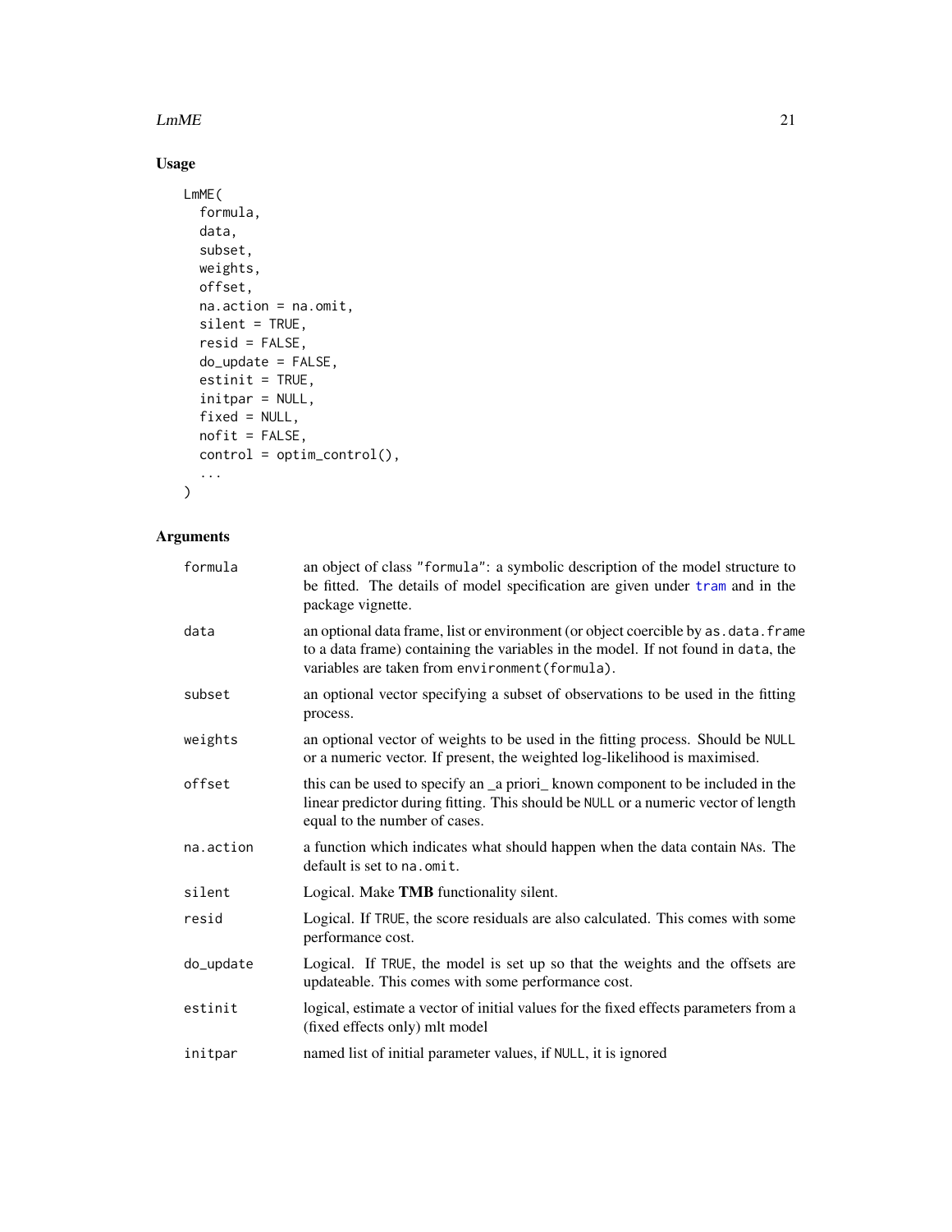## Usage

```
LmME(
  formula,
  data,
  subset,
  weights,
  offset,
  na.action = na.omit,
  silent = TRUE,
  resid = FALSE,
  do_update = FALSE,
  estinit = TRUE,
  initpar = NULL,
  fixed = NULL,
  nofit = FALSE,
  control = optim_control(),
  ...
)
```

## Arguments

| | |
|---|---|
| formula | an object of class "formula": a symbolic description of the model structure to be fitted. The details of model specification are given under tram and in the package vignette. |
| data | an optional data frame, list or environment (or object coercible by as.data.frame to a data frame) containing the variables in the model. If not found in data, the variables are taken from environment(formula). |
| subset | an optional vector specifying a subset of observations to be used in the fitting process. |
| weights | an optional vector of weights to be used in the fitting process. Should be NULL or a numeric vector. If present, the weighted log-likelihood is maximised. |
| offset | this can be used to specify an _a priori_ known component to be included in the linear predictor during fitting. This should be NULL or a numeric vector of length equal to the number of cases. |
| na.action | a function which indicates what should happen when the data contain NAs. The default is set to na.omit. |
| silent | Logical. Make **TMB** functionality silent. |
| resid | Logical. If TRUE, the score residuals are also calculated. This comes with some performance cost. |
| do_update | Logical. If TRUE, the model is set up so that the weights and the offsets are updateable. This comes with some performance cost. |
| estinit | logical, estimate a vector of initial values for the fixed effects parameters from a (fixed effects only) mlt model |
| initpar | named list of initial parameter values, if NULL, it is ignored |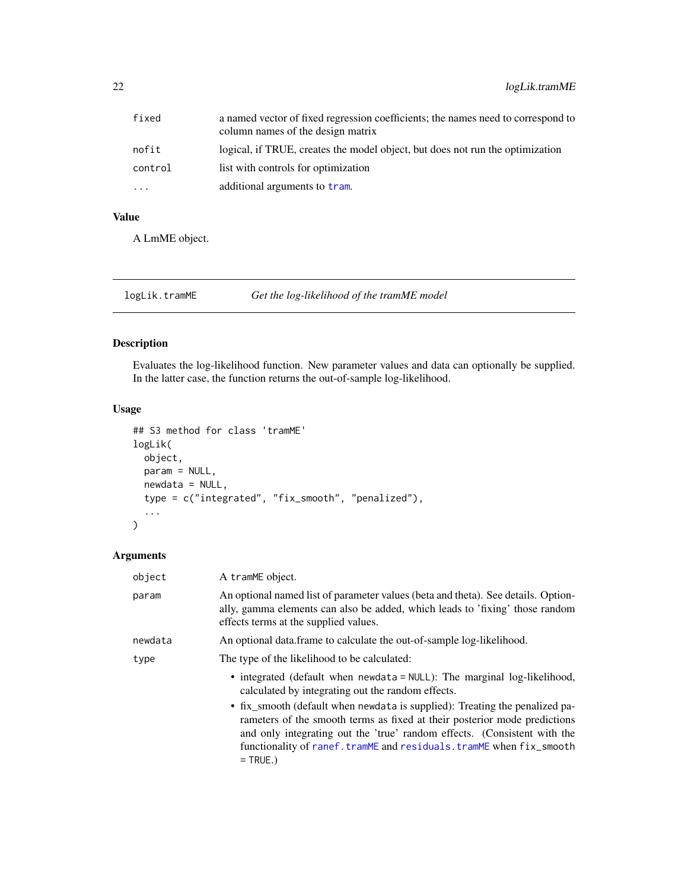| | |
|---|---|
| fixed | a named vector of fixed regression coefficients; the names need to correspond to column names of the design matrix |
| nofit | logical, if TRUE, creates the model object, but does not run the optimization |
| control | list with controls for optimization |
| ... | additional arguments to tram. |

### Value

A LmME object.

---

## logLik.tramME *Get the log-likelihood of the tramME model*

### Description

Evaluates the log-likelihood function. New parameter values and data can optionally be supplied. In the latter case, the function returns the out-of-sample log-likelihood.

### Usage

```
## S3 method for class 'tramME'
logLik(
  object,
  param = NULL,
  newdata = NULL,
  type = c("integrated", "fix_smooth", "penalized"),
  ...
)
```

### Arguments

| | |
|---|---|
| object | A tramME object. |
| param | An optional named list of parameter values (beta and theta). See details. Optionally, gamma elements can also be added, which leads to 'fixing' those random effects terms at the supplied values. |
| newdata | An optional data.frame to calculate the out-of-sample log-likelihood. |
| type | The type of the likelihood to be calculated: <br> • integrated (default when newdata = NULL): The marginal log-likelihood, calculated by integrating out the random effects. <br> • fix_smooth (default when newdata is supplied): Treating the penalized parameters of the smooth terms as fixed at their posterior mode predictions and only integrating out the 'true' random effects. (Consistent with the functionality of ranef.tramME and residuals.tramME when fix_smooth = TRUE.) |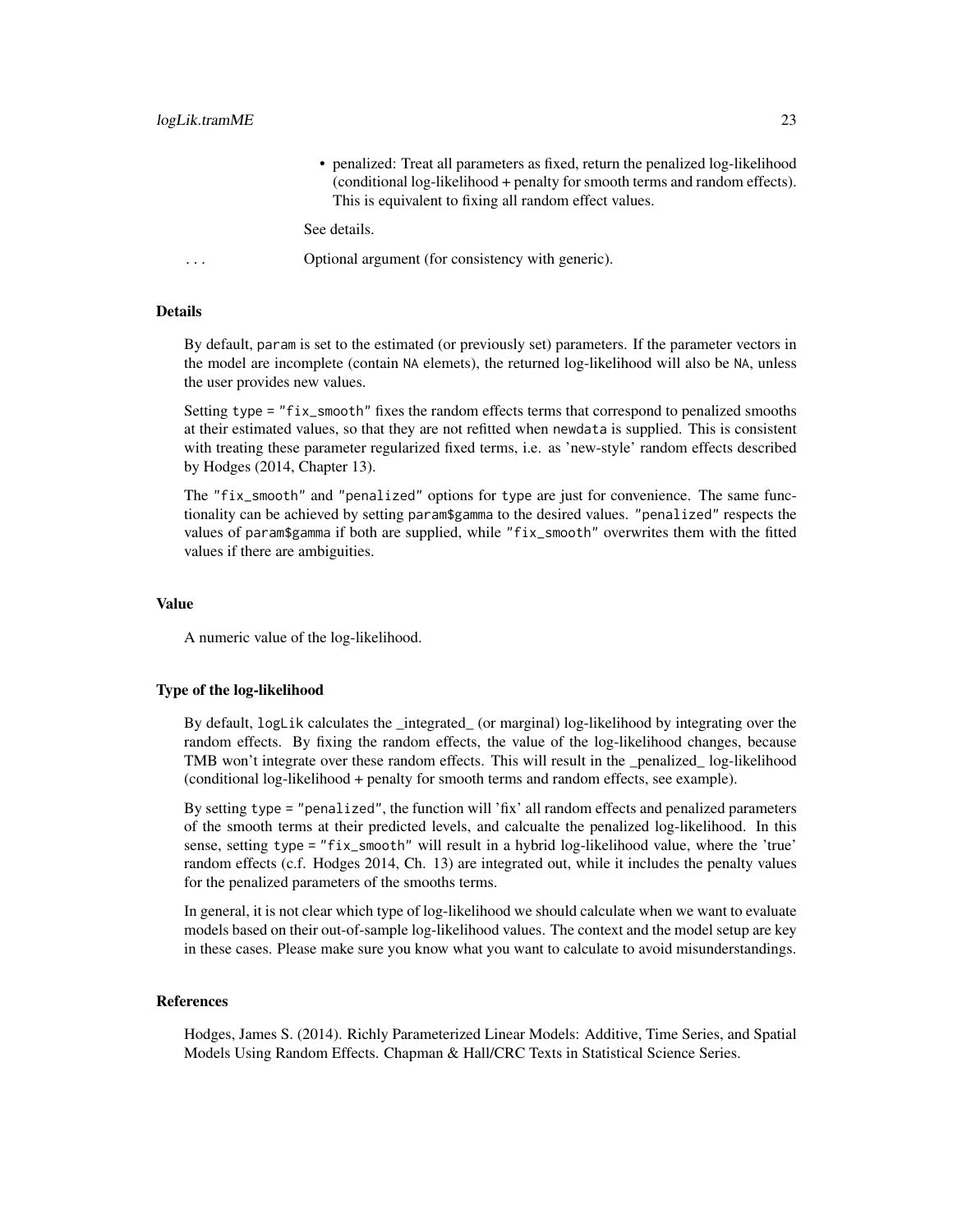- penalized: Treat all parameters as fixed, return the penalized log-likelihood (conditional log-likelihood + penalty for smooth terms and random effects). This is equivalent to fixing all random effect values.

See details.

`...` Optional argument (for consistency with generic).

### Details

By default, param is set to the estimated (or previously set) parameters. If the parameter vectors in the model are incomplete (contain NA elemets), the returned log-likelihood will also be NA, unless the user provides new values.

Setting type = "fix_smooth" fixes the random effects terms that correspond to penalized smooths at their estimated values, so that they are not refitted when newdata is supplied. This is consistent with treating these parameter regularized fixed terms, i.e. as 'new-style' random effects described by Hodges (2014, Chapter 13).

The "fix_smooth" and "penalized" options for type are just for convenience. The same functionality can be achieved by setting param$gamma to the desired values. "penalized" respects the values of param$gamma if both are supplied, while "fix_smooth" overwrites them with the fitted values if there are ambiguities.

### Value

A numeric value of the log-likelihood.

### Type of the log-likelihood

By default, logLik calculates the _integrated_ (or marginal) log-likelihood by integrating over the random effects. By fixing the random effects, the value of the log-likelihood changes, because TMB won't integrate over these random effects. This will result in the _penalized_ log-likelihood (conditional log-likelihood + penalty for smooth terms and random effects, see example).

By setting type = "penalized", the function will 'fix' all random effects and penalized parameters of the smooth terms at their predicted levels, and calcualte the penalized log-likelihood. In this sense, setting type = "fix_smooth" will result in a hybrid log-likelihood value, where the 'true' random effects (c.f. Hodges 2014, Ch. 13) are integrated out, while it includes the penalty values for the penalized parameters of the smooths terms.

In general, it is not clear which type of log-likelihood we should calculate when we want to evaluate models based on their out-of-sample log-likelihood values. The context and the model setup are key in these cases. Please make sure you know what you want to calculate to avoid misunderstandings.

### References

Hodges, James S. (2014). Richly Parameterized Linear Models: Additive, Time Series, and Spatial Models Using Random Effects. Chapman & Hall/CRC Texts in Statistical Science Series.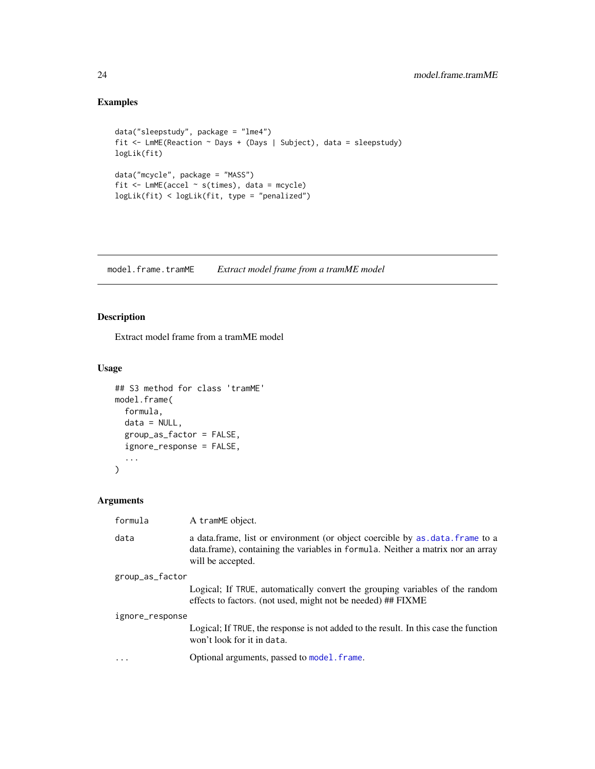### Examples

```
data("sleepstudy", package = "lme4")
fit <- LmME(Reaction ~ Days + (Days | Subject), data = sleepstudy)
logLik(fit)

data("mcycle", package = "MASS")
fit <- LmME(accel ~ s(times), data = mcycle)
logLik(fit) < logLik(fit, type = "penalized")
```

---

## model.frame.tramME — *Extract model frame from a tramME model*

### Description

Extract model frame from a tramME model

### Usage

```
## S3 method for class 'tramME'
model.frame(
  formula,
  data = NULL,
  group_as_factor = FALSE,
  ignore_response = FALSE,
  ...
)
```

### Arguments

| | |
|---|---|
| `formula` | A `tramME` object. |
| `data` | a data.frame, list or environment (or object coercible by `as.data.frame` to a data.frame), containing the variables in `formula`. Neither a matrix nor an array will be accepted. |
| `group_as_factor` | Logical; If `TRUE`, automatically convert the grouping variables of the random effects to factors. (not used, might not be needed) ## FIXME |
| `ignore_response` | Logical; If `TRUE`, the response is not added to the result. In this case the function won't look for it in `data`. |
| `...` | Optional arguments, passed to `model.frame`. |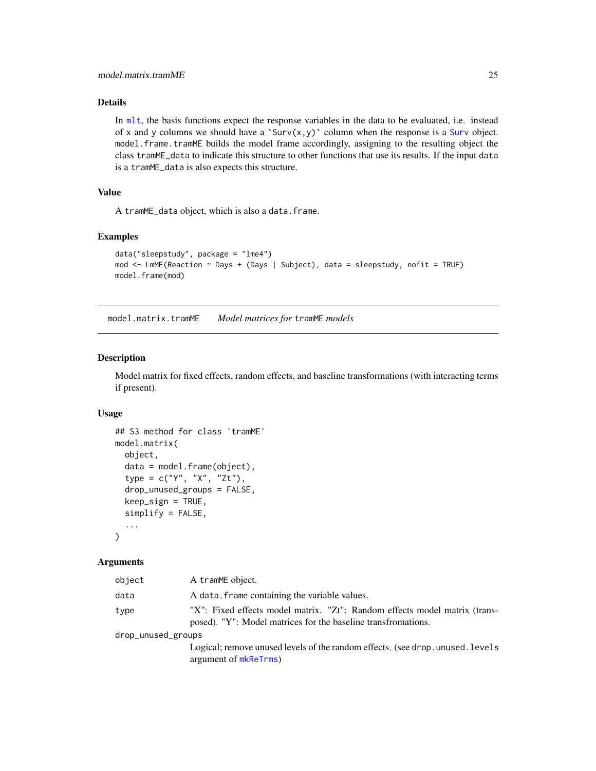### Details

In mlt, the basis functions expect the response variables in the data to be evaluated, i.e. instead of x and y columns we should have a `Surv(x,y)` column when the response is a Surv object. model.frame.tramME builds the model frame accordingly, assigning to the resulting object the class tramME_data to indicate this structure to other functions that use its results. If the input data is a tramME_data is also expects this structure.

### Value

A tramME_data object, which is also a data.frame.

### Examples

```
data("sleepstudy", package = "lme4")
mod <- LmME(Reaction ~ Days + (Days | Subject), data = sleepstudy, nofit = TRUE)
model.frame(mod)
```

---

## model.matrix.tramME    *Model matrices for* tramME *models*

---

### Description

Model matrix for fixed effects, random effects, and baseline transformations (with interacting terms if present).

### Usage

```
## S3 method for class 'tramME'
model.matrix(
  object,
  data = model.frame(object),
  type = c("Y", "X", "Zt"),
  drop_unused_groups = FALSE,
  keep_sign = TRUE,
  simplify = FALSE,
  ...
)
```

### Arguments

| | |
|---|---|
| object | A tramME object. |
| data | A data.frame containing the variable values. |
| type | "X": Fixed effects model matrix. "Zt": Random effects model matrix (transposed). "Y": Model matrices for the baseline transfromations. |
| drop_unused_groups | Logical; remove unused levels of the random effects. (see drop.unused.levels argument of mkReTrms) |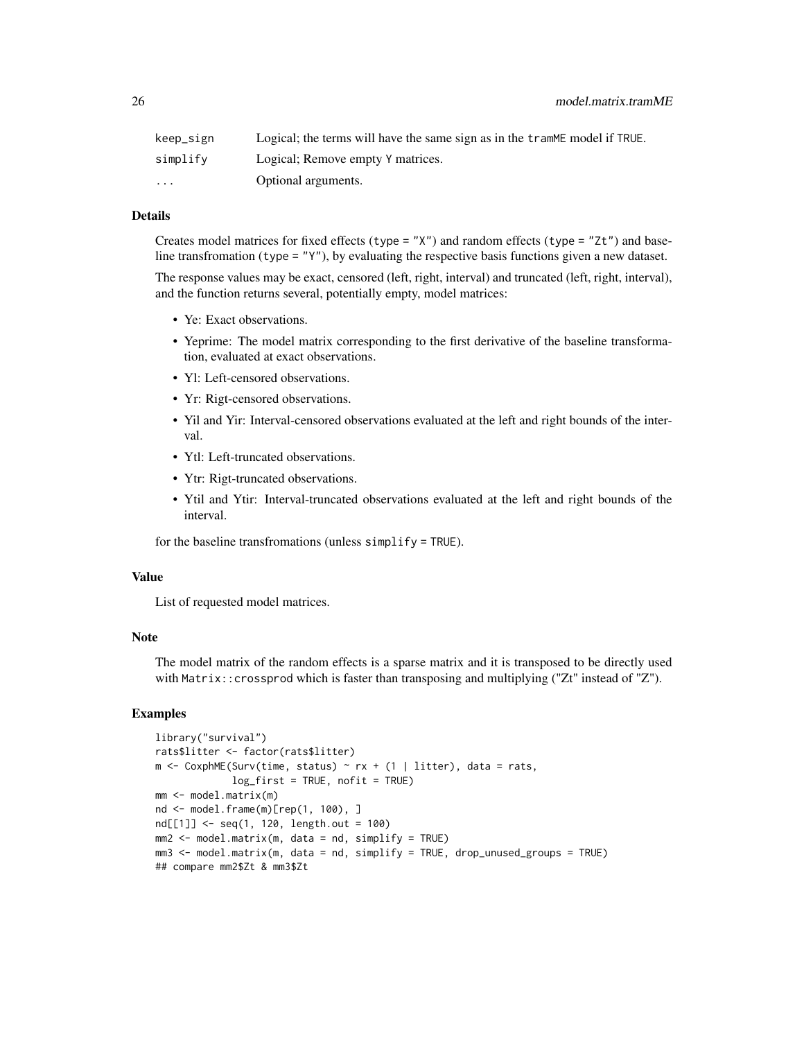| | |
|---|---|
| keep_sign | Logical; the terms will have the same sign as in the tramME model if TRUE. |
| simplify | Logical; Remove empty Y matrices. |
| ... | Optional arguments. |

## Details

Creates model matrices for fixed effects (type = "X") and random effects (type = "Zt") and baseline transfromation (type = "Y"), by evaluating the respective basis functions given a new dataset.

The response values may be exact, censored (left, right, interval) and truncated (left, right, interval), and the function returns several, potentially empty, model matrices:

- Ye: Exact observations.
- Yeprime: The model matrix corresponding to the first derivative of the baseline transformation, evaluated at exact observations.
- Yl: Left-censored observations.
- Yr: Rigt-censored observations.
- Yil and Yir: Interval-censored observations evaluated at the left and right bounds of the interval.
- Ytl: Left-truncated observations.
- Ytr: Rigt-truncated observations.
- Ytil and Ytir: Interval-truncated observations evaluated at the left and right bounds of the interval.

for the baseline transfromations (unless simplify = TRUE).

## Value

List of requested model matrices.

## Note

The model matrix of the random effects is a sparse matrix and it is transposed to be directly used with Matrix::crossprod which is faster than transposing and multiplying ("Zt" instead of "Z").

## Examples

```
library("survival")
rats$litter <- factor(rats$litter)
m <- CoxphME(Surv(time, status) ~ rx + (1 | litter), data = rats,
             log_first = TRUE, nofit = TRUE)
mm <- model.matrix(m)
nd <- model.frame(m)[rep(1, 100), ]
nd[[1]] <- seq(1, 120, length.out = 100)
mm2 <- model.matrix(m, data = nd, simplify = TRUE)
mm3 <- model.matrix(m, data = nd, simplify = TRUE, drop_unused_groups = TRUE)
## compare mm2$Zt & mm3$Zt
```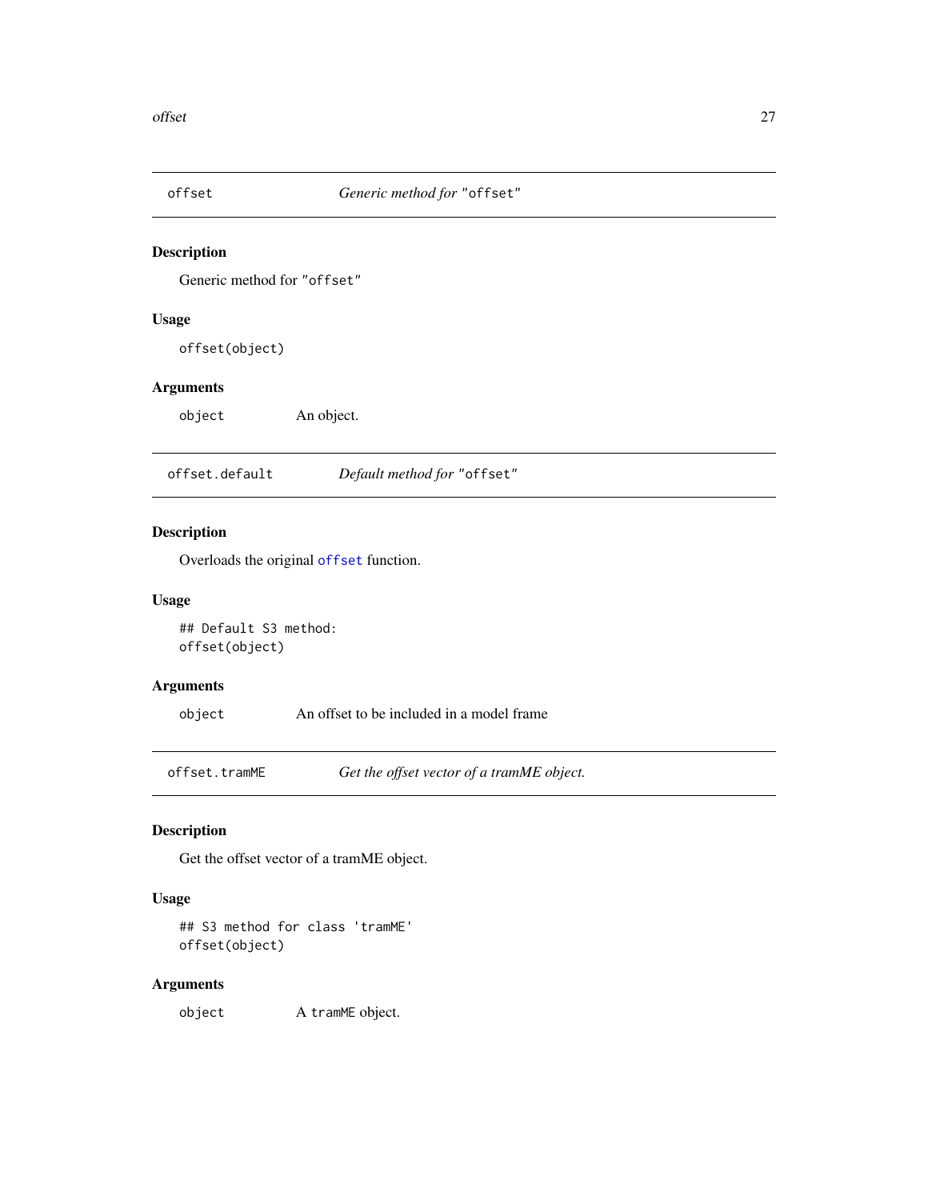## offset — *Generic method for "offset"*

### Description

Generic method for "offset"

### Usage

```
offset(object)
```

### Arguments

| | |
|---|---|
| object | An object. |

## offset.default — *Default method for "offset"*

### Description

Overloads the original offset function.

### Usage

```
## Default S3 method:
offset(object)
```

### Arguments

| | |
|---|---|
| object | An offset to be included in a model frame |

## offset.tramME — *Get the offset vector of a tramME object.*

### Description

Get the offset vector of a tramME object.

### Usage

```
## S3 method for class 'tramME'
offset(object)
```

### Arguments

| | |
|---|---|
| object | A tramME object. |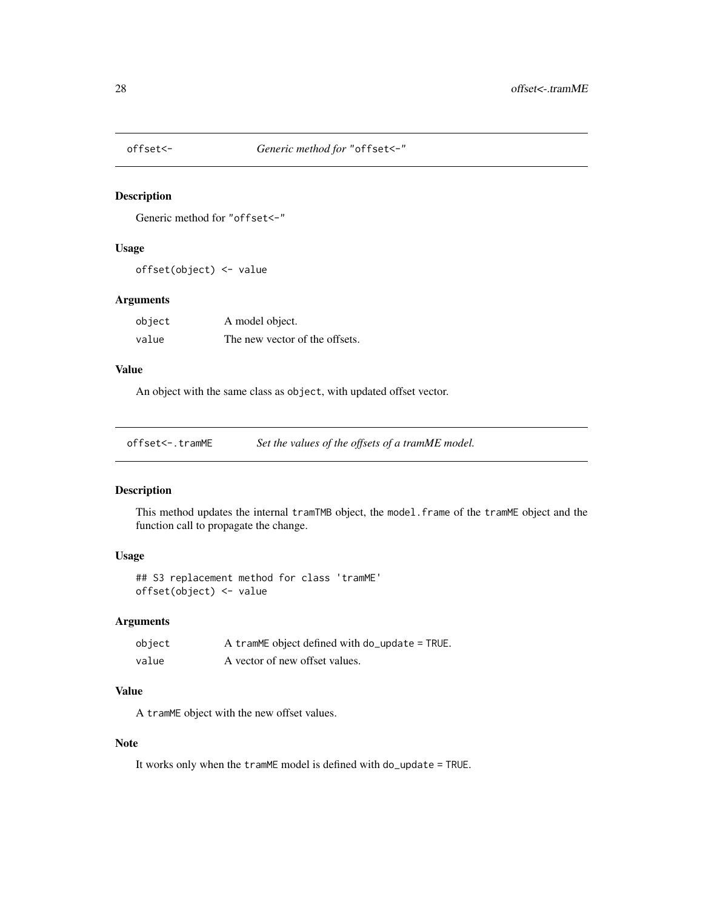## offset<- *Generic method for "offset<-"*

### Description

Generic method for "offset<-"

### Usage

```
offset(object) <- value
```

### Arguments

| | |
|---|---|
| object | A model object. |
| value | The new vector of the offsets. |

### Value

An object with the same class as `object`, with updated offset vector.

## offset<-.tramME *Set the values of the offsets of a tramME model.*

### Description

This method updates the internal `tramTMB` object, the `model.frame` of the `tramME` object and the function call to propagate the change.

### Usage

```
## S3 replacement method for class 'tramME'
offset(object) <- value
```

### Arguments

| | |
|---|---|
| object | A `tramME` object defined with `do_update = TRUE`. |
| value | A vector of new offset values. |

### Value

A `tramME` object with the new offset values.

### Note

It works only when the `tramME` model is defined with `do_update = TRUE`.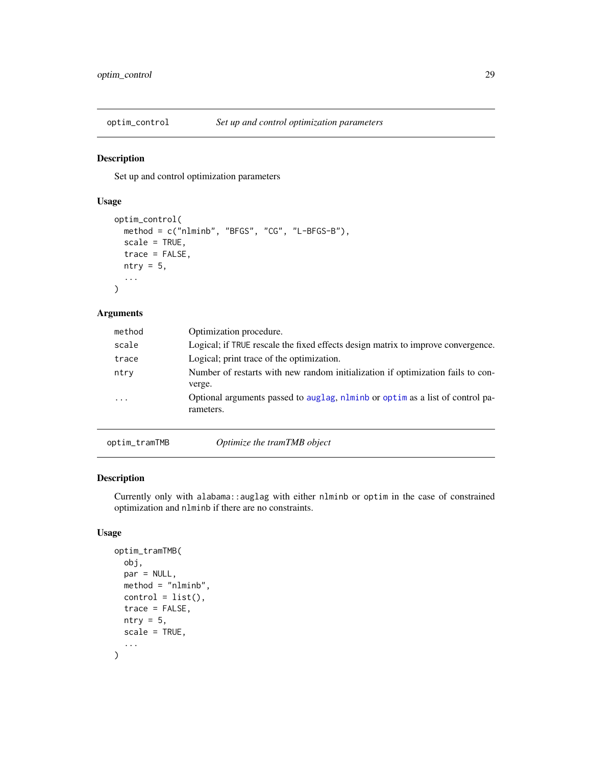## optim_control — *Set up and control optimization parameters*

### Description

Set up and control optimization parameters

### Usage

```
optim_control(
  method = c("nlminb", "BFGS", "CG", "L-BFGS-B"),
  scale = TRUE,
  trace = FALSE,
  ntry = 5,
  ...
)
```

### Arguments

| | |
|---|---|
| `method` | Optimization procedure. |
| `scale` | Logical; if `TRUE` rescale the fixed effects design matrix to improve convergence. |
| `trace` | Logical; print trace of the optimization. |
| `ntry` | Number of restarts with new random initialization if optimization fails to converge. |
| `...` | Optional arguments passed to `auglag`, `nlminb` or `optim` as a list of control parameters. |

## optim_tramTMB — *Optimize the tramTMB object*

### Description

Currently only with `alabama::auglag` with either `nlminb` or `optim` in the case of constrained optimization and `nlminb` if there are no constraints.

### Usage

```
optim_tramTMB(
  obj,
  par = NULL,
  method = "nlminb",
  control = list(),
  trace = FALSE,
  ntry = 5,
  scale = TRUE,
  ...
)
```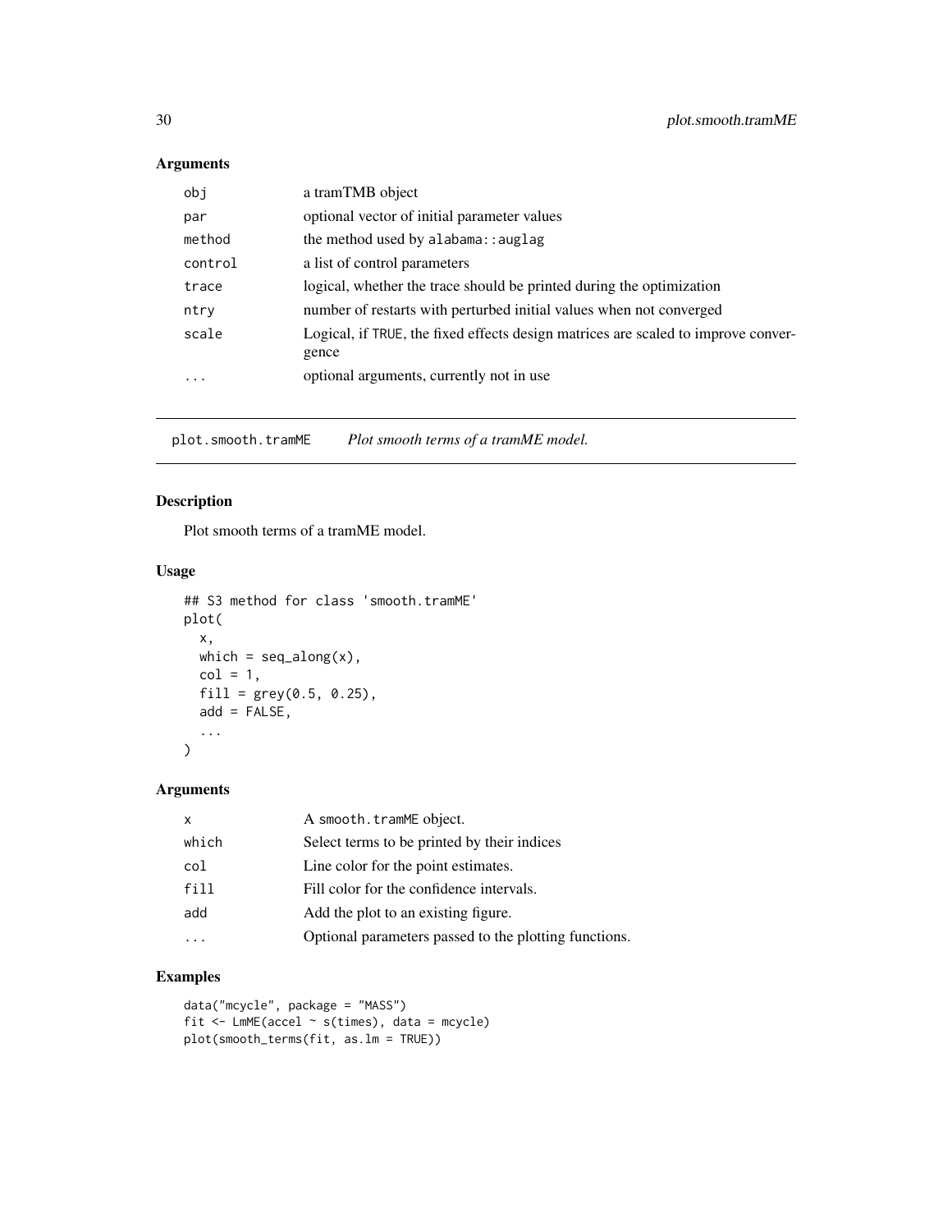## Arguments

| | |
|---|---|
| obj | a tramTMB object |
| par | optional vector of initial parameter values |
| method | the method used by alabama::auglag |
| control | a list of control parameters |
| trace | logical, whether the trace should be printed during the optimization |
| ntry | number of restarts with perturbed initial values when not converged |
| scale | Logical, if TRUE, the fixed effects design matrices are scaled to improve convergence |
| ... | optional arguments, currently not in use |

---

# plot.smooth.tramME *Plot smooth terms of a tramME model.*

## Description

Plot smooth terms of a tramME model.

## Usage

```
## S3 method for class 'smooth.tramME'
plot(
  x,
  which = seq_along(x),
  col = 1,
  fill = grey(0.5, 0.25),
  add = FALSE,
  ...
)
```

## Arguments

| | |
|---|---|
| x | A smooth.tramME object. |
| which | Select terms to be printed by their indices |
| col | Line color for the point estimates. |
| fill | Fill color for the confidence intervals. |
| add | Add the plot to an existing figure. |
| ... | Optional parameters passed to the plotting functions. |

## Examples

```
data("mcycle", package = "MASS")
fit <- LmME(accel ~ s(times), data = mcycle)
plot(smooth_terms(fit, as.lm = TRUE))
```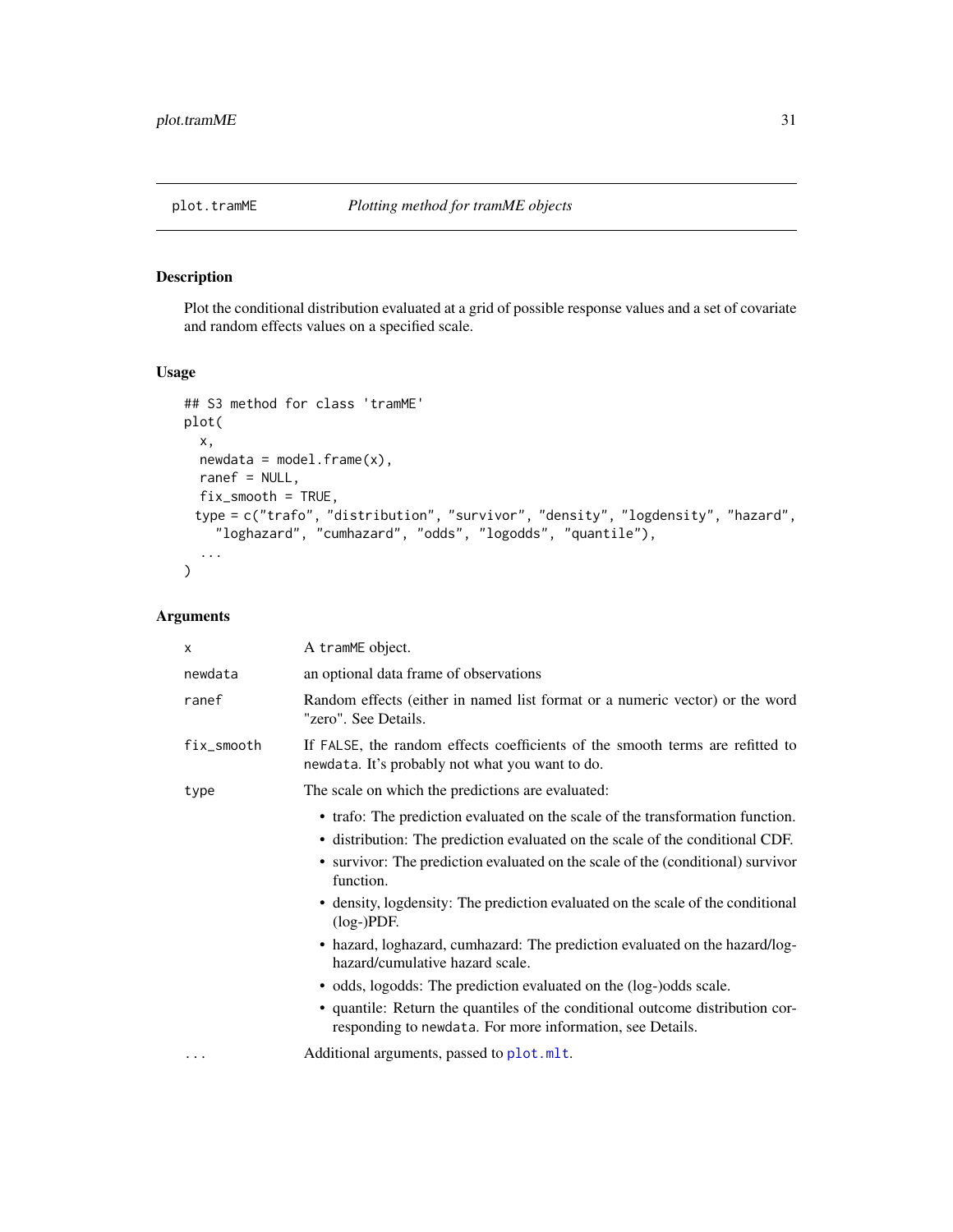# plot.tramME — *Plotting method for tramME objects*

## Description

Plot the conditional distribution evaluated at a grid of possible response values and a set of covariate and random effects values on a specified scale.

## Usage

```
## S3 method for class 'tramME'
plot(
  x,
  newdata = model.frame(x),
  ranef = NULL,
  fix_smooth = TRUE,
 type = c("trafo", "distribution", "survivor", "density", "logdensity", "hazard",
    "loghazard", "cumhazard", "odds", "logodds", "quantile"),
  ...
)
```

## Arguments

| Argument | Description |
|---|---|
| `x` | A `tramME` object. |
| `newdata` | an optional data frame of observations |
| `ranef` | Random effects (either in named list format or a numeric vector) or the word "zero". See Details. |
| `fix_smooth` | If `FALSE`, the random effects coefficients of the smooth terms are refitted to `newdata`. It's probably not what you want to do. |
| `type` | The scale on which the predictions are evaluated:<br>• trafo: The prediction evaluated on the scale of the transformation function.<br>• distribution: The prediction evaluated on the scale of the conditional CDF.<br>• survivor: The prediction evaluated on the scale of the (conditional) survivor function.<br>• density, logdensity: The prediction evaluated on the scale of the conditional (log-)PDF.<br>• hazard, loghazard, cumhazard: The prediction evaluated on the hazard/log-hazard/cumulative hazard scale.<br>• odds, logodds: The prediction evaluated on the (log-)odds scale.<br>• quantile: Return the quantiles of the conditional outcome distribution corresponding to `newdata`. For more information, see Details. |
| `...` | Additional arguments, passed to `plot.mlt`. |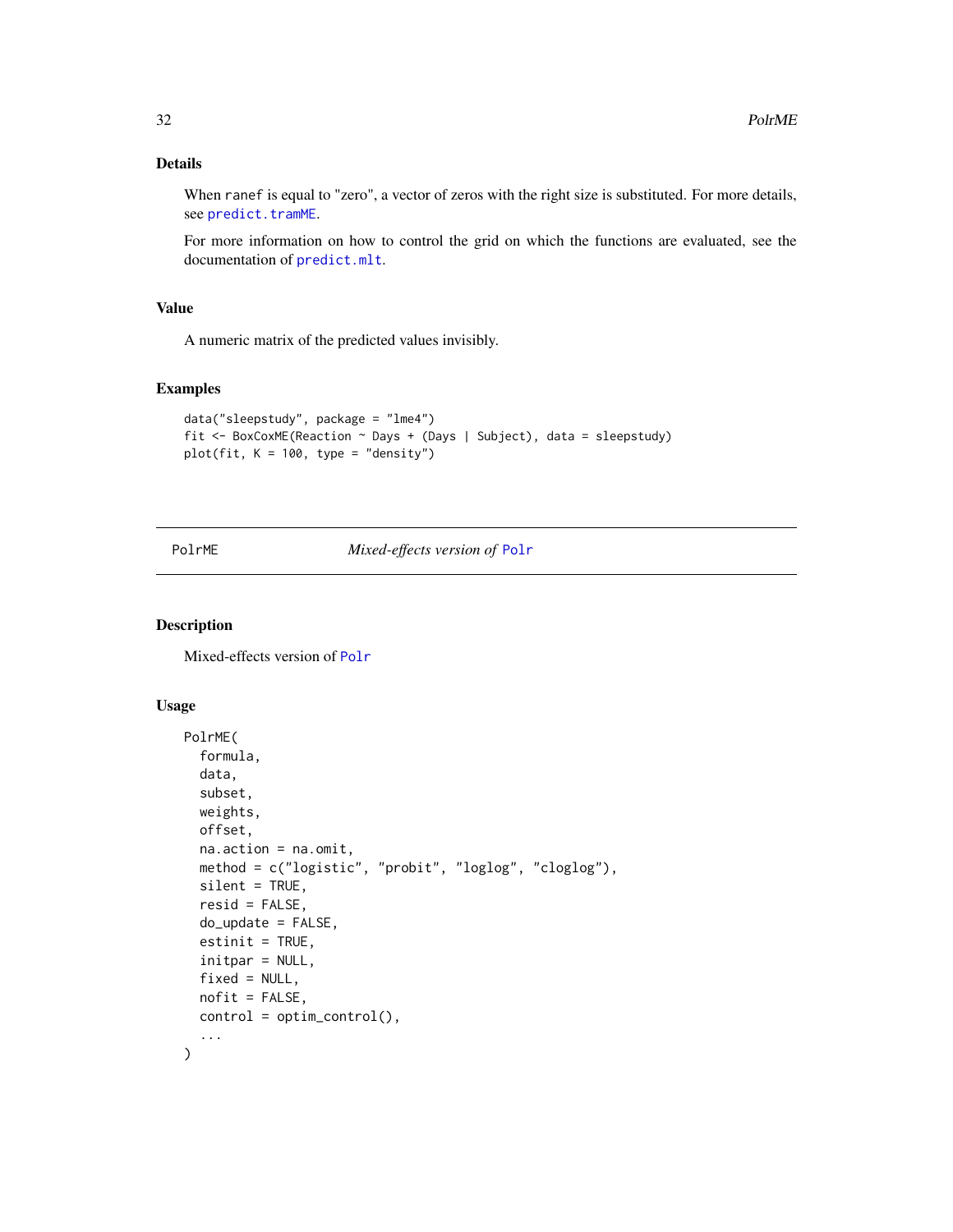### Details

When `ranef` is equal to "zero", a vector of zeros with the right size is substituted. For more details, see `predict.tramME`.

For more information on how to control the grid on which the functions are evaluated, see the documentation of `predict.mlt`.

### Value

A numeric matrix of the predicted values invisibly.

### Examples

```
data("sleepstudy", package = "lme4")
fit <- BoxCoxME(Reaction ~ Days + (Days | Subject), data = sleepstudy)
plot(fit, K = 100, type = "density")
```

---

## PolrME — *Mixed-effects version of* `Polr`

### Description

Mixed-effects version of `Polr`

### Usage

```
PolrME(
  formula,
  data,
  subset,
  weights,
  offset,
  na.action = na.omit,
  method = c("logistic", "probit", "loglog", "cloglog"),
  silent = TRUE,
  resid = FALSE,
  do_update = FALSE,
  estinit = TRUE,
  initpar = NULL,
  fixed = NULL,
  nofit = FALSE,
  control = optim_control(),
  ...
)
```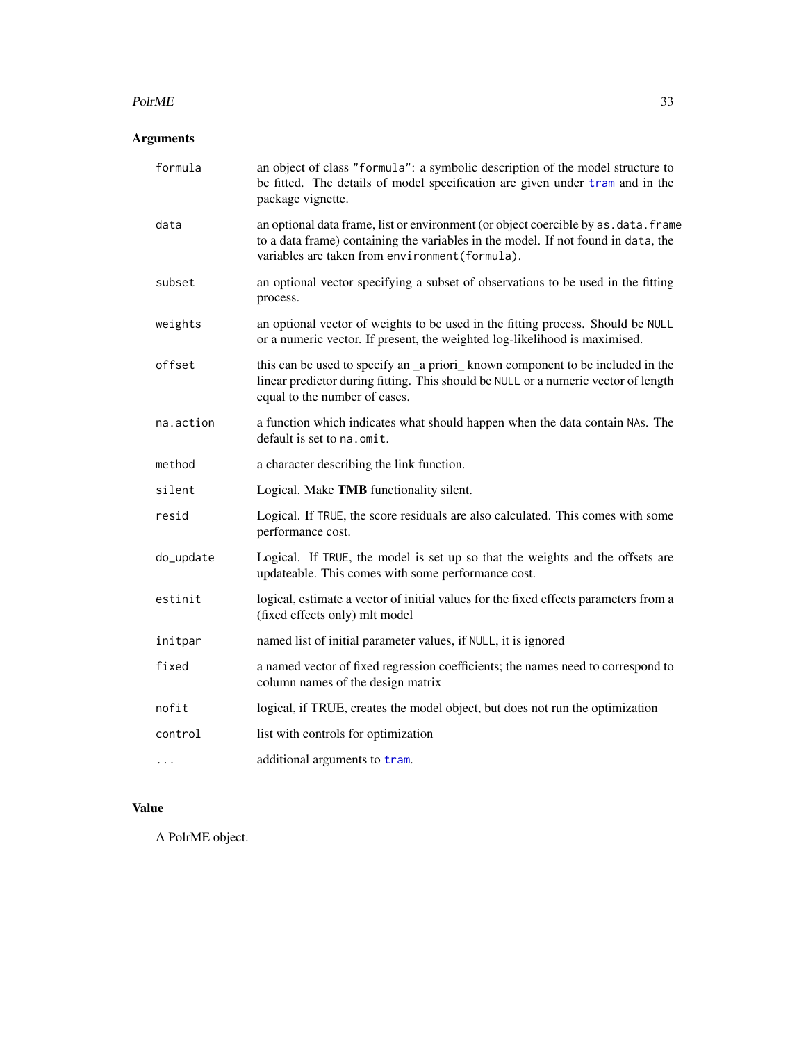## Arguments

| Argument | Description |
|---|---|
| formula | an object of class "formula": a symbolic description of the model structure to be fitted. The details of model specification are given under tram and in the package vignette. |
| data | an optional data frame, list or environment (or object coercible by as.data.frame to a data frame) containing the variables in the model. If not found in data, the variables are taken from environment(formula). |
| subset | an optional vector specifying a subset of observations to be used in the fitting process. |
| weights | an optional vector of weights to be used in the fitting process. Should be NULL or a numeric vector. If present, the weighted log-likelihood is maximised. |
| offset | this can be used to specify an _a priori_ known component to be included in the linear predictor during fitting. This should be NULL or a numeric vector of length equal to the number of cases. |
| na.action | a function which indicates what should happen when the data contain NAs. The default is set to na.omit. |
| method | a character describing the link function. |
| silent | Logical. Make **TMB** functionality silent. |
| resid | Logical. If TRUE, the score residuals are also calculated. This comes with some performance cost. |
| do_update | Logical. If TRUE, the model is set up so that the weights and the offsets are updateable. This comes with some performance cost. |
| estinit | logical, estimate a vector of initial values for the fixed effects parameters from a (fixed effects only) mlt model |
| initpar | named list of initial parameter values, if NULL, it is ignored |
| fixed | a named vector of fixed regression coefficients; the names need to correspond to column names of the design matrix |
| nofit | logical, if TRUE, creates the model object, but does not run the optimization |
| control | list with controls for optimization |
| ... | additional arguments to tram. |

## Value

A PolrME object.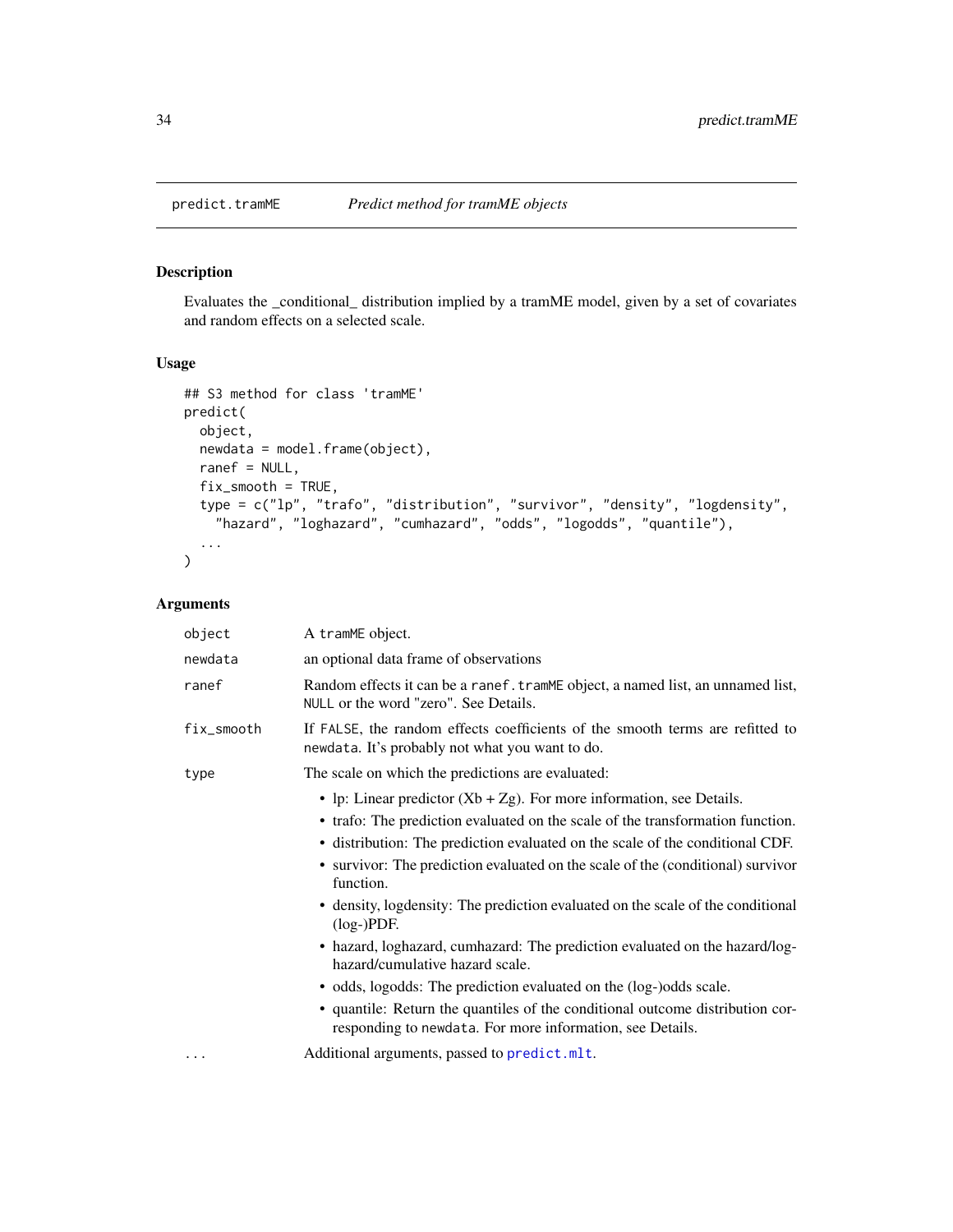## predict.tramME — *Predict method for tramME objects*

### Description

Evaluates the _conditional_ distribution implied by a tramME model, given by a set of covariates and random effects on a selected scale.

### Usage

```
## S3 method for class 'tramME'
predict(
  object,
  newdata = model.frame(object),
  ranef = NULL,
  fix_smooth = TRUE,
  type = c("lp", "trafo", "distribution", "survivor", "density", "logdensity",
    "hazard", "loghazard", "cumhazard", "odds", "logodds", "quantile"),
  ...
)
```

### Arguments

| | |
|---|---|
| `object` | A `tramME` object. |
| `newdata` | an optional data frame of observations |
| `ranef` | Random effects it can be a `ranef.tramME` object, a named list, an unnamed list, `NULL` or the word "zero". See Details. |
| `fix_smooth` | If `FALSE`, the random effects coefficients of the smooth terms are refitted to `newdata`. It's probably not what you want to do. |
| `type` | The scale on which the predictions are evaluated: <br>• lp: Linear predictor (Xb + Zg). For more information, see Details.<br>• trafo: The prediction evaluated on the scale of the transformation function.<br>• distribution: The prediction evaluated on the scale of the conditional CDF.<br>• survivor: The prediction evaluated on the scale of the (conditional) survivor function.<br>• density, logdensity: The prediction evaluated on the scale of the conditional (log-)PDF.<br>• hazard, loghazard, cumhazard: The prediction evaluated on the hazard/log-hazard/cumulative hazard scale.<br>• odds, logodds: The prediction evaluated on the (log-)odds scale.<br>• quantile: Return the quantiles of the conditional outcome distribution corresponding to `newdata`. For more information, see Details. |
| `...` | Additional arguments, passed to `predict.mlt`. |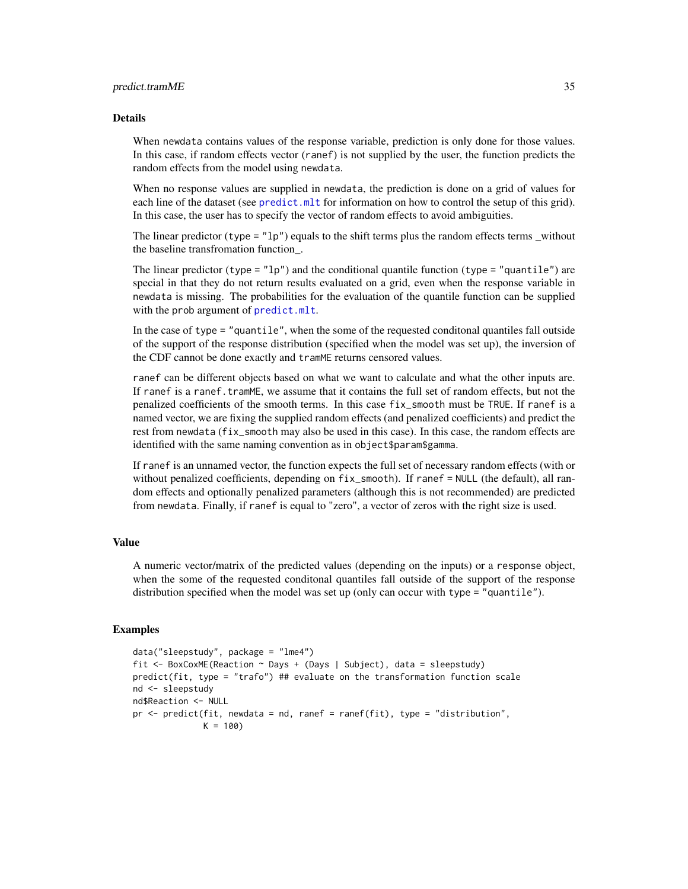## Details

When newdata contains values of the response variable, prediction is only done for those values. In this case, if random effects vector (ranef) is not supplied by the user, the function predicts the random effects from the model using newdata.

When no response values are supplied in newdata, the prediction is done on a grid of values for each line of the dataset (see predict.mlt for information on how to control the setup of this grid). In this case, the user has to specify the vector of random effects to avoid ambiguities.

The linear predictor (type = "lp") equals to the shift terms plus the random effects terms _without the baseline transfromation function_.

The linear predictor (type = "lp") and the conditional quantile function (type = "quantile") are special in that they do not return results evaluated on a grid, even when the response variable in newdata is missing. The probabilities for the evaluation of the quantile function can be supplied with the prob argument of predict.mlt.

In the case of type = "quantile", when the some of the requested conditonal quantiles fall outside of the support of the response distribution (specified when the model was set up), the inversion of the CDF cannot be done exactly and tramME returns censored values.

ranef can be different objects based on what we want to calculate and what the other inputs are. If ranef is a ranef.tramME, we assume that it contains the full set of random effects, but not the penalized coefficients of the smooth terms. In this case fix_smooth must be TRUE. If ranef is a named vector, we are fixing the supplied random effects (and penalized coefficients) and predict the rest from newdata (fix_smooth may also be used in this case). In this case, the random effects are identified with the same naming convention as in object$param$gamma.

If ranef is an unnamed vector, the function expects the full set of necessary random effects (with or without penalized coefficients, depending on fix_smooth). If ranef = NULL (the default), all random effects and optionally penalized parameters (although this is not recommended) are predicted from newdata. Finally, if ranef is equal to "zero", a vector of zeros with the right size is used.

## Value

A numeric vector/matrix of the predicted values (depending on the inputs) or a response object, when the some of the requested conditonal quantiles fall outside of the support of the response distribution specified when the model was set up (only can occur with type = "quantile").

## Examples

```
data("sleepstudy", package = "lme4")
fit <- BoxCoxME(Reaction ~ Days + (Days | Subject), data = sleepstudy)
predict(fit, type = "trafo") ## evaluate on the transformation function scale
nd <- sleepstudy
nd$Reaction <- NULL
pr <- predict(fit, newdata = nd, ranef = ranef(fit), type = "distribution",
              K = 100)
```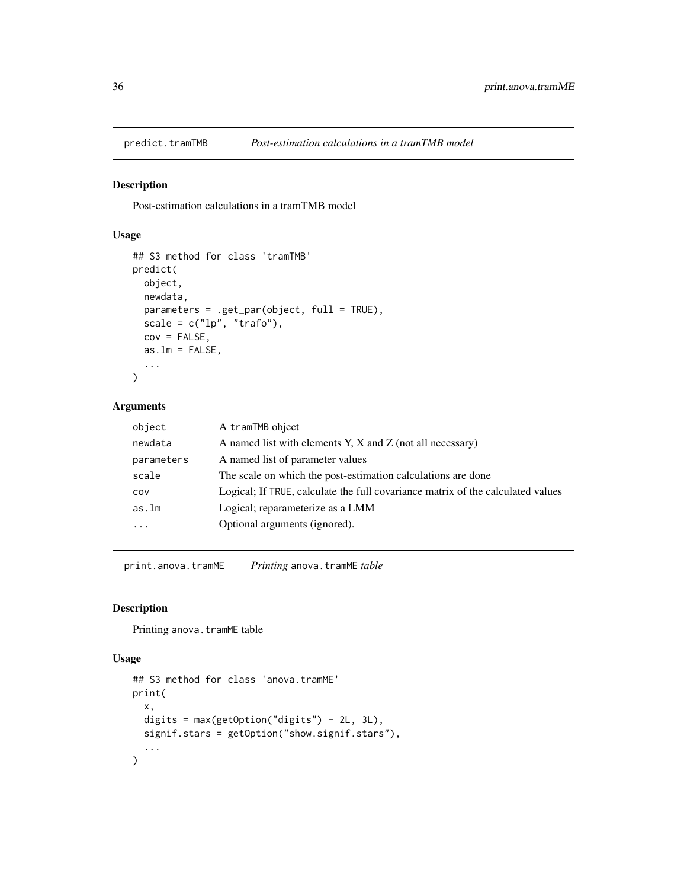## predict.tramTMB — *Post-estimation calculations in a tramTMB model*

### Description

Post-estimation calculations in a tramTMB model

### Usage

```
## S3 method for class 'tramTMB'
predict(
  object,
  newdata,
  parameters = .get_par(object, full = TRUE),
  scale = c("lp", "trafo"),
  cov = FALSE,
  as.lm = FALSE,
  ...
)
```

### Arguments

| | |
|---|---|
| object | A tramTMB object |
| newdata | A named list with elements Y, X and Z (not all necessary) |
| parameters | A named list of parameter values |
| scale | The scale on which the post-estimation calculations are done |
| cov | Logical; If TRUE, calculate the full covariance matrix of the calculated values |
| as.lm | Logical; reparameterize as a LMM |
| ... | Optional arguments (ignored). |

## print.anova.tramME — *Printing* anova.tramME *table*

### Description

Printing anova.tramME table

### Usage

```
## S3 method for class 'anova.tramME'
print(
  x,
  digits = max(getOption("digits") - 2L, 3L),
  signif.stars = getOption("show.signif.stars"),
  ...
)
```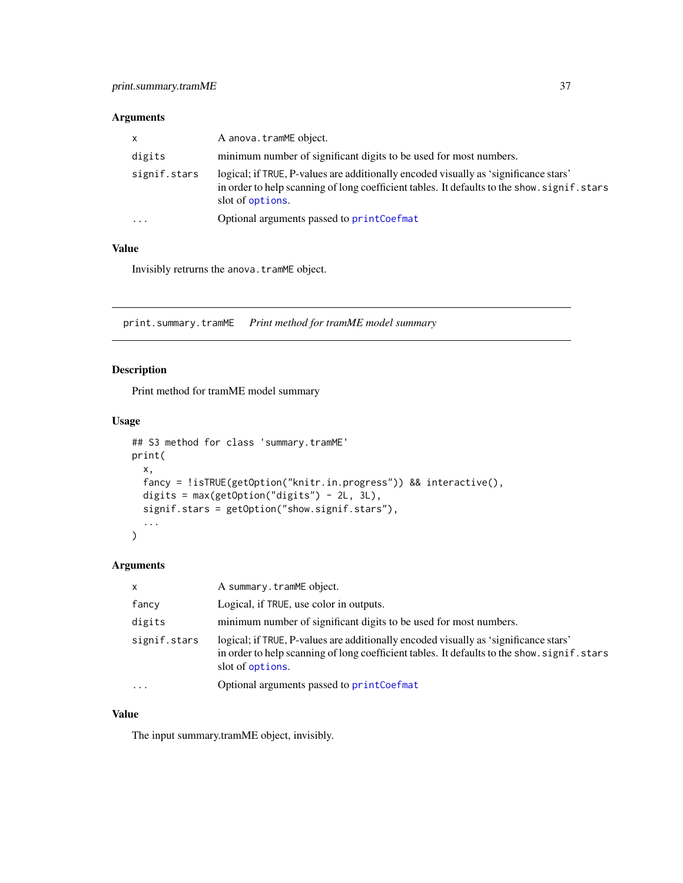### Arguments

| | |
|---|---|
| `x` | A `anova.tramME` object. |
| `digits` | minimum number of significant digits to be used for most numbers. |
| `signif.stars` | logical; if `TRUE`, P-values are additionally encoded visually as 'significance stars' in order to help scanning of long coefficient tables. It defaults to the `show.signif.stars` slot of `options`. |
| `...` | Optional arguments passed to `printCoefmat` |

### Value

Invisibly retrurns the `anova.tramME` object.

---

## print.summary.tramME &nbsp;&nbsp; *Print method for tramME model summary*

### Description

Print method for tramME model summary

### Usage

```
## S3 method for class 'summary.tramME'
print(
  x,
  fancy = !isTRUE(getOption("knitr.in.progress")) && interactive(),
  digits = max(getOption("digits") - 2L, 3L),
  signif.stars = getOption("show.signif.stars"),
  ...
)
```

### Arguments

| | |
|---|---|
| `x` | A `summary.tramME` object. |
| `fancy` | Logical, if `TRUE`, use color in outputs. |
| `digits` | minimum number of significant digits to be used for most numbers. |
| `signif.stars` | logical; if `TRUE`, P-values are additionally encoded visually as 'significance stars' in order to help scanning of long coefficient tables. It defaults to the `show.signif.stars` slot of `options`. |
| `...` | Optional arguments passed to `printCoefmat` |

### Value

The input summary.tramME object, invisibly.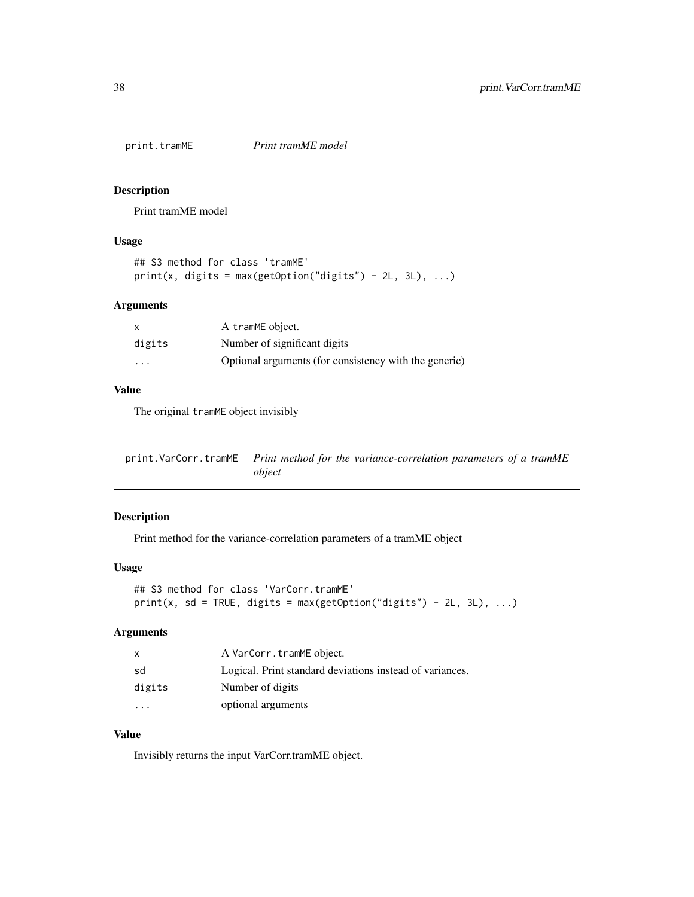## print.tramME — *Print tramME model*

### Description

Print tramME model

### Usage

```
## S3 method for class 'tramME'
print(x, digits = max(getOption("digits") - 2L, 3L), ...)
```

### Arguments

| | |
|---|---|
| x | A tramME object. |
| digits | Number of significant digits |
| ... | Optional arguments (for consistency with the generic) |

### Value

The original tramME object invisibly

## print.VarCorr.tramME — *Print method for the variance-correlation parameters of a tramME object*

### Description

Print method for the variance-correlation parameters of a tramME object

### Usage

```
## S3 method for class 'VarCorr.tramME'
print(x, sd = TRUE, digits = max(getOption("digits") - 2L, 3L), ...)
```

### Arguments

| | |
|---|---|
| x | A VarCorr.tramME object. |
| sd | Logical. Print standard deviations instead of variances. |
| digits | Number of digits |
| ... | optional arguments |

### Value

Invisibly returns the input VarCorr.tramME object.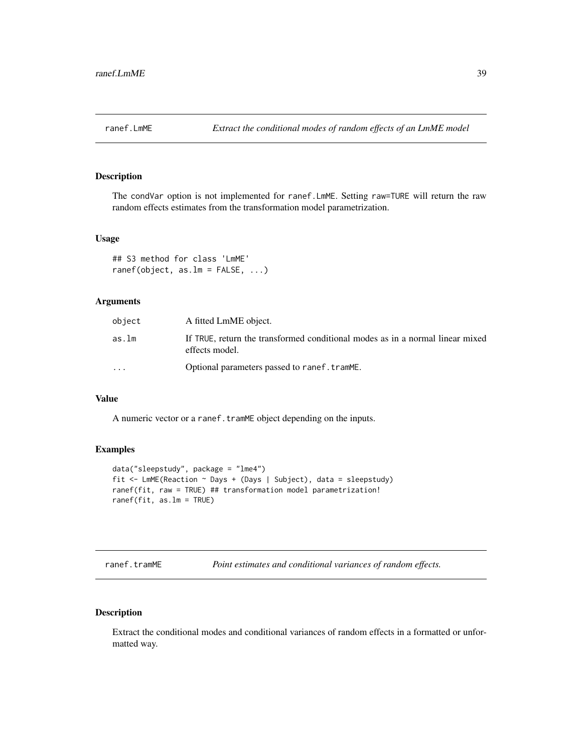## ranef.LmME — *Extract the conditional modes of random effects of an LmME model*

### Description

The condVar option is not implemented for ranef.LmME. Setting raw=TURE will return the raw random effects estimates from the transformation model parametrization.

### Usage

```
## S3 method for class 'LmME'
ranef(object, as.lm = FALSE, ...)
```

### Arguments

| | |
|---|---|
| object | A fitted LmME object. |
| as.lm | If TRUE, return the transformed conditional modes as in a normal linear mixed effects model. |
| ... | Optional parameters passed to ranef.tramME. |

### Value

A numeric vector or a ranef.tramME object depending on the inputs.

### Examples

```
data("sleepstudy", package = "lme4")
fit <- LmME(Reaction ~ Days + (Days | Subject), data = sleepstudy)
ranef(fit, raw = TRUE) ## transformation model parametrization!
ranef(fit, as.lm = TRUE)
```

## ranef.tramME — *Point estimates and conditional variances of random effects.*

### Description

Extract the conditional modes and conditional variances of random effects in a formatted or unformatted way.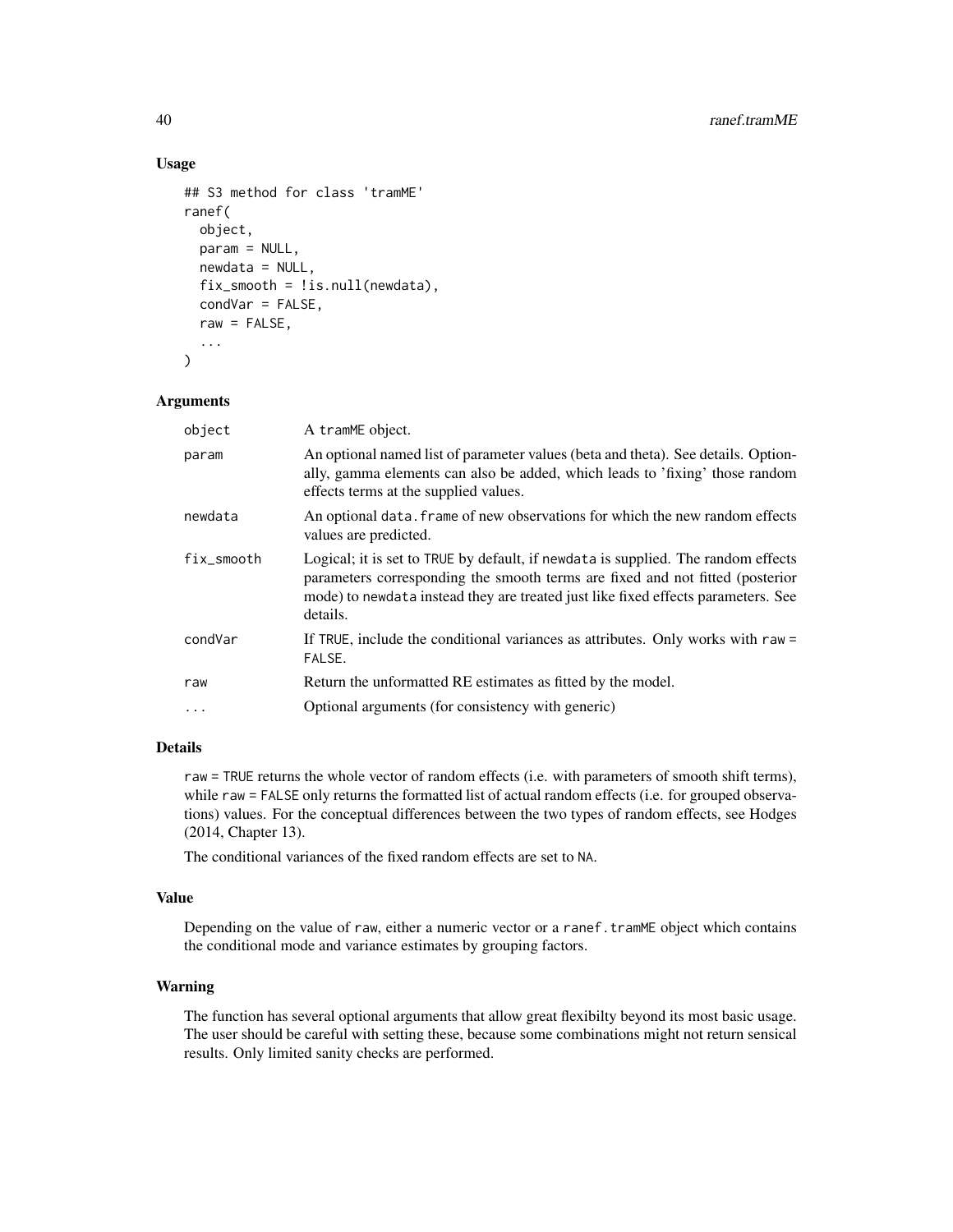### Usage

```
## S3 method for class 'tramME'
ranef(
  object,
  param = NULL,
  newdata = NULL,
  fix_smooth = !is.null(newdata),
  condVar = FALSE,
  raw = FALSE,
  ...
)
```

### Arguments

| | |
|---|---|
| object | A tramME object. |
| param | An optional named list of parameter values (beta and theta). See details. Optionally, gamma elements can also be added, which leads to 'fixing' those random effects terms at the supplied values. |
| newdata | An optional data.frame of new observations for which the new random effects values are predicted. |
| fix_smooth | Logical; it is set to TRUE by default, if newdata is supplied. The random effects parameters corresponding the smooth terms are fixed and not fitted (posterior mode) to newdata instead they are treated just like fixed effects parameters. See details. |
| condVar | If TRUE, include the conditional variances as attributes. Only works with raw = FALSE. |
| raw | Return the unformatted RE estimates as fitted by the model. |
| ... | Optional arguments (for consistency with generic) |

### Details

raw = TRUE returns the whole vector of random effects (i.e. with parameters of smooth shift terms), while raw = FALSE only returns the formatted list of actual random effects (i.e. for grouped observations) values. For the conceptual differences between the two types of random effects, see Hodges (2014, Chapter 13).

The conditional variances of the fixed random effects are set to NA.

### Value

Depending on the value of raw, either a numeric vector or a ranef.tramME object which contains the conditional mode and variance estimates by grouping factors.

### Warning

The function has several optional arguments that allow great flexibilty beyond its most basic usage. The user should be careful with setting these, because some combinations might not return sensical results. Only limited sanity checks are performed.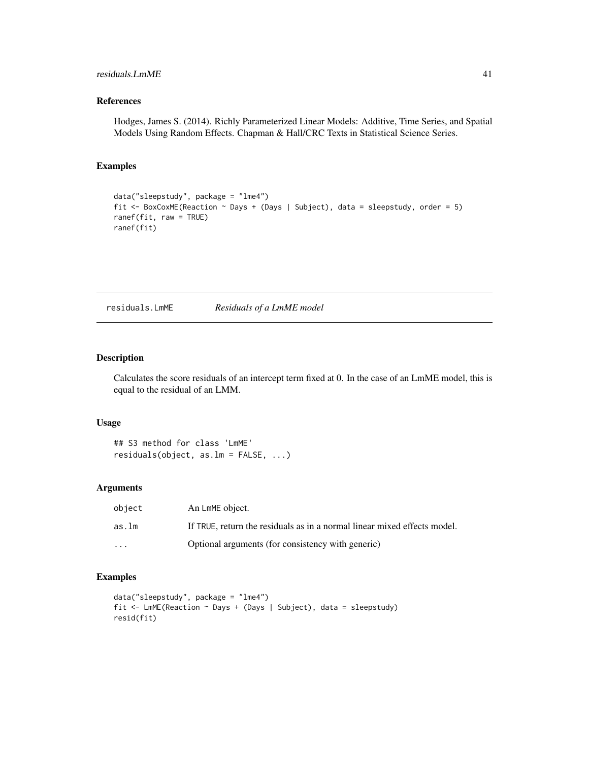## References

Hodges, James S. (2014). Richly Parameterized Linear Models: Additive, Time Series, and Spatial Models Using Random Effects. Chapman & Hall/CRC Texts in Statistical Science Series.

## Examples

```
data("sleepstudy", package = "lme4")
fit <- BoxCoxME(Reaction ~ Days + (Days | Subject), data = sleepstudy, order = 5)
ranef(fit, raw = TRUE)
ranef(fit)
```

---

# residuals.LmME &nbsp;&nbsp;&nbsp; *Residuals of a LmME model*

## Description

Calculates the score residuals of an intercept term fixed at 0. In the case of an LmME model, this is equal to the residual of an LMM.

## Usage

```
## S3 method for class 'LmME'
residuals(object, as.lm = FALSE, ...)
```

## Arguments

| | |
|---|---|
| object | An LmME object. |
| as.lm | If TRUE, return the residuals as in a normal linear mixed effects model. |
| ... | Optional arguments (for consistency with generic) |

## Examples

```
data("sleepstudy", package = "lme4")
fit <- LmME(Reaction ~ Days + (Days | Subject), data = sleepstudy)
resid(fit)
```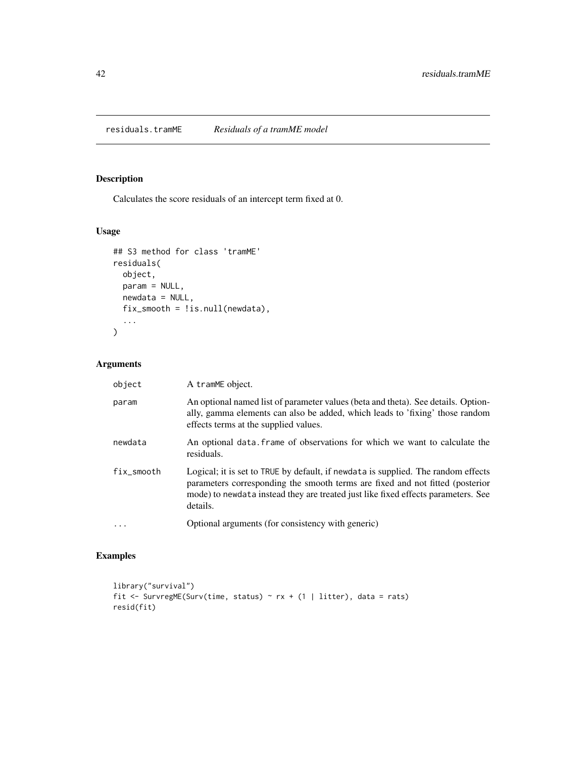residuals.tramME *Residuals of a tramME model*

## Description

Calculates the score residuals of an intercept term fixed at 0.

## Usage

```
## S3 method for class 'tramME'
residuals(
  object,
  param = NULL,
  newdata = NULL,
  fix_smooth = !is.null(newdata),
  ...
)
```

## Arguments

| | |
|---|---|
| object | A tramME object. |
| param | An optional named list of parameter values (beta and theta). See details. Optionally, gamma elements can also be added, which leads to 'fixing' those random effects terms at the supplied values. |
| newdata | An optional data.frame of observations for which we want to calculate the residuals. |
| fix_smooth | Logical; it is set to TRUE by default, if newdata is supplied. The random effects parameters corresponding the smooth terms are fixed and not fitted (posterior mode) to newdata instead they are treated just like fixed effects parameters. See details. |
| ... | Optional arguments (for consistency with generic) |

## Examples

```
library("survival")
fit <- SurvregME(Surv(time, status) ~ rx + (1 | litter), data = rats)
resid(fit)
```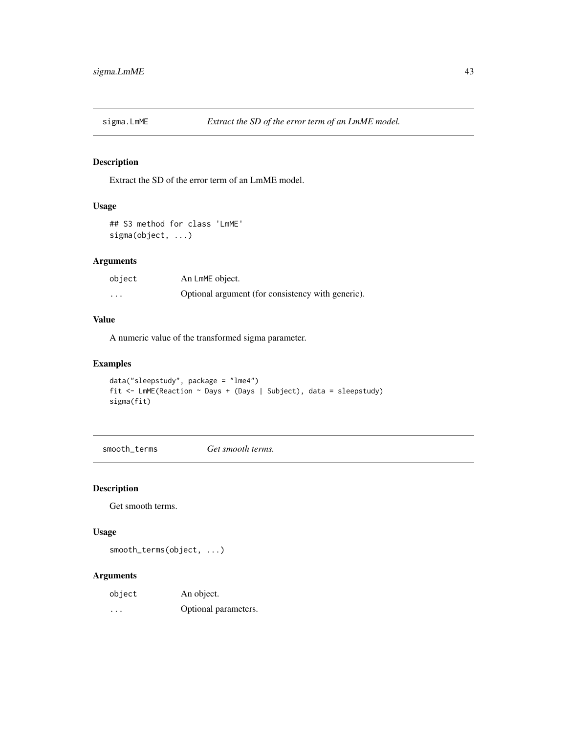## sigma.LmME — *Extract the SD of the error term of an LmME model.*

### Description

Extract the SD of the error term of an LmME model.

### Usage

```
## S3 method for class 'LmME'
sigma(object, ...)
```

### Arguments

| | |
|---|---|
| object | An LmME object. |
| ... | Optional argument (for consistency with generic). |

### Value

A numeric value of the transformed sigma parameter.

### Examples

```
data("sleepstudy", package = "lme4")
fit <- LmME(Reaction ~ Days + (Days | Subject), data = sleepstudy)
sigma(fit)
```

## smooth_terms — *Get smooth terms.*

### Description

Get smooth terms.

### Usage

```
smooth_terms(object, ...)
```

### Arguments

| | |
|---|---|
| object | An object. |
| ... | Optional parameters. |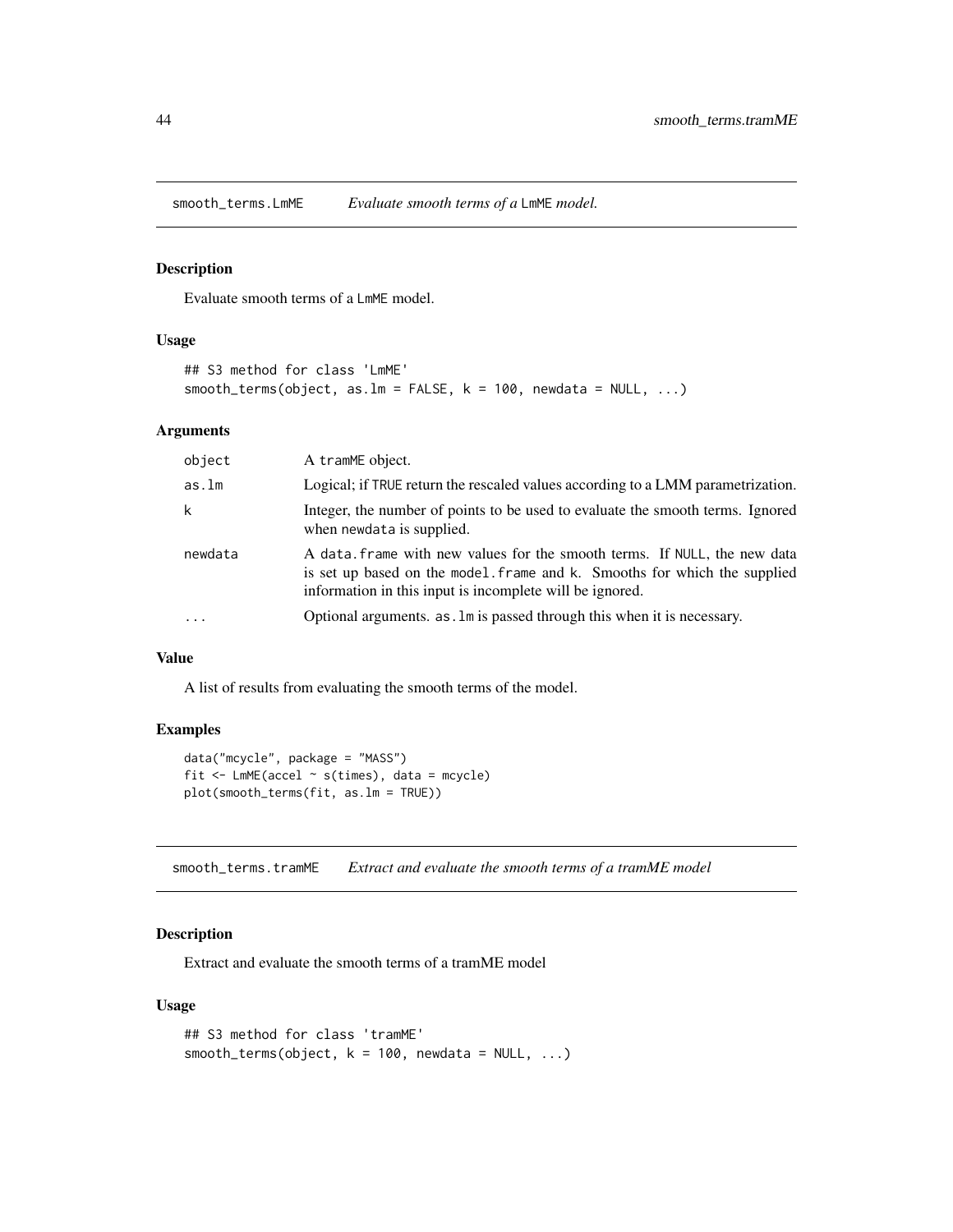## smooth_terms.LmME — *Evaluate smooth terms of a* LmME *model.*

### Description

Evaluate smooth terms of a LmME model.

### Usage

```
## S3 method for class 'LmME'
smooth_terms(object, as.lm = FALSE, k = 100, newdata = NULL, ...)
```

### Arguments

| | |
|---|---|
| object | A tramME object. |
| as.lm | Logical; if TRUE return the rescaled values according to a LMM parametrization. |
| k | Integer, the number of points to be used to evaluate the smooth terms. Ignored when newdata is supplied. |
| newdata | A data.frame with new values for the smooth terms. If NULL, the new data is set up based on the model.frame and k. Smooths for which the supplied information in this input is incomplete will be ignored. |
| ... | Optional arguments. as.lm is passed through this when it is necessary. |

### Value

A list of results from evaluating the smooth terms of the model.

### Examples

```
data("mcycle", package = "MASS")
fit <- LmME(accel ~ s(times), data = mcycle)
plot(smooth_terms(fit, as.lm = TRUE))
```

## smooth_terms.tramME — *Extract and evaluate the smooth terms of a tramME model*

### Description

Extract and evaluate the smooth terms of a tramME model

### Usage

```
## S3 method for class 'tramME'
smooth_terms(object, k = 100, newdata = NULL, ...)
```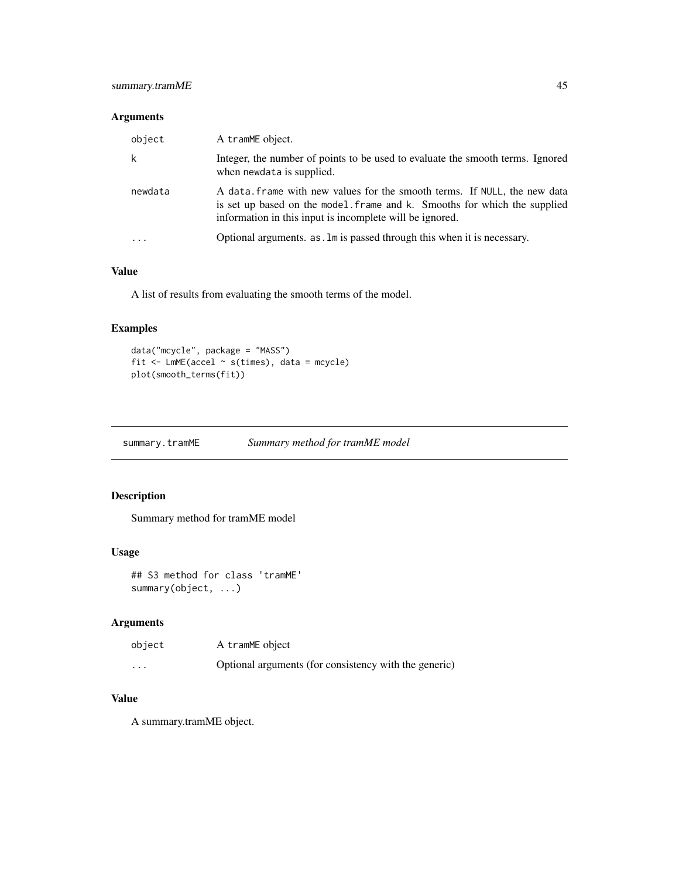### Arguments

| | |
|---|---|
| object | A tramME object. |
| k | Integer, the number of points to be used to evaluate the smooth terms. Ignored when newdata is supplied. |
| newdata | A data.frame with new values for the smooth terms. If NULL, the new data is set up based on the model.frame and k. Smooths for which the supplied information in this input is incomplete will be ignored. |
| ... | Optional arguments. as.lm is passed through this when it is necessary. |

### Value

A list of results from evaluating the smooth terms of the model.

### Examples

```
data("mcycle", package = "MASS")
fit <- LmME(accel ~ s(times), data = mcycle)
plot(smooth_terms(fit))
```

---

## summary.tramME *Summary method for tramME model*

### Description

Summary method for tramME model

### Usage

```
## S3 method for class 'tramME'
summary(object, ...)
```

### Arguments

| | |
|---|---|
| object | A tramME object |
| ... | Optional arguments (for consistency with the generic) |

### Value

A summary.tramME object.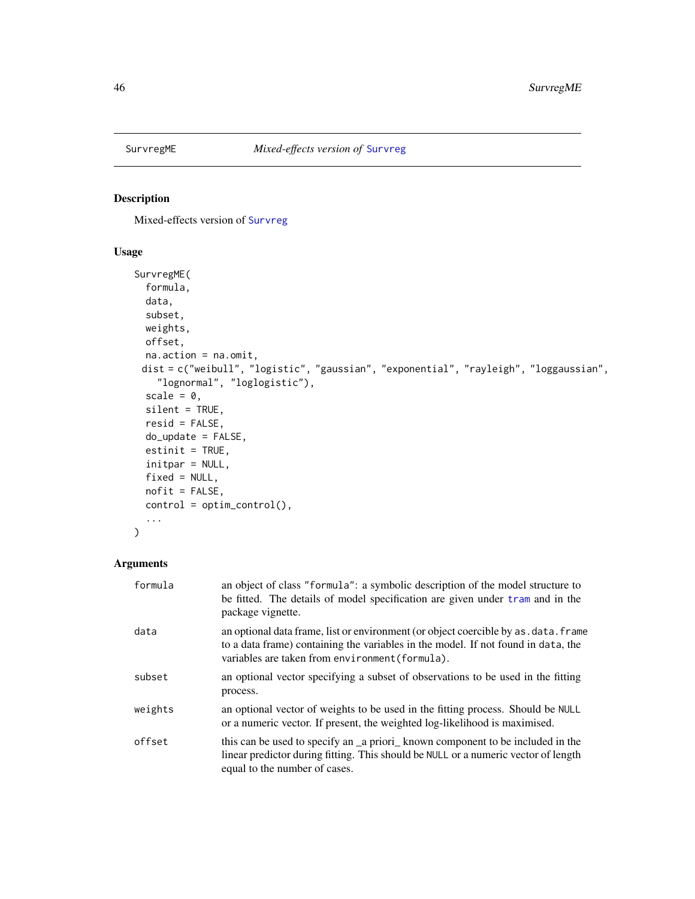# SurvregME — *Mixed-effects version of* Survreg

## Description

Mixed-effects version of Survreg

## Usage

```
SurvregME(
  formula,
  data,
  subset,
  weights,
  offset,
  na.action = na.omit,
 dist = c("weibull", "logistic", "gaussian", "exponential", "rayleigh", "loggaussian",
    "lognormal", "loglogistic"),
  scale = 0,
  silent = TRUE,
  resid = FALSE,
  do_update = FALSE,
  estinit = TRUE,
  initpar = NULL,
  fixed = NULL,
  nofit = FALSE,
  control = optim_control(),
  ...
)
```

## Arguments

| | |
|---|---|
| formula | an object of class "formula": a symbolic description of the model structure to be fitted. The details of model specification are given under tram and in the package vignette. |
| data | an optional data frame, list or environment (or object coercible by as.data.frame to a data frame) containing the variables in the model. If not found in data, the variables are taken from environment(formula). |
| subset | an optional vector specifying a subset of observations to be used in the fitting process. |
| weights | an optional vector of weights to be used in the fitting process. Should be NULL or a numeric vector. If present, the weighted log-likelihood is maximised. |
| offset | this can be used to specify an _a priori_ known component to be included in the linear predictor during fitting. This should be NULL or a numeric vector of length equal to the number of cases. |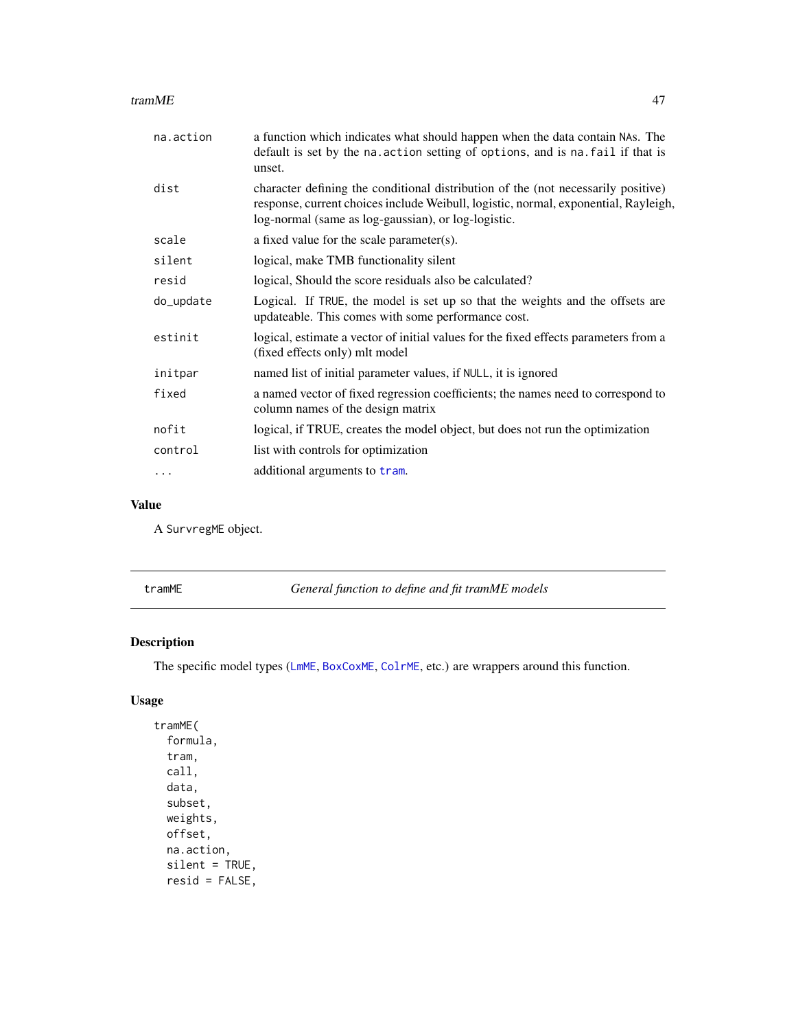| | |
|---|---|
| na.action | a function which indicates what should happen when the data contain NAs. The default is set by the na.action setting of options, and is na.fail if that is unset. |
| dist | character defining the conditional distribution of the (not necessarily positive) response, current choices include Weibull, logistic, normal, exponential, Rayleigh, log-normal (same as log-gaussian), or log-logistic. |
| scale | a fixed value for the scale parameter(s). |
| silent | logical, make TMB functionality silent |
| resid | logical, Should the score residuals also be calculated? |
| do_update | Logical. If TRUE, the model is set up so that the weights and the offsets are updateable. This comes with some performance cost. |
| estinit | logical, estimate a vector of initial values for the fixed effects parameters from a (fixed effects only) mlt model |
| initpar | named list of initial parameter values, if NULL, it is ignored |
| fixed | a named vector of fixed regression coefficients; the names need to correspond to column names of the design matrix |
| nofit | logical, if TRUE, creates the model object, but does not run the optimization |
| control | list with controls for optimization |
| ... | additional arguments to tram. |

## Value

A SurvregME object.

---

## tramME — *General function to define and fit tramME models*

### Description

The specific model types (LmME, BoxCoxME, ColrME, etc.) are wrappers around this function.

### Usage

```
tramME(
  formula,
  tram,
  call,
  data,
  subset,
  weights,
  offset,
  na.action,
  silent = TRUE,
  resid = FALSE,
```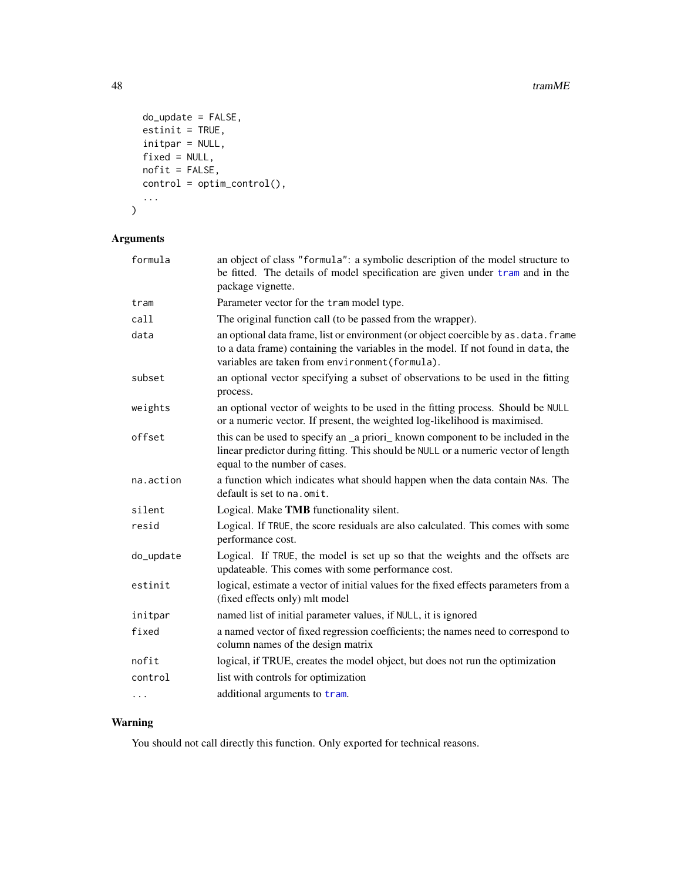```
  do_update = FALSE,
  estinit = TRUE,
  initpar = NULL,
  fixed = NULL,
  nofit = FALSE,
  control = optim_control(),
  ...
)
```

## Arguments

| | |
|---|---|
| formula | an object of class "formula": a symbolic description of the model structure to be fitted. The details of model specification are given under tram and in the package vignette. |
| tram | Parameter vector for the tram model type. |
| call | The original function call (to be passed from the wrapper). |
| data | an optional data frame, list or environment (or object coercible by as.data.frame to a data frame) containing the variables in the model. If not found in data, the variables are taken from environment(formula). |
| subset | an optional vector specifying a subset of observations to be used in the fitting process. |
| weights | an optional vector of weights to be used in the fitting process. Should be NULL or a numeric vector. If present, the weighted log-likelihood is maximised. |
| offset | this can be used to specify an _a priori_ known component to be included in the linear predictor during fitting. This should be NULL or a numeric vector of length equal to the number of cases. |
| na.action | a function which indicates what should happen when the data contain NAs. The default is set to na.omit. |
| silent | Logical. Make **TMB** functionality silent. |
| resid | Logical. If TRUE, the score residuals are also calculated. This comes with some performance cost. |
| do_update | Logical. If TRUE, the model is set up so that the weights and the offsets are updateable. This comes with some performance cost. |
| estinit | logical, estimate a vector of initial values for the fixed effects parameters from a (fixed effects only) mlt model |
| initpar | named list of initial parameter values, if NULL, it is ignored |
| fixed | a named vector of fixed regression coefficients; the names need to correspond to column names of the design matrix |
| nofit | logical, if TRUE, creates the model object, but does not run the optimization |
| control | list with controls for optimization |
| ... | additional arguments to tram. |

## Warning

You should not call directly this function. Only exported for technical reasons.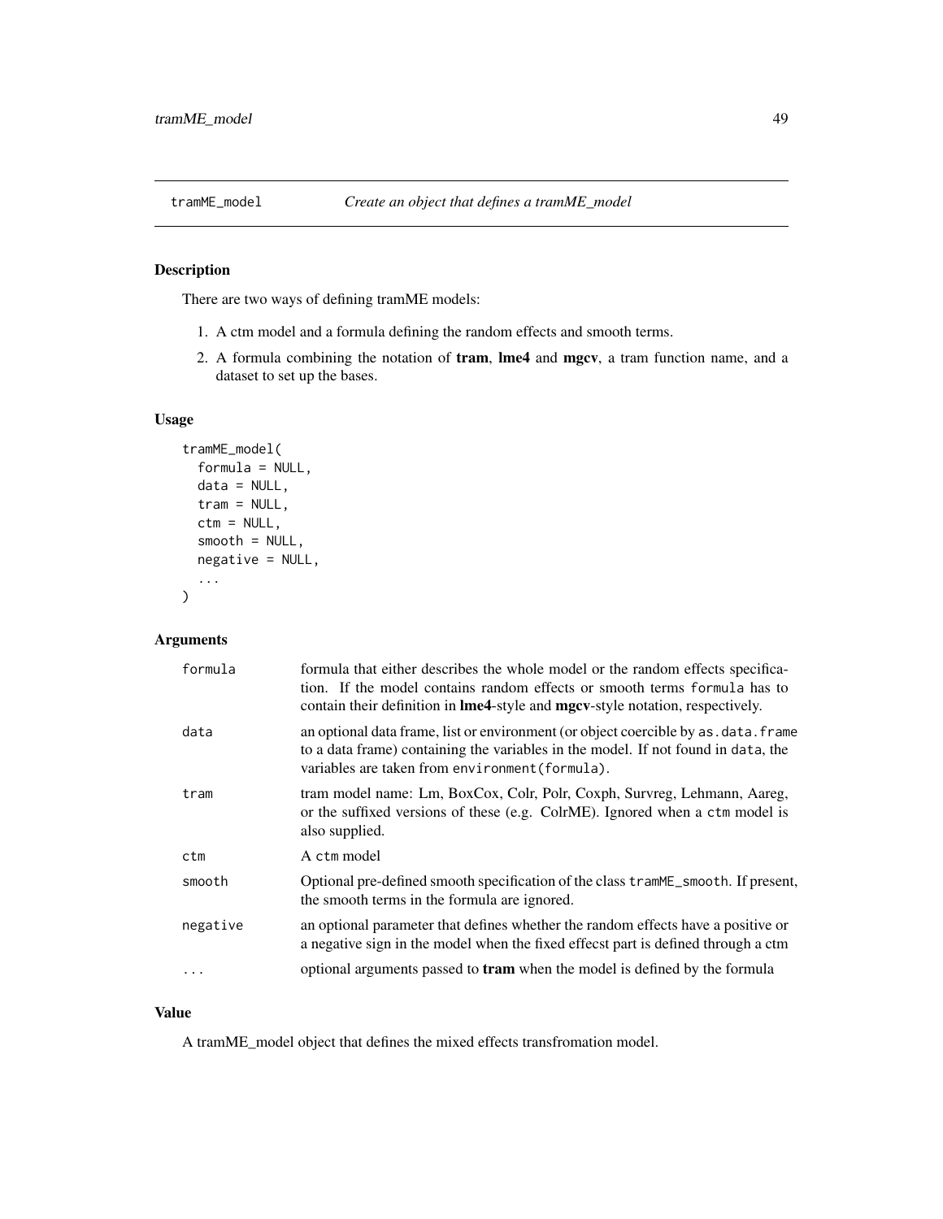## tramME_model    *Create an object that defines a tramME_model*

### Description

There are two ways of defining tramME models:

1. A ctm model and a formula defining the random effects and smooth terms.
2. A formula combining the notation of **tram**, **lme4** and **mgcv**, a tram function name, and a dataset to set up the bases.

### Usage

```
tramME_model(
  formula = NULL,
  data = NULL,
  tram = NULL,
  ctm = NULL,
  smooth = NULL,
  negative = NULL,
  ...
)
```

### Arguments

| | |
|---|---|
| `formula` | formula that either describes the whole model or the random effects specification. If the model contains random effects or smooth terms `formula` has to contain their definition in **lme4**-style and **mgcv**-style notation, respectively. |
| `data` | an optional data frame, list or environment (or object coercible by `as.data.frame` to a data frame) containing the variables in the model. If not found in `data`, the variables are taken from `environment(formula)`. |
| `tram` | tram model name: Lm, BoxCox, Colr, Polr, Coxph, Survreg, Lehmann, Aareg, or the suffixed versions of these (e.g. ColrME). Ignored when a `ctm` model is also supplied. |
| `ctm` | A `ctm` model |
| `smooth` | Optional pre-defined smooth specification of the class `tramME_smooth`. If present, the smooth terms in the formula are ignored. |
| `negative` | an optional parameter that defines whether the random effects have a positive or a negative sign in the model when the fixed effecst part is defined through a ctm |
| `...` | optional arguments passed to **tram** when the model is defined by the formula |

### Value

A tramME_model object that defines the mixed effects transfromation model.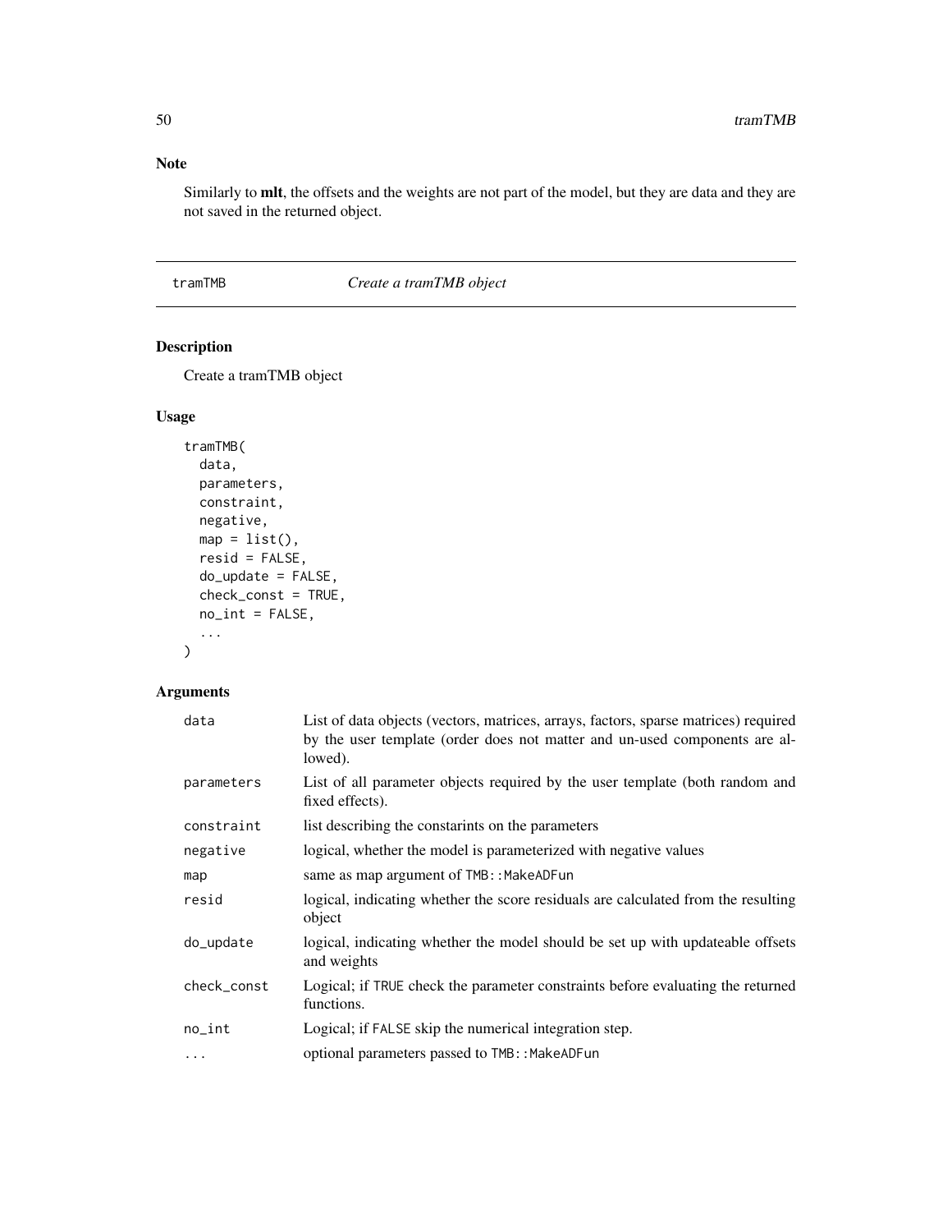### Note

Similarly to **mlt**, the offsets and the weights are not part of the model, but they are data and they are not saved in the returned object.

---

## tramTMB *Create a tramTMB object*

---

### Description

Create a tramTMB object

### Usage

```
tramTMB(
  data,
  parameters,
  constraint,
  negative,
  map = list(),
  resid = FALSE,
  do_update = FALSE,
  check_const = TRUE,
  no_int = FALSE,
  ...
)
```

### Arguments

| | |
|---|---|
| `data` | List of data objects (vectors, matrices, arrays, factors, sparse matrices) required by the user template (order does not matter and un-used components are allowed). |
| `parameters` | List of all parameter objects required by the user template (both random and fixed effects). |
| `constraint` | list describing the constarints on the parameters |
| `negative` | logical, whether the model is parameterized with negative values |
| `map` | same as map argument of `TMB::MakeADFun` |
| `resid` | logical, indicating whether the score residuals are calculated from the resulting object |
| `do_update` | logical, indicating whether the model should be set up with updateable offsets and weights |
| `check_const` | Logical; if `TRUE` check the parameter constraints before evaluating the returned functions. |
| `no_int` | Logical; if `FALSE` skip the numerical integration step. |
| `...` | optional parameters passed to `TMB::MakeADFun` |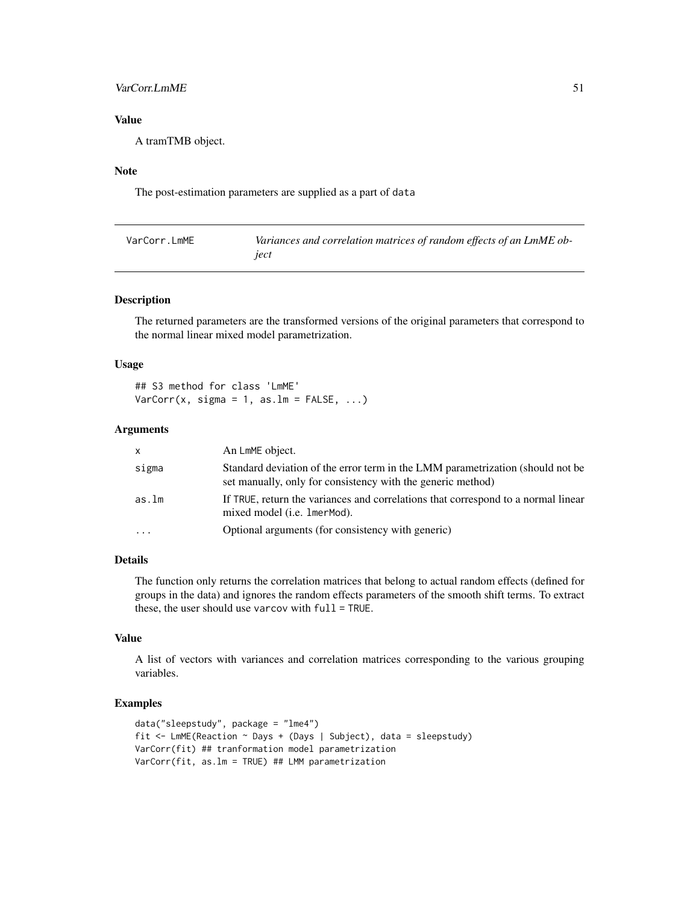### Value

A tramTMB object.

### Note

The post-estimation parameters are supplied as a part of `data`

---

## VarCorr.LmME — *Variances and correlation matrices of random effects of an LmME object*

### Description

The returned parameters are the transformed versions of the original parameters that correspond to the normal linear mixed model parametrization.

### Usage

```
## S3 method for class 'LmME'
VarCorr(x, sigma = 1, as.lm = FALSE, ...)
```

### Arguments

| | |
|---|---|
| `x` | An `LmME` object. |
| `sigma` | Standard deviation of the error term in the LMM parametrization (should not be set manually, only for consistency with the generic method) |
| `as.lm` | If `TRUE`, return the variances and correlations that correspond to a normal linear mixed model (i.e. `lmerMod`). |
| `...` | Optional arguments (for consistency with generic) |

### Details

The function only returns the correlation matrices that belong to actual random effects (defined for groups in the data) and ignores the random effects parameters of the smooth shift terms. To extract these, the user should use `varcov` with `full = TRUE`.

### Value

A list of vectors with variances and correlation matrices corresponding to the various grouping variables.

### Examples

```
data("sleepstudy", package = "lme4")
fit <- LmME(Reaction ~ Days + (Days | Subject), data = sleepstudy)
VarCorr(fit) ## tranformation model parametrization
VarCorr(fit, as.lm = TRUE) ## LMM parametrization
```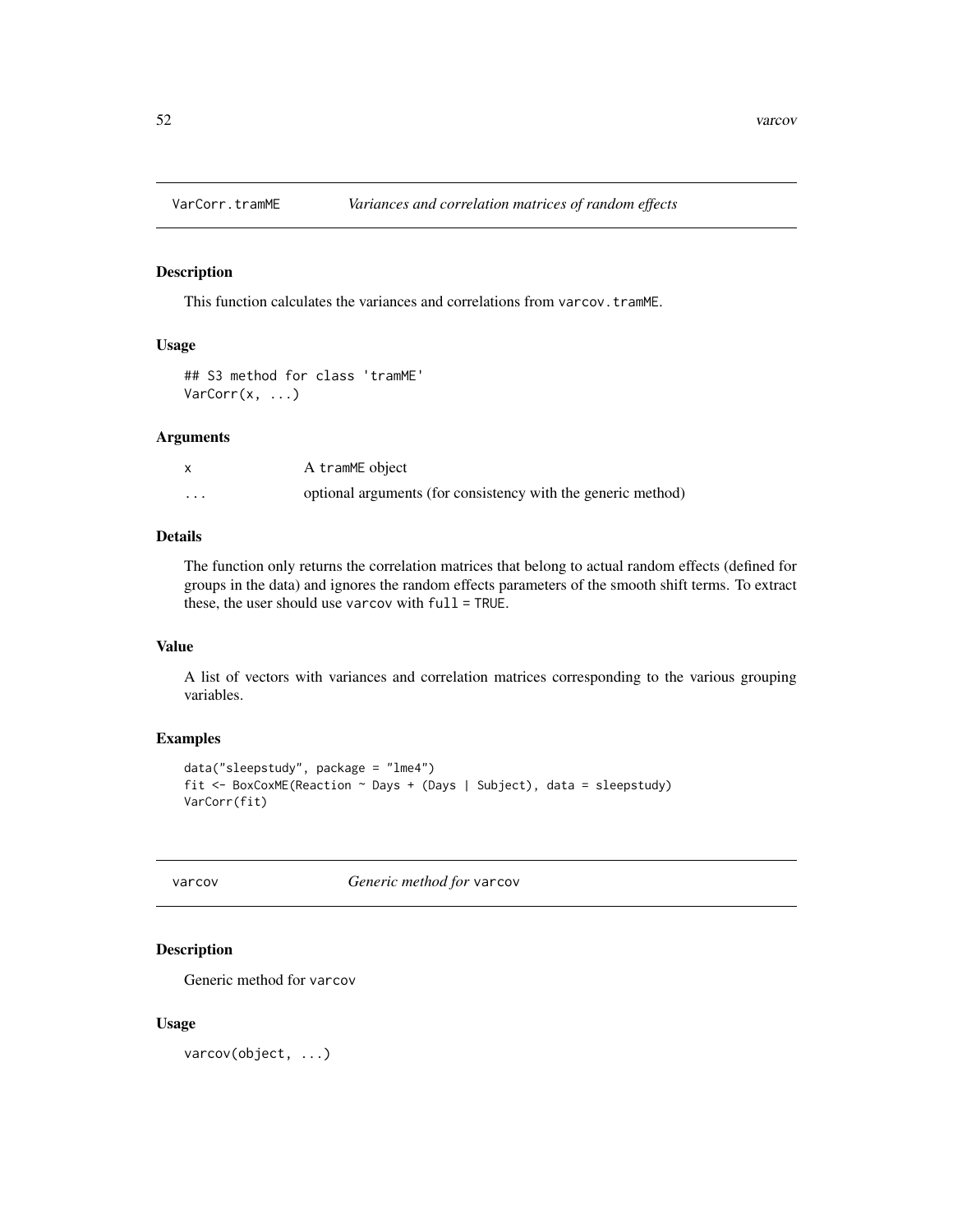## VarCorr.tramME — *Variances and correlation matrices of random effects*

### Description

This function calculates the variances and correlations from `varcov.tramME`.

### Usage

```
## S3 method for class 'tramME'
VarCorr(x, ...)
```

### Arguments

| | |
|---|---|
| x | A tramME object |
| ... | optional arguments (for consistency with the generic method) |

### Details

The function only returns the correlation matrices that belong to actual random effects (defined for groups in the data) and ignores the random effects parameters of the smooth shift terms. To extract these, the user should use `varcov` with `full = TRUE`.

### Value

A list of vectors with variances and correlation matrices corresponding to the various grouping variables.

### Examples

```
data("sleepstudy", package = "lme4")
fit <- BoxCoxME(Reaction ~ Days + (Days | Subject), data = sleepstudy)
VarCorr(fit)
```

## varcov — *Generic method for* `varcov`

### Description

Generic method for `varcov`

### Usage

```
varcov(object, ...)
```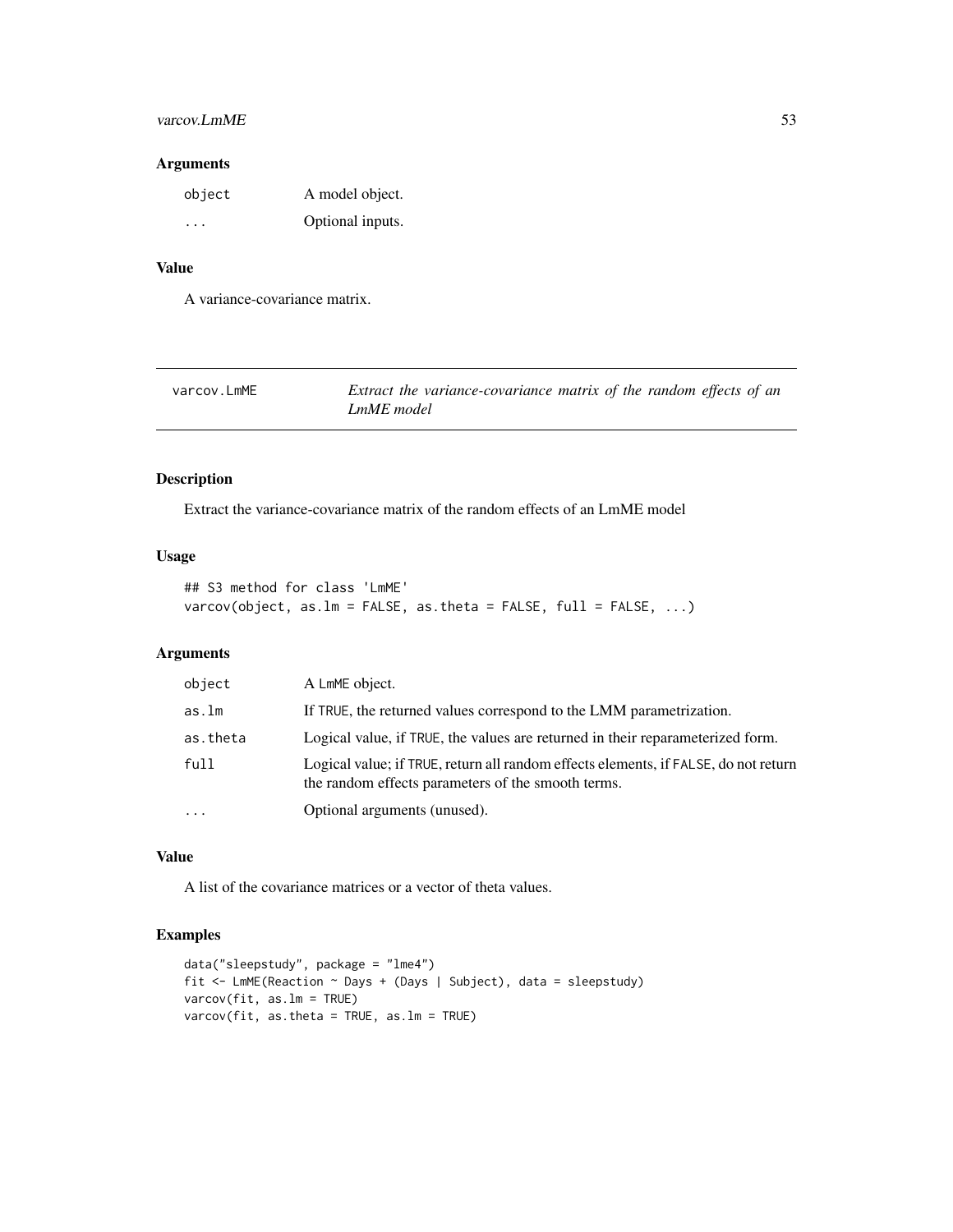### Arguments

| | |
|---|---|
| object | A model object. |
| ... | Optional inputs. |

### Value

A variance-covariance matrix.

---

## varcov.LmME — *Extract the variance-covariance matrix of the random effects of an LmME model*

### Description

Extract the variance-covariance matrix of the random effects of an LmME model

### Usage

```
## S3 method for class 'LmME'
varcov(object, as.lm = FALSE, as.theta = FALSE, full = FALSE, ...)
```

### Arguments

| | |
|---|---|
| object | A LmME object. |
| as.lm | If TRUE, the returned values correspond to the LMM parametrization. |
| as.theta | Logical value, if TRUE, the values are returned in their reparameterized form. |
| full | Logical value; if TRUE, return all random effects elements, if FALSE, do not return the random effects parameters of the smooth terms. |
| ... | Optional arguments (unused). |

### Value

A list of the covariance matrices or a vector of theta values.

### Examples

```
data("sleepstudy", package = "lme4")
fit <- LmME(Reaction ~ Days + (Days | Subject), data = sleepstudy)
varcov(fit, as.lm = TRUE)
varcov(fit, as.theta = TRUE, as.lm = TRUE)
```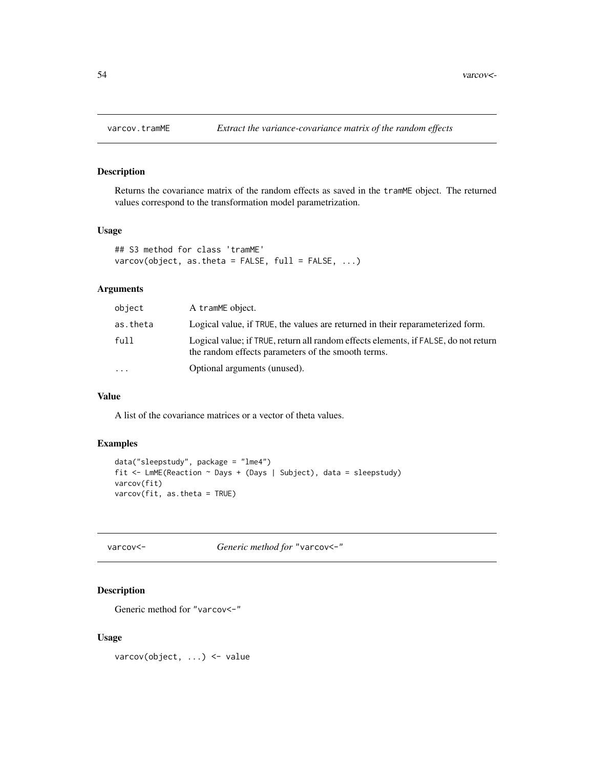## varcov.tramME — *Extract the variance-covariance matrix of the random effects*

### Description

Returns the covariance matrix of the random effects as saved in the `tramME` object. The returned values correspond to the transformation model parametrization.

### Usage

```
## S3 method for class 'tramME'
varcov(object, as.theta = FALSE, full = FALSE, ...)
```

### Arguments

| | |
|---|---|
| `object` | A `tramME` object. |
| `as.theta` | Logical value, if `TRUE`, the values are returned in their reparameterized form. |
| `full` | Logical value; if `TRUE`, return all random effects elements, if `FALSE`, do not return the random effects parameters of the smooth terms. |
| `...` | Optional arguments (unused). |

### Value

A list of the covariance matrices or a vector of theta values.

### Examples

```
data("sleepstudy", package = "lme4")
fit <- LmME(Reaction ~ Days + (Days | Subject), data = sleepstudy)
varcov(fit)
varcov(fit, as.theta = TRUE)
```

## varcov<- — *Generic method for* `"varcov<-"`

### Description

Generic method for `"varcov<-"`

### Usage

```
varcov(object, ...) <- value
```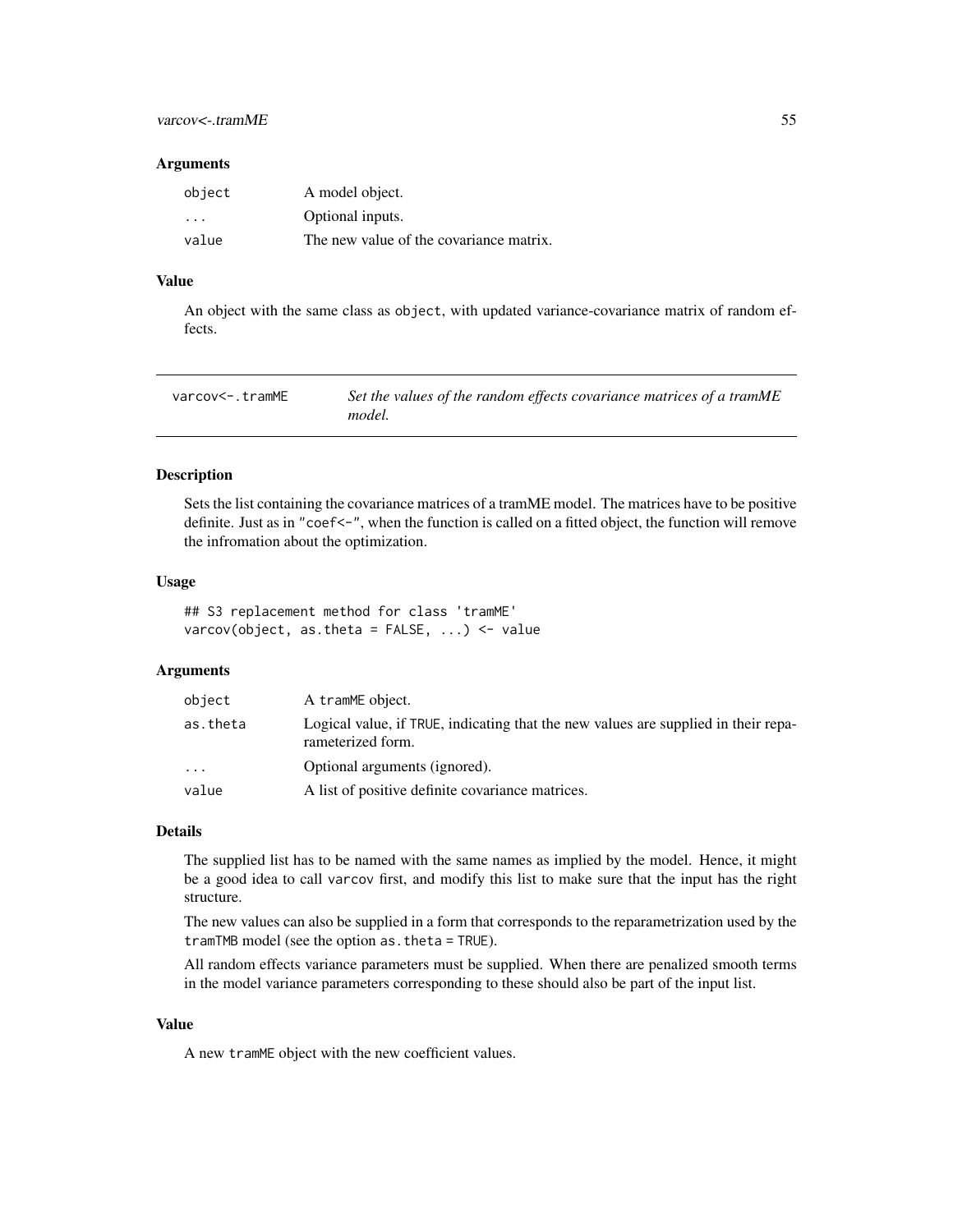### Arguments

| | |
|---|---|
| `object` | A model object. |
| `...` | Optional inputs. |
| `value` | The new value of the covariance matrix. |

### Value

An object with the same class as `object`, with updated variance-covariance matrix of random effects.

---

## varcov<-.tramME — *Set the values of the random effects covariance matrices of a tramME model.*

---

### Description

Sets the list containing the covariance matrices of a tramME model. The matrices have to be positive definite. Just as in `"coef<-"`, when the function is called on a fitted object, the function will remove the infromation about the optimization.

### Usage

```
## S3 replacement method for class 'tramME'
varcov(object, as.theta = FALSE, ...) <- value
```

### Arguments

| | |
|---|---|
| `object` | A `tramME` object. |
| `as.theta` | Logical value, if `TRUE`, indicating that the new values are supplied in their reparameterized form. |
| `...` | Optional arguments (ignored). |
| `value` | A list of positive definite covariance matrices. |

### Details

The supplied list has to be named with the same names as implied by the model. Hence, it might be a good idea to call `varcov` first, and modify this list to make sure that the input has the right structure.

The new values can also be supplied in a form that corresponds to the reparametrization used by the `tramTMB` model (see the option `as.theta = TRUE`).

All random effects variance parameters must be supplied. When there are penalized smooth terms in the model variance parameters corresponding to these should also be part of the input list.

### Value

A new `tramME` object with the new coefficient values.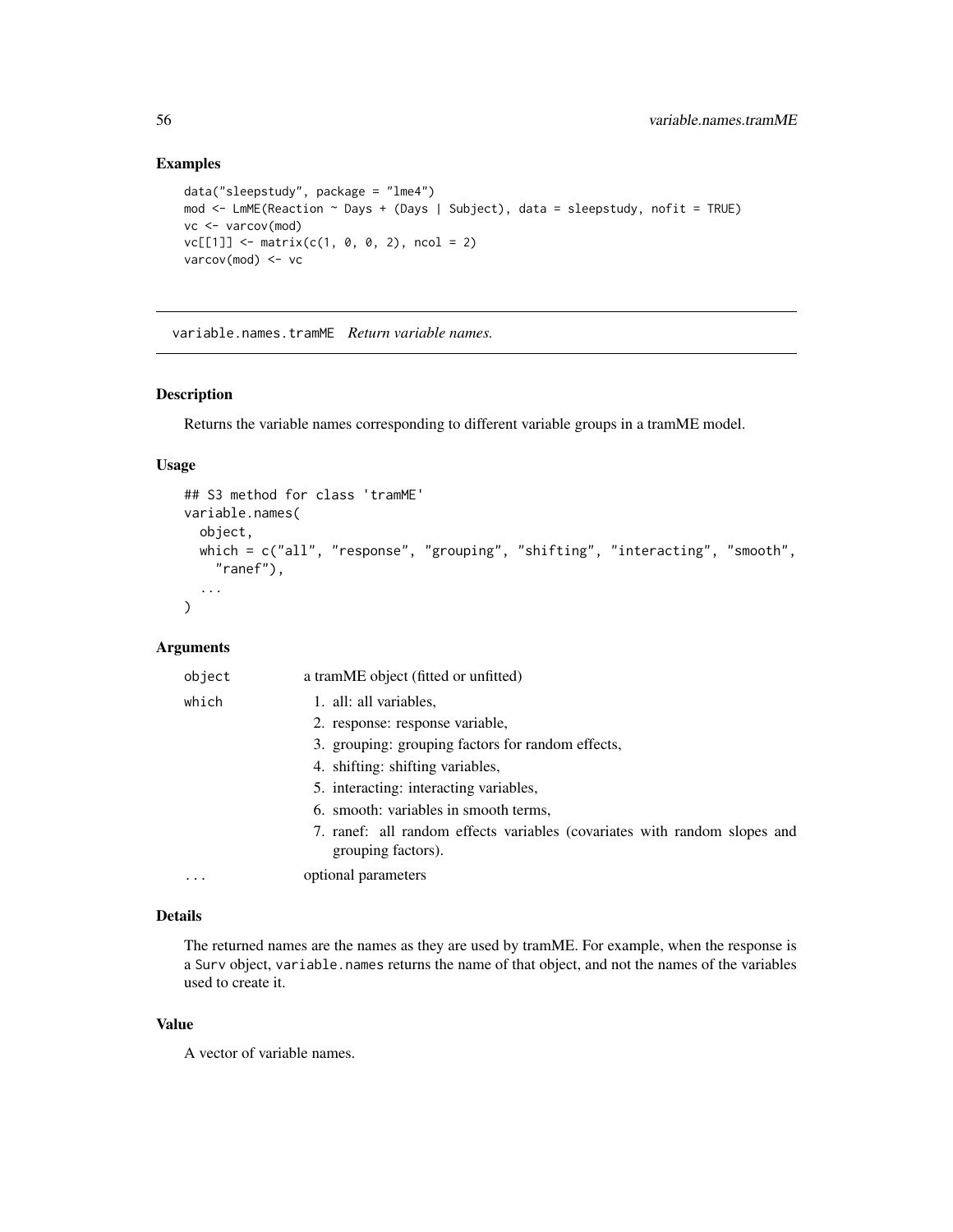## Examples

```
data("sleepstudy", package = "lme4")
mod <- LmME(Reaction ~ Days + (Days | Subject), data = sleepstudy, nofit = TRUE)
vc <- varcov(mod)
vc[[1]] <- matrix(c(1, 0, 0, 2), ncol = 2)
varcov(mod) <- vc
```

---

# variable.names.tramME *Return variable names.*

## Description

Returns the variable names corresponding to different variable groups in a tramME model.

## Usage

```
## S3 method for class 'tramME'
variable.names(
  object,
  which = c("all", "response", "grouping", "shifting", "interacting", "smooth",
    "ranef"),
  ...
)
```

## Arguments

| | |
|---|---|
| object | a tramME object (fitted or unfitted) |
| which | 1. all: all variables,<br>2. response: response variable,<br>3. grouping: grouping factors for random effects,<br>4. shifting: shifting variables,<br>5. interacting: interacting variables,<br>6. smooth: variables in smooth terms,<br>7. ranef: all random effects variables (covariates with random slopes and grouping factors). |
| ... | optional parameters |

## Details

The returned names are the names as they are used by tramME. For example, when the response is a Surv object, `variable.names` returns the name of that object, and not the names of the variables used to create it.

## Value

A vector of variable names.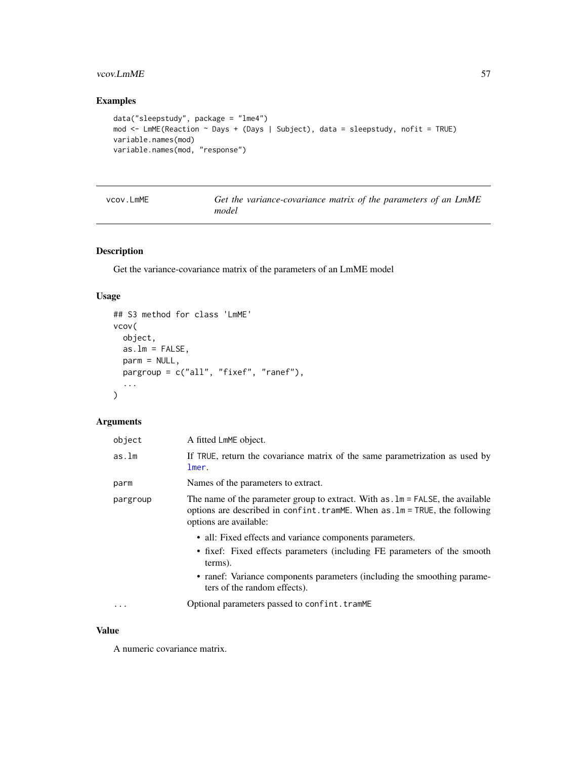## Examples

```
data("sleepstudy", package = "lme4")
mod <- LmME(Reaction ~ Days + (Days | Subject), data = sleepstudy, nofit = TRUE)
variable.names(mod)
variable.names(mod, "response")
```

---

# vcov.LmME — *Get the variance-covariance matrix of the parameters of an LmME model*

---

## Description

Get the variance-covariance matrix of the parameters of an LmME model

## Usage

```
## S3 method for class 'LmME'
vcov(
  object,
  as.lm = FALSE,
  parm = NULL,
  pargroup = c("all", "fixef", "ranef"),
  ...
)
```

## Arguments

| | |
|---|---|
| `object` | A fitted `LmME` object. |
| `as.lm` | If `TRUE`, return the covariance matrix of the same parametrization as used by `lmer`. |
| `parm` | Names of the parameters to extract. |
| `pargroup` | The name of the parameter group to extract. With `as.lm = FALSE`, the available options are described in `confint.tramME`. When `as.lm = TRUE`, the following options are available:<br>• all: Fixed effects and variance components parameters.<br>• fixef: Fixed effects parameters (including FE parameters of the smooth terms).<br>• ranef: Variance components parameters (including the smoothing parameters of the random effects). |
| `...` | Optional parameters passed to `confint.tramME` |

## Value

A numeric covariance matrix.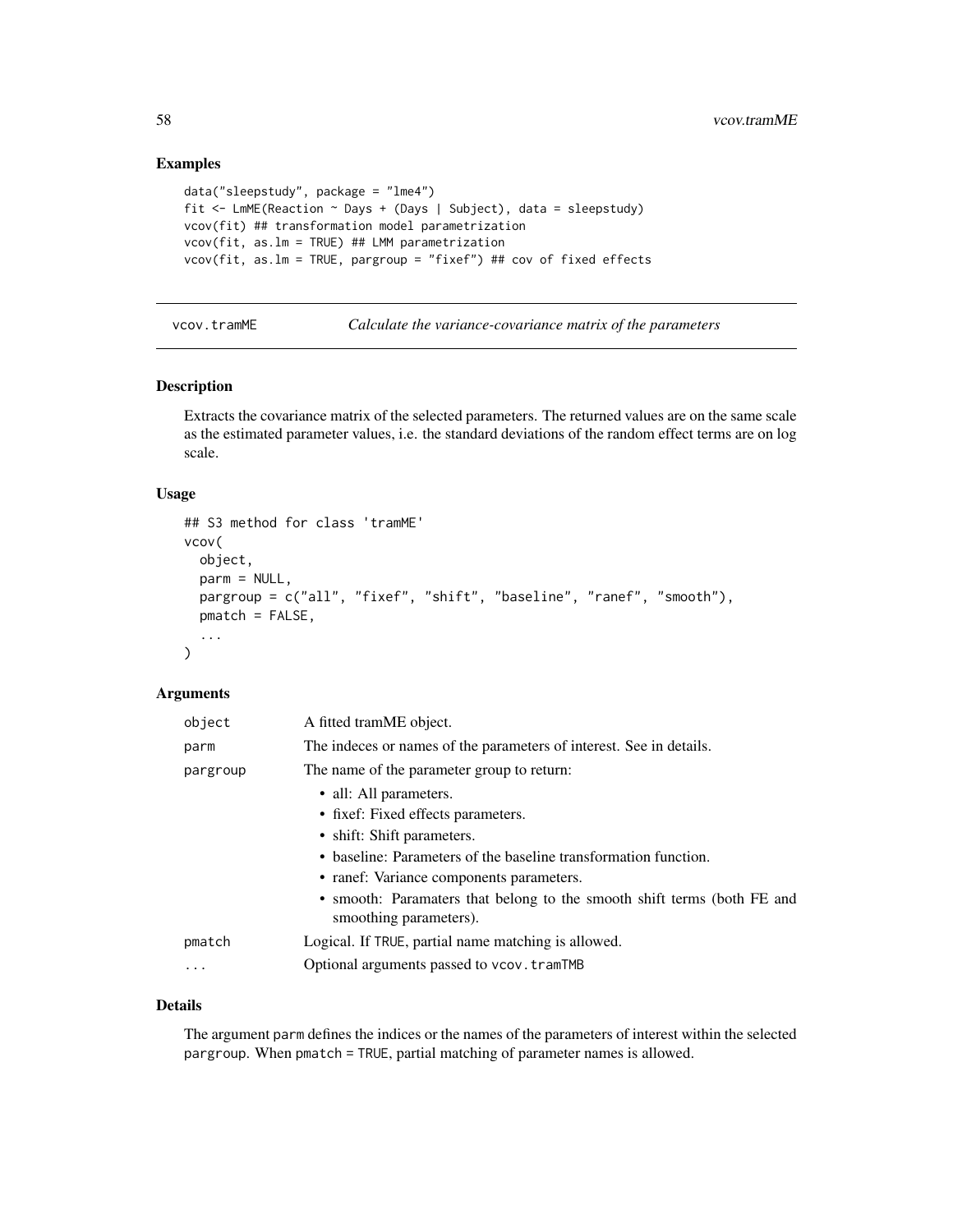## Examples

```
data("sleepstudy", package = "lme4")
fit <- LmME(Reaction ~ Days + (Days | Subject), data = sleepstudy)
vcov(fit) ## transformation model parametrization
vcov(fit, as.lm = TRUE) ## LMM parametrization
vcov(fit, as.lm = TRUE, pargroup = "fixef") ## cov of fixed effects
```

---

# vcov.tramME — *Calculate the variance-covariance matrix of the parameters*

## Description

Extracts the covariance matrix of the selected parameters. The returned values are on the same scale as the estimated parameter values, i.e. the standard deviations of the random effect terms are on log scale.

## Usage

```
## S3 method for class 'tramME'
vcov(
  object,
  parm = NULL,
  pargroup = c("all", "fixef", "shift", "baseline", "ranef", "smooth"),
  pmatch = FALSE,
  ...
)
```

## Arguments

| | |
|---|---|
| object | A fitted tramME object. |
| parm | The indeces or names of the parameters of interest. See in details. |
| pargroup | The name of the parameter group to return:<br>• all: All parameters.<br>• fixef: Fixed effects parameters.<br>• shift: Shift parameters.<br>• baseline: Parameters of the baseline transformation function.<br>• ranef: Variance components parameters.<br>• smooth: Paramaters that belong to the smooth shift terms (both FE and smoothing parameters). |
| pmatch | Logical. If TRUE, partial name matching is allowed. |
| ... | Optional arguments passed to vcov.tramTMB |

## Details

The argument parm defines the indices or the names of the parameters of interest within the selected pargroup. When pmatch = TRUE, partial matching of parameter names is allowed.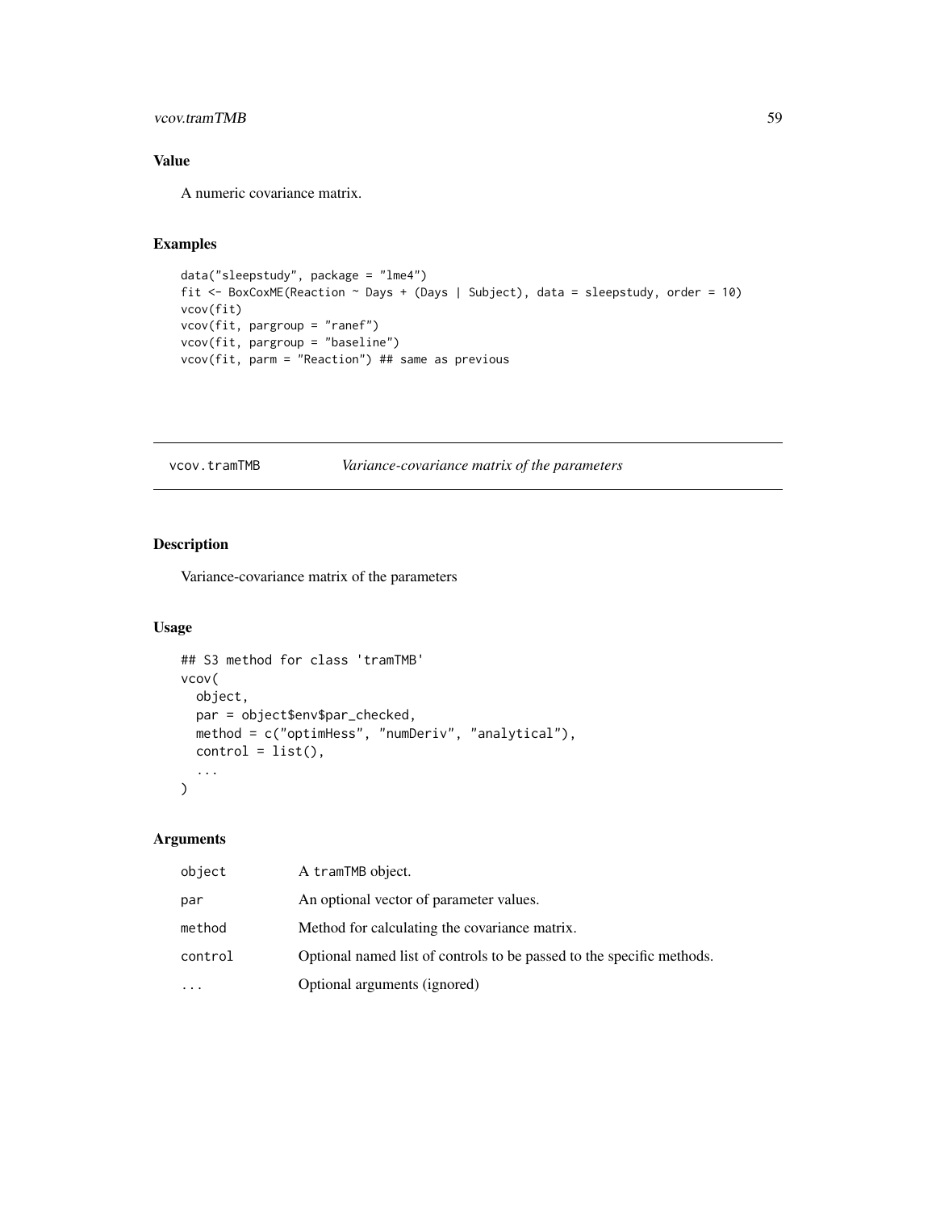## Value

A numeric covariance matrix.

## Examples

```
data("sleepstudy", package = "lme4")
fit <- BoxCoxME(Reaction ~ Days + (Days | Subject), data = sleepstudy, order = 10)
vcov(fit)
vcov(fit, pargroup = "ranef")
vcov(fit, pargroup = "baseline")
vcov(fit, parm = "Reaction") ## same as previous
```

---

# vcov.tramTMB — *Variance-covariance matrix of the parameters*

---

## Description

Variance-covariance matrix of the parameters

## Usage

```
## S3 method for class 'tramTMB'
vcov(
  object,
  par = object$env$par_checked,
  method = c("optimHess", "numDeriv", "analytical"),
  control = list(),
  ...
)
```

## Arguments

| | |
|---|---|
| object | A tramTMB object. |
| par | An optional vector of parameter values. |
| method | Method for calculating the covariance matrix. |
| control | Optional named list of controls to be passed to the specific methods. |
| ... | Optional arguments (ignored) |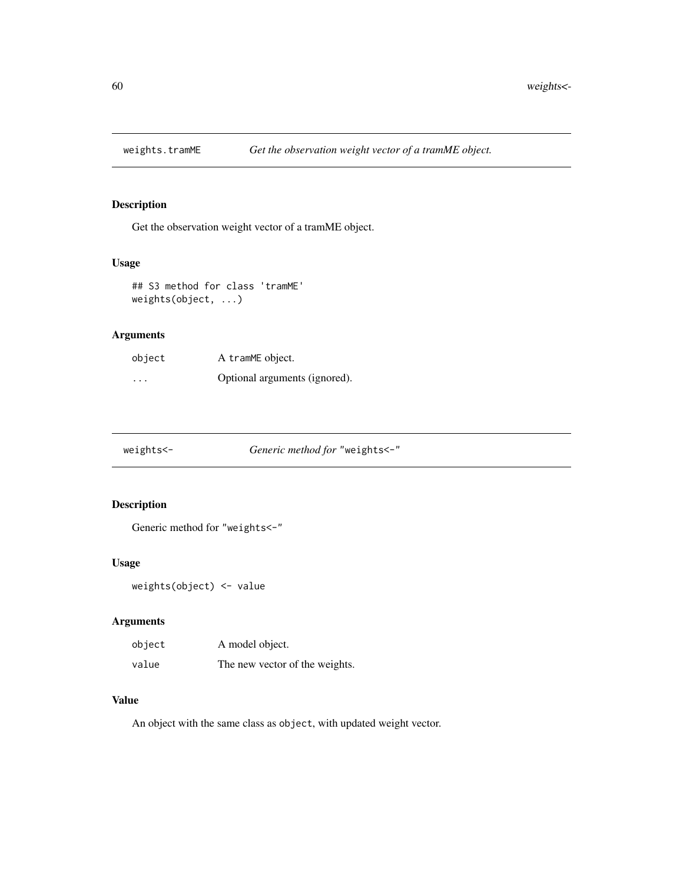## weights.tramME — *Get the observation weight vector of a tramME object.*

### Description

Get the observation weight vector of a tramME object.

### Usage

```
## S3 method for class 'tramME'
weights(object, ...)
```

### Arguments

| | |
|---|---|
| `object` | A `tramME` object. |
| `...` | Optional arguments (ignored). |

## weights<- — *Generic method for* "weights<-"

### Description

Generic method for "weights<-"

### Usage

```
weights(object) <- value
```

### Arguments

| | |
|---|---|
| `object` | A model object. |
| `value` | The new vector of the weights. |

### Value

An object with the same class as `object`, with updated weight vector.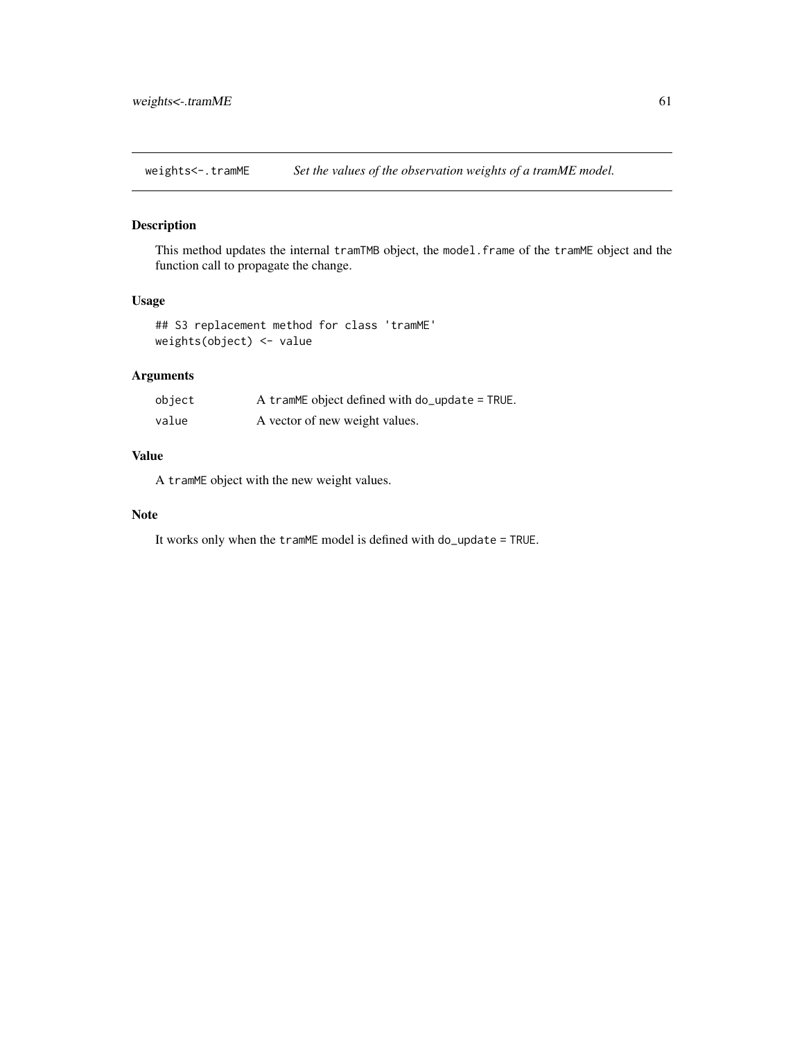## weights<-.tramME    *Set the values of the observation weights of a tramME model.*

### Description

This method updates the internal `tramTMB` object, the `model.frame` of the `tramME` object and the function call to propagate the change.

### Usage

```
## S3 replacement method for class 'tramME'
weights(object) <- value
```

### Arguments

| | |
|---|---|
| `object` | A `tramME` object defined with `do_update = TRUE`. |
| `value` | A vector of new weight values. |

### Value

A `tramME` object with the new weight values.

### Note

It works only when the `tramME` model is defined with `do_update = TRUE`.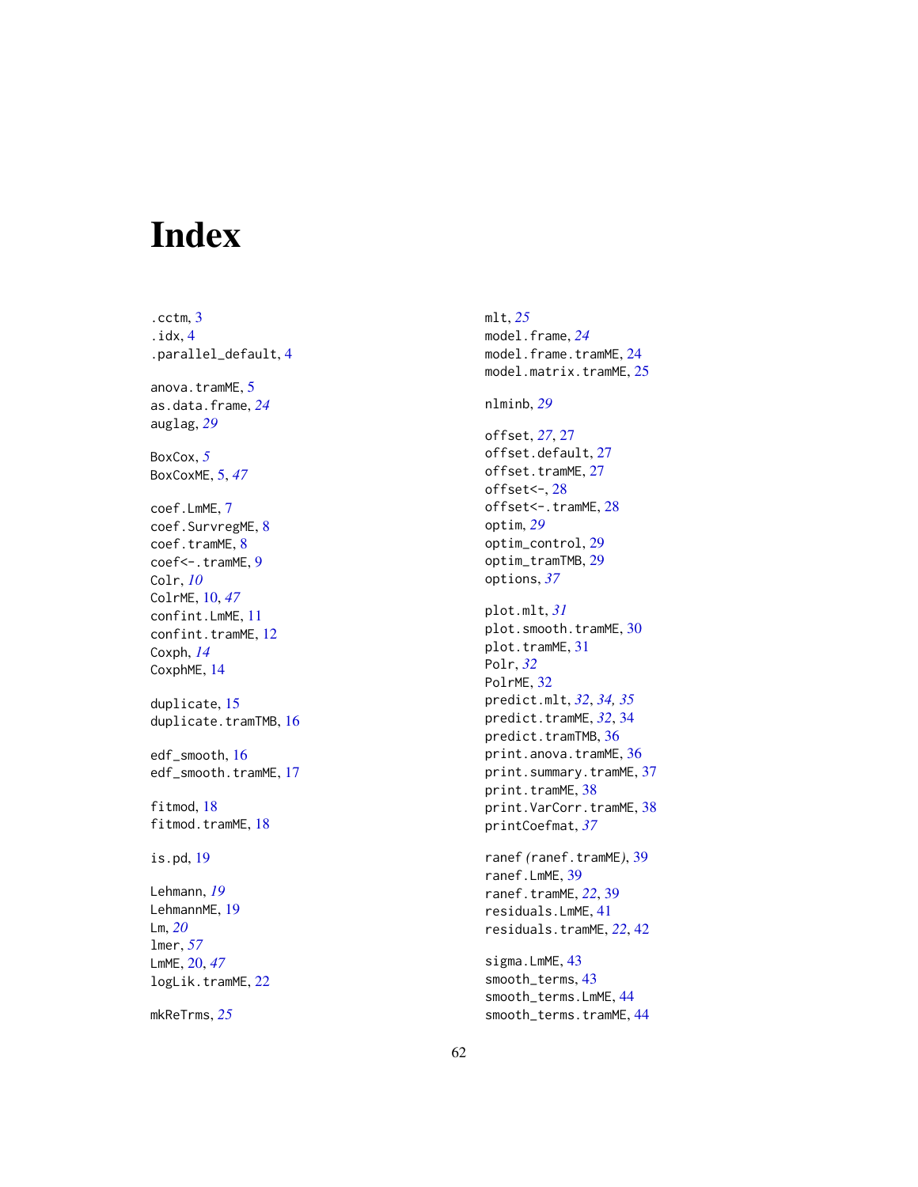# Index

.cctm, 3
.idx, 4
.parallel_default, 4

anova.tramME, 5
as.data.frame, *24*
auglag, *29*

BoxCox, *5*
BoxCoxME, 5, *47*

coef.LmME, 7
coef.SurvregME, 8
coef.tramME, 8
coef<-.tramME, 9
Colr, *10*
ColrME, 10, *47*
confint.LmME, 11
confint.tramME, 12
Coxph, *14*
CoxphME, 14

duplicate, 15
duplicate.tramTMB, 16

edf_smooth, 16
edf_smooth.tramME, 17

fitmod, 18
fitmod.tramME, 18

is.pd, 19

Lehmann, *19*
LehmannME, 19
Lm, *20*
lmer, *57*
LmME, 20, *47*
logLik.tramME, 22

mkReTrms, *25*

mlt, *25*
model.frame, *24*
model.frame.tramME, 24
model.matrix.tramME, 25

nlminb, *29*

offset, *27*, 27
offset.default, 27
offset.tramME, 27
offset<-, 28
offset<-.tramME, 28
optim, *29*
optim_control, 29
optim_tramTMB, 29
options, *37*

plot.mlt, *31*
plot.smooth.tramME, 30
plot.tramME, 31
Polr, *32*
PolrME, 32
predict.mlt, *32*, *34, 35*
predict.tramME, *32*, 34
predict.tramTMB, 36
print.anova.tramME, 36
print.summary.tramME, 37
print.tramME, 38
print.VarCorr.tramME, 38
printCoefmat, *37*

ranef *(*ranef.tramME*)*, 39
ranef.LmME, 39
ranef.tramME, *22*, 39
residuals.LmME, 41
residuals.tramME, *22*, 42

sigma.LmME, 43
smooth_terms, 43
smooth_terms.LmME, 44
smooth_terms.tramME, 44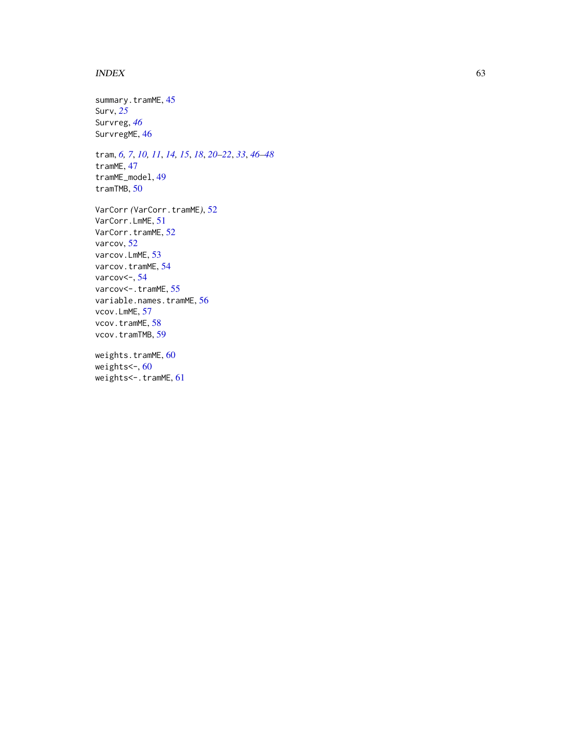summary.tramME, 45
Surv, *25*
Survreg, *46*
SurvregME, 46

tram, *6, 7*, *10, 11*, *14, 15*, *18*, *20–22*, *33*, *46–48*
tramME, 47
tramME_model, 49
tramTMB, 50

VarCorr *(*VarCorr.tramME*)*, 52
VarCorr.LmME, 51
VarCorr.tramME, 52
varcov, 52
varcov.LmME, 53
varcov.tramME, 54
varcov<-, 54
varcov<-.tramME, 55
variable.names.tramME, 56
vcov.LmME, 57
vcov.tramME, 58
vcov.tramTMB, 59

weights.tramME, 60
weights<-, 60
weights<-.tramME, 61